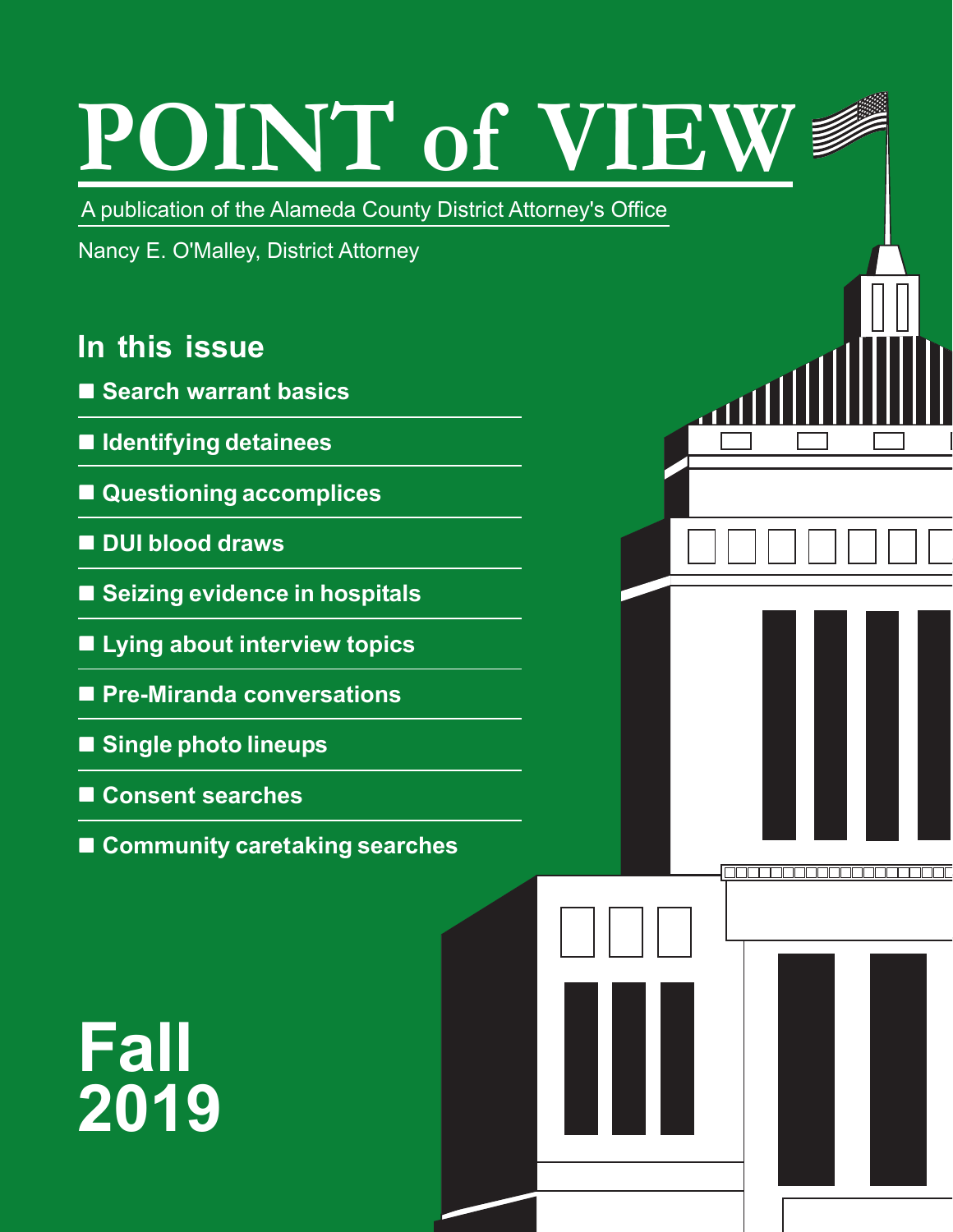# POINT of VIEW

A publication of the Alameda County District Attorney's Office

Nancy E. O'Malley, District Attorney

## In this issue

- Search warrant basics
- Identifying detainees
- Questioning accomplices
- DUI blood draws
- Seizing evidence in hospitals
- Lying about interview topics
- Pre-Miranda conversations
- Single photo lineups
- Consent searches
- Community caretaking searches

**Fall 2019**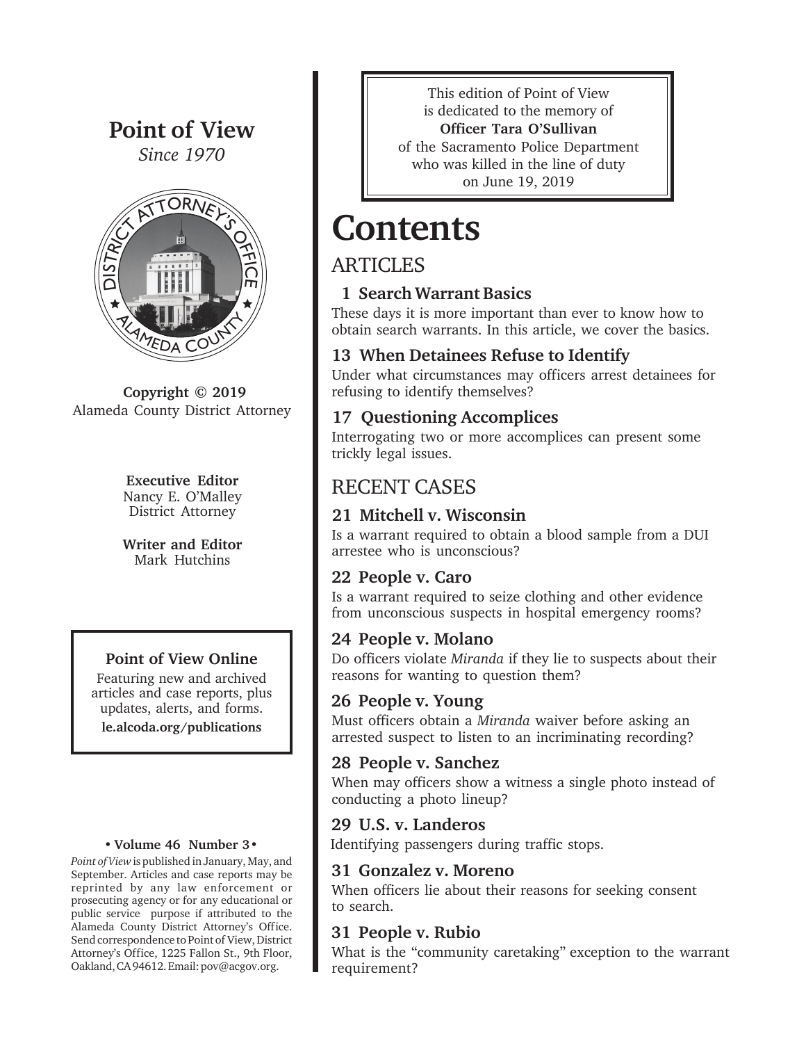# Point of View

*Since 1970*

**Copyright © 2019**
Alameda County District Attorney

**Executive Editor**
Nancy E. O'Malley
District Attorney

**Writer and Editor**
Mark Hutchins

**Point of View Online**

Featuring new and archived articles and case reports, plus updates, alerts, and forms.

**le.alcoda.org/publications**

**• Volume 46 Number 3 •**

*Point of View* is published in January, May, and September. Articles and case reports may be reprinted by any law enforcement or prosecuting agency or for any educational or public service purpose if attributed to the Alameda County District Attorney's Office. Send correspondence to Point of View, District Attorney's Office, 1225 Fallon St., 9th Floor, Oakland, CA 94612. Email: pov@acgov.org.

This edition of Point of View is dedicated to the memory of **Officer Tara O'Sullivan** of the Sacramento Police Department who was killed in the line of duty on June 19, 2019

# Contents

## ARTICLES

### 1 Search Warrant Basics

These days it is more important than ever to know how to obtain search warrants. In this article, we cover the basics.

### 13 When Detainees Refuse to Identify

Under what circumstances may officers arrest detainees for refusing to identify themselves?

### 17 Questioning Accomplices

Interrogating two or more accomplices can present some trickly legal issues.

## RECENT CASES

### 21 Mitchell v. Wisconsin

Is a warrant required to obtain a blood sample from a DUI arrestee who is unconscious?

### 22 People v. Caro

Is a warrant required to seize clothing and other evidence from unconscious suspects in hospital emergency rooms?

### 24 People v. Molano

Do officers violate *Miranda* if they lie to suspects about their reasons for wanting to question them?

### 26 People v. Young

Must officers obtain a *Miranda* waiver before asking an arrested suspect to listen to an incriminating recording?

### 28 People v. Sanchez

When may officers show a witness a single photo instead of conducting a photo lineup?

### 29 U.S. v. Landeros

Identifying passengers during traffic stops.

### 31 Gonzalez v. Moreno

When officers lie about their reasons for seeking consent to search.

### 31 People v. Rubio

What is the "community caretaking" exception to the warrant requirement?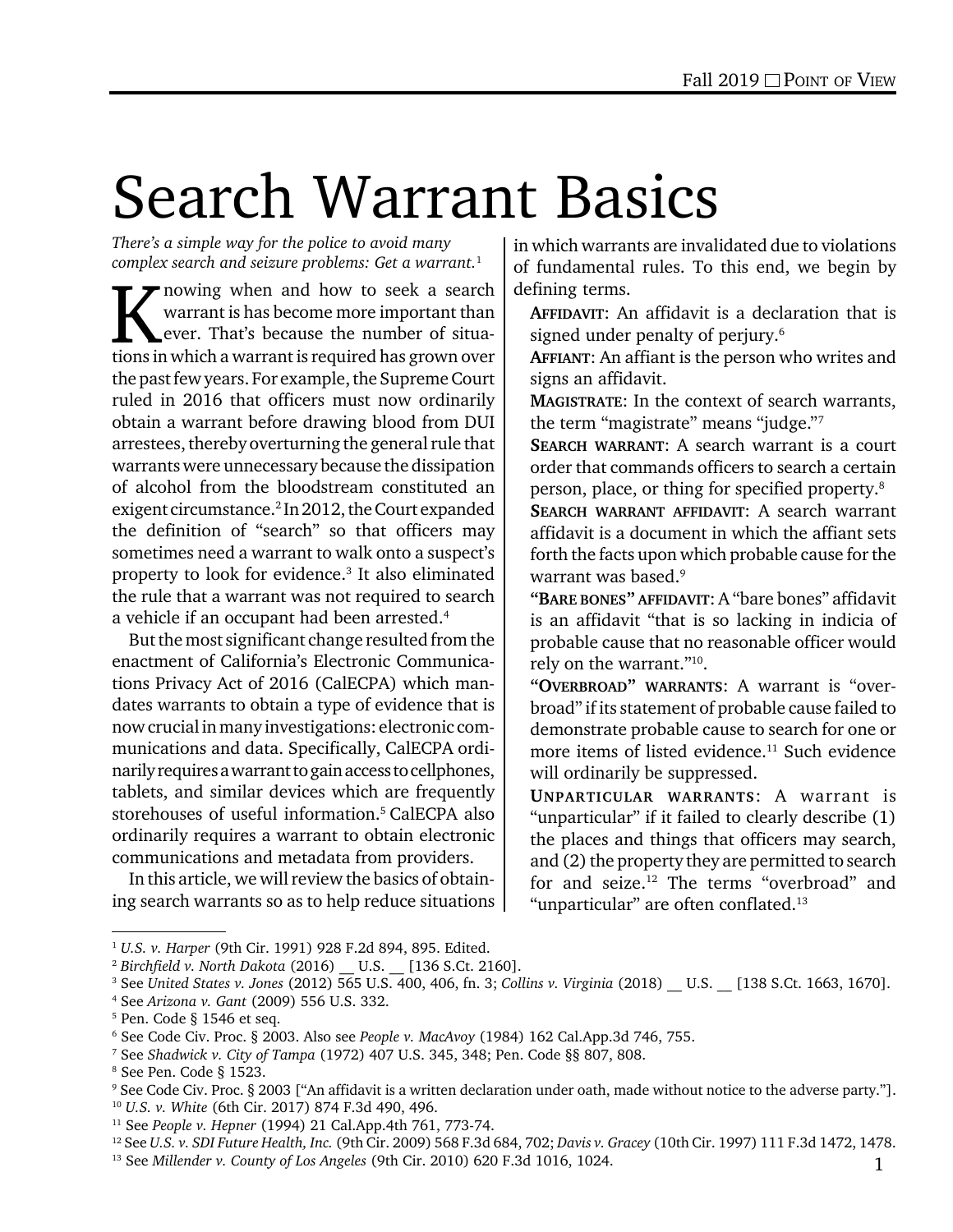# Search Warrant Basics

*There's a simple way for the police to avoid many complex search and seizure problems: Get a warrant.*[1]

Knowing when and how to seek a search warrant is has become more important than ever. That's because the number of situations in which a warrant is required has grown over the past few years. For example, the Supreme Court ruled in 2016 that officers must now ordinarily obtain a warrant before drawing blood from DUI arrestees, thereby overturning the general rule that warrants were unnecessary because the dissipation of alcohol from the bloodstream constituted an exigent circumstance.[2] In 2012, the Court expanded the definition of "search" so that officers may sometimes need a warrant to walk onto a suspect's property to look for evidence.[3] It also eliminated the rule that a warrant was not required to search a vehicle if an occupant had been arrested.[4]

But the most significant change resulted from the enactment of California's Electronic Communications Privacy Act of 2016 (CalECPA) which mandates warrants to obtain a type of evidence that is now crucial in many investigations: electronic communications and data. Specifically, CalECPA ordinarily requires a warrant to gain access to cellphones, tablets, and similar devices which are frequently storehouses of useful information.[5] CalECPA also ordinarily requires a warrant to obtain electronic communications and metadata from providers.

In this article, we will review the basics of obtaining search warrants so as to help reduce situations in which warrants are invalidated due to violations of fundamental rules. To this end, we begin by defining terms.

**AFFIDAVIT**: An affidavit is a declaration that is signed under penalty of perjury.[6]

**AFFIANT**: An affiant is the person who writes and signs an affidavit.

**MAGISTRATE**: In the context of search warrants, the term "magistrate" means "judge."[7]

**SEARCH WARRANT**: A search warrant is a court order that commands officers to search a certain person, place, or thing for specified property.[8]

**SEARCH WARRANT AFFIDAVIT**: A search warrant affidavit is a document in which the affiant sets forth the facts upon which probable cause for the warrant was based.[9]

**"BARE BONES" AFFIDAVIT**: A "bare bones" affidavit is an affidavit "that is so lacking in indicia of probable cause that no reasonable officer would rely on the warrant."[10].

**"OVERBROAD" WARRANTS**: A warrant is "overbroad" if its statement of probable cause failed to demonstrate probable cause to search for one or more items of listed evidence.[11] Such evidence will ordinarily be suppressed.

**UNPARTICULAR WARRANTS**: A warrant is "unparticular" if it failed to clearly describe (1) the places and things that officers may search, and (2) the property they are permitted to search for and seize.[12] The terms "overbroad" and "unparticular" are often conflated.[13]

---

[1] *U.S. v. Harper* (9th Cir. 1991) 928 F.2d 894, 895. Edited.

[2] *Birchfield v. North Dakota* (2016) __ U.S. __ [136 S.Ct. 2160].

[3] See *United States v. Jones* (2012) 565 U.S. 400, 406, fn. 3; *Collins v. Virginia* (2018) __ U.S. __ [138 S.Ct. 1663, 1670].

[4] See *Arizona v. Gant* (2009) 556 U.S. 332.

[5] Pen. Code § 1546 et seq.

[6] See Code Civ. Proc. § 2003. Also see *People v. MacAvoy* (1984) 162 Cal.App.3d 746, 755.

[7] See *Shadwick v. City of Tampa* (1972) 407 U.S. 345, 348; Pen. Code §§ 807, 808.

[8] See Pen. Code § 1523.

[9] See Code Civ. Proc. § 2003 ["An affidavit is a written declaration under oath, made without notice to the adverse party."].

[10] *U.S. v. White* (6th Cir. 2017) 874 F.3d 490, 496.

[11] See *People v. Hepner* (1994) 21 Cal.App.4th 761, 773-74.

[12] See *U.S. v. SDI Future Health, Inc.* (9th Cir. 2009) 568 F.3d 684, 702; *Davis v. Gracey* (10th Cir. 1997) 111 F.3d 1472, 1478.

[13] See *Millender v. County of Los Angeles* (9th Cir. 2010) 620 F.3d 1016, 1024.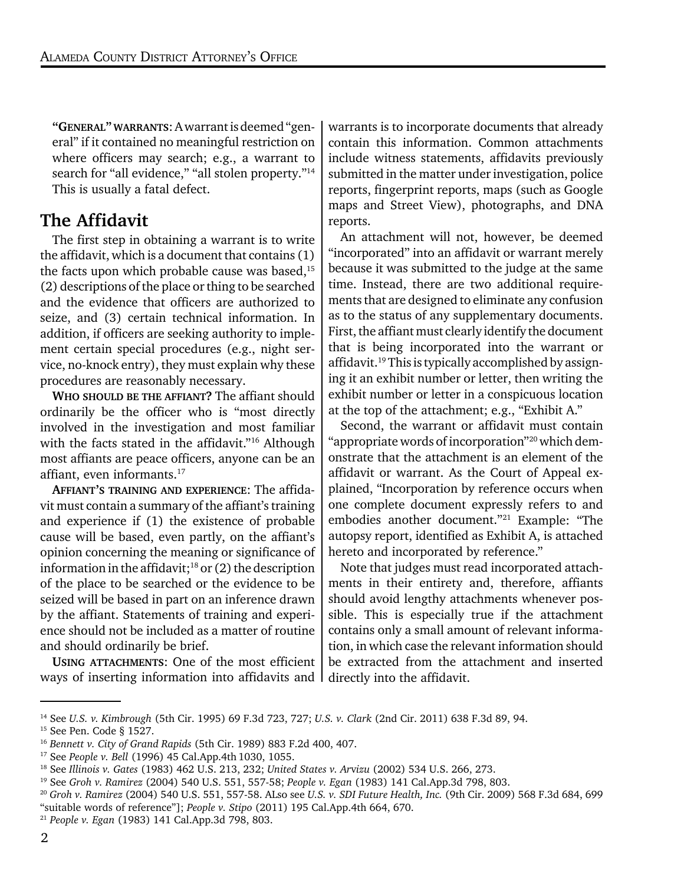**"GENERAL" WARRANTS**: A warrant is deemed "general" if it contained no meaningful restriction on where officers may search; e.g., a warrant to search for "all evidence," "all stolen property."[14] This is usually a fatal defect.

## The Affidavit

The first step in obtaining a warrant is to write the affidavit, which is a document that contains (1) the facts upon which probable cause was based,[15] (2) descriptions of the place or thing to be searched and the evidence that officers are authorized to seize, and (3) certain technical information. In addition, if officers are seeking authority to implement certain special procedures (e.g., night service, no-knock entry), they must explain why these procedures are reasonably necessary.

**WHO SHOULD BE THE AFFIANT?** The affiant should ordinarily be the officer who is "most directly involved in the investigation and most familiar with the facts stated in the affidavit."[16] Although most affiants are peace officers, anyone can be an affiant, even informants.[17]

**AFFIANT'S TRAINING AND EXPERIENCE**: The affidavit must contain a summary of the affiant's training and experience if (1) the existence of probable cause will be based, even partly, on the affiant's opinion concerning the meaning or significance of information in the affidavit;[18] or (2) the description of the place to be searched or the evidence to be seized will be based in part on an inference drawn by the affiant. Statements of training and experience should not be included as a matter of routine and should ordinarily be brief.

**USING ATTACHMENTS**: One of the most efficient ways of inserting information into affidavits and warrants is to incorporate documents that already contain this information. Common attachments include witness statements, affidavits previously submitted in the matter under investigation, police reports, fingerprint reports, maps (such as Google maps and Street View), photographs, and DNA reports.

An attachment will not, however, be deemed "incorporated" into an affidavit or warrant merely because it was submitted to the judge at the same time. Instead, there are two additional requirements that are designed to eliminate any confusion as to the status of any supplementary documents. First, the affiant must clearly identify the document that is being incorporated into the warrant or affidavit.[19] This is typically accomplished by assigning it an exhibit number or letter, then writing the exhibit number or letter in a conspicuous location at the top of the attachment; e.g., "Exhibit A."

Second, the warrant or affidavit must contain "appropriate words of incorporation"[20] which demonstrate that the attachment is an element of the affidavit or warrant. As the Court of Appeal explained, "Incorporation by reference occurs when one complete document expressly refers to and embodies another document."[21] Example: "The autopsy report, identified as Exhibit A, is attached hereto and incorporated by reference."

Note that judges must read incorporated attachments in their entirety and, therefore, affiants should avoid lengthy attachments whenever possible. This is especially true if the attachment contains only a small amount of relevant information, in which case the relevant information should be extracted from the attachment and inserted directly into the affidavit.

---

[14] See *U.S. v. Kimbrough* (5th Cir. 1995) 69 F.3d 723, 727; *U.S. v. Clark* (2nd Cir. 2011) 638 F.3d 89, 94.

[15] See Pen. Code § 1527.

[16] *Bennett v. City of Grand Rapids* (5th Cir. 1989) 883 F.2d 400, 407.

[17] See *People v. Bell* (1996) 45 Cal.App.4th 1030, 1055.

[18] See *Illinois v. Gates* (1983) 462 U.S. 213, 232; *United States v. Arvizu* (2002) 534 U.S. 266, 273.

[19] See *Groh v. Ramirez* (2004) 540 U.S. 551, 557-58; *People v. Egan* (1983) 141 Cal.App.3d 798, 803.

[20] *Groh v. Ramirez* (2004) 540 U.S. 551, 557-58. ALso see *U.S. v. SDI Future Health, Inc.* (9th Cir. 2009) 568 F.3d 684, 699 "suitable words of reference"]; *People v. Stipo* (2011) 195 Cal.App.4th 664, 670.

[21] *People v. Egan* (1983) 141 Cal.App.3d 798, 803.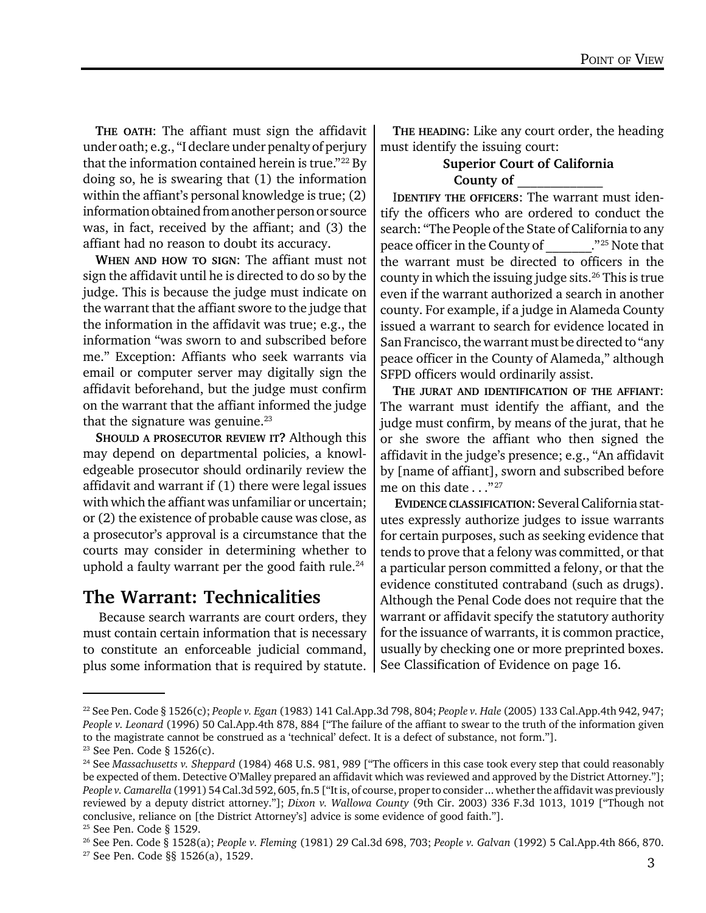**THE OATH**: The affiant must sign the affidavit under oath; e.g., "I declare under penalty of perjury that the information contained herein is true."[22] By doing so, he is swearing that (1) the information within the affiant's personal knowledge is true; (2) information obtained from another person or source was, in fact, received by the affiant; and (3) the affiant had no reason to doubt its accuracy.

**WHEN AND HOW TO SIGN**: The affiant must not sign the affidavit until he is directed to do so by the judge. This is because the judge must indicate on the warrant that the affiant swore to the judge that the information in the affidavit was true; e.g., the information "was sworn to and subscribed before me." Exception: Affiants who seek warrants via email or computer server may digitally sign the affidavit beforehand, but the judge must confirm on the warrant that the affiant informed the judge that the signature was genuine.[23]

**SHOULD A PROSECUTOR REVIEW IT?** Although this may depend on departmental policies, a knowledgeable prosecutor should ordinarily review the affidavit and warrant if (1) there were legal issues with which the affiant was unfamiliar or uncertain; or (2) the existence of probable cause was close, as a prosecutor's approval is a circumstance that the courts may consider in determining whether to uphold a faulty warrant per the good faith rule.[24]

## The Warrant: Technicalities

Because search warrants are court orders, they must contain certain information that is necessary to constitute an enforceable judicial command, plus some information that is required by statute.

**THE HEADING**: Like any court order, the heading must identify the issuing court:

**Superior Court of California**
**County of \_\_\_\_\_\_\_\_\_\_\_\_\_**

**IDENTIFY THE OFFICERS**: The warrant must identify the officers who are ordered to conduct the search: "The People of the State of California to any peace officer in the County of \_\_\_\_\_\_\_."[25] Note that the warrant must be directed to officers in the county in which the issuing judge sits.[26] This is true even if the warrant authorized a search in another county. For example, if a judge in Alameda County issued a warrant to search for evidence located in San Francisco, the warrant must be directed to "any peace officer in the County of Alameda," although SFPD officers would ordinarily assist.

**THE JURAT AND IDENTIFICATION OF THE AFFIANT**: The warrant must identify the affiant, and the judge must confirm, by means of the jurat, that he or she swore the affiant who then signed the affidavit in the judge's presence; e.g., "An affidavit by [name of affiant], sworn and subscribed before me on this date . . ."[27]

**EVIDENCE CLASSIFICATION**: Several California statutes expressly authorize judges to issue warrants for certain purposes, such as seeking evidence that tends to prove that a felony was committed, or that a particular person committed a felony, or that the evidence constituted contraband (such as drugs). Although the Penal Code does not require that the warrant or affidavit specify the statutory authority for the issuance of warrants, it is common practice, usually by checking one or more preprinted boxes. See Classification of Evidence on page 16.

---

[22] See Pen. Code § 1526(c); *People v. Egan* (1983) 141 Cal.App.3d 798, 804; *People v. Hale* (2005) 133 Cal.App.4th 942, 947; *People v. Leonard* (1996) 50 Cal.App.4th 878, 884 ["The failure of the affiant to swear to the truth of the information given to the magistrate cannot be construed as a 'technical' defect. It is a defect of substance, not form."].

[23] See Pen. Code § 1526(c).

[24] See *Massachusetts v. Sheppard* (1984) 468 U.S. 981, 989 ["The officers in this case took every step that could reasonably be expected of them. Detective O'Malley prepared an affidavit which was reviewed and approved by the District Attorney."]; *People v. Camarella* (1991) 54 Cal.3d 592, 605, fn.5 ["It is, of course, proper to consider ... whether the affidavit was previously reviewed by a deputy district attorney."]; *Dixon v. Wallowa County* (9th Cir. 2003) 336 F.3d 1013, 1019 ["Though not conclusive, reliance on [the District Attorney's] advice is some evidence of good faith."].

[25] See Pen. Code § 1529.

[26] See Pen. Code § 1528(a); *People v. Fleming* (1981) 29 Cal.3d 698, 703; *People v. Galvan* (1992) 5 Cal.App.4th 866, 870.

[27] See Pen. Code §§ 1526(a), 1529.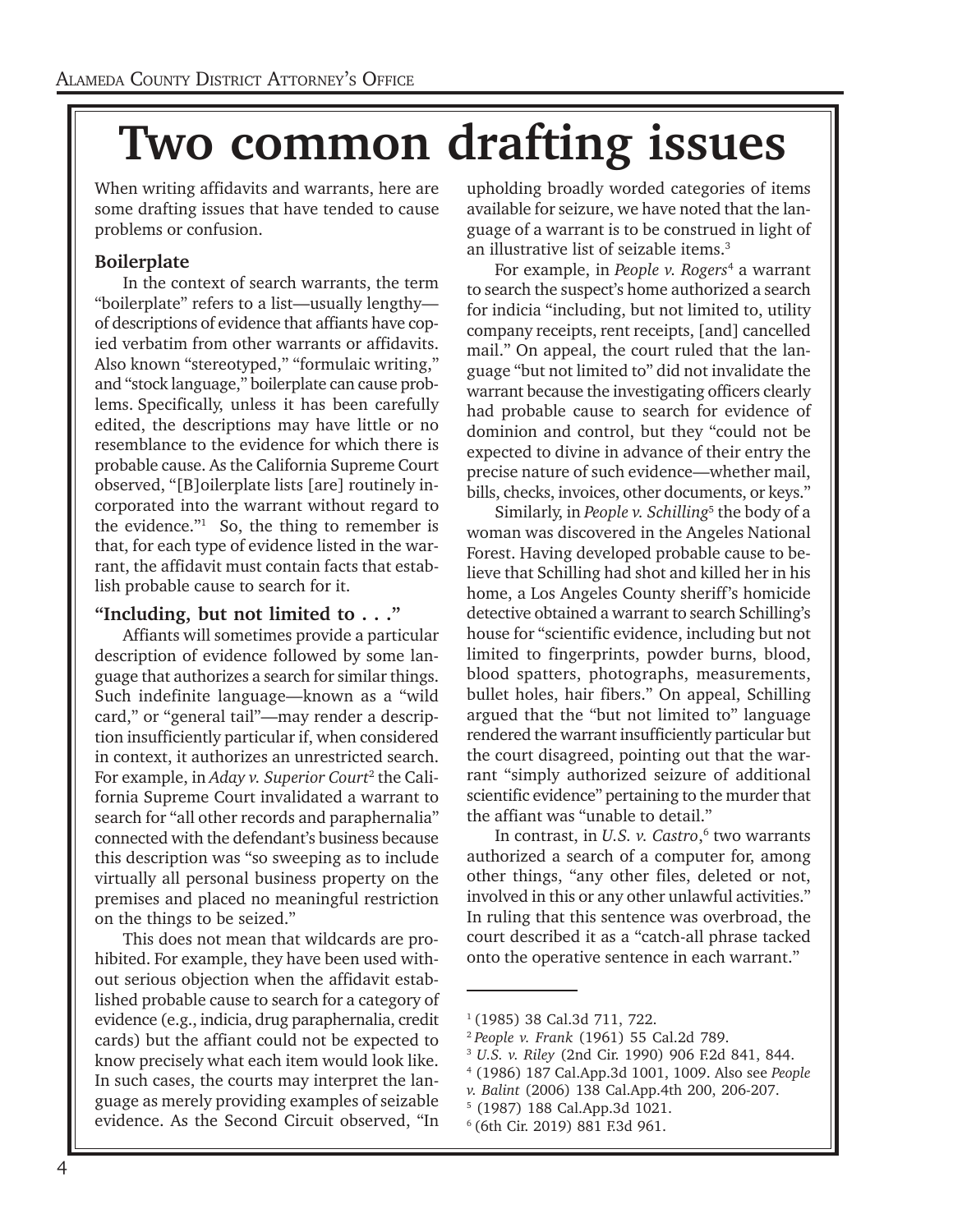# Two common drafting issues

When writing affidavits and warrants, here are some drafting issues that have tended to cause problems or confusion.

### Boilerplate

In the context of search warrants, the term "boilerplate" refers to a list—usually lengthy—of descriptions of evidence that affiants have copied verbatim from other warrants or affidavits. Also known "stereotyped," "formulaic writing," and "stock language," boilerplate can cause problems. Specifically, unless it has been carefully edited, the descriptions may have little or no resemblance to the evidence for which there is probable cause. As the California Supreme Court observed, "[B]oilerplate lists [are] routinely incorporated into the warrant without regard to the evidence."[1] So, the thing to remember is that, for each type of evidence listed in the warrant, the affidavit must contain facts that establish probable cause to search for it.

### "Including, but not limited to . . ."

Affiants will sometimes provide a particular description of evidence followed by some language that authorizes a search for similar things. Such indefinite language—known as a "wild card," or "general tail"—may render a description insufficiently particular if, when considered in context, it authorizes an unrestricted search. For example, in *Aday v. Superior Court*[2] the California Supreme Court invalidated a warrant to search for "all other records and paraphernalia" connected with the defendant's business because this description was "so sweeping as to include virtually all personal business property on the premises and placed no meaningful restriction on the things to be seized."

This does not mean that wildcards are prohibited. For example, they have been used without serious objection when the affidavit established probable cause to search for a category of evidence (e.g., indicia, drug paraphernalia, credit cards) but the affiant could not be expected to know precisely what each item would look like. In such cases, the courts may interpret the language as merely providing examples of seizable evidence. As the Second Circuit observed, "In upholding broadly worded categories of items available for seizure, we have noted that the language of a warrant is to be construed in light of an illustrative list of seizable items."[3]

For example, in *People v. Rogers*[4] a warrant to search the suspect's home authorized a search for indicia "including, but not limited to, utility company receipts, rent receipts, [and] cancelled mail." On appeal, the court ruled that the language "but not limited to" did not invalidate the warrant because the investigating officers clearly had probable cause to search for evidence of dominion and control, but they "could not be expected to divine in advance of their entry the precise nature of such evidence—whether mail, bills, checks, invoices, other documents, or keys."

Similarly, in *People v. Schilling*[5] the body of a woman was discovered in the Angeles National Forest. Having developed probable cause to believe that Schilling had shot and killed her in his home, a Los Angeles County sheriff's homicide detective obtained a warrant to search Schilling's house for "scientific evidence, including but not limited to fingerprints, powder burns, blood, blood spatters, photographs, measurements, bullet holes, hair fibers." On appeal, Schilling argued that the "but not limited to" language rendered the warrant insufficiently particular but the court disagreed, pointing out that the warrant "simply authorized seizure of additional scientific evidence" pertaining to the murder that the affiant was "unable to detail."

In contrast, in *U.S. v. Castro*,[6] two warrants authorized a search of a computer for, among other things, "any other files, deleted or not, involved in this or any other unlawful activities." In ruling that this sentence was overbroad, the court described it as a "catch-all phrase tacked onto the operative sentence in each warrant."

---

[1] (1985) 38 Cal.3d 711, 722.
[2] *People v. Frank* (1961) 55 Cal.2d 789.
[3] *U.S. v. Riley* (2nd Cir. 1990) 906 F.2d 841, 844.
[4] (1986) 187 Cal.App.3d 1001, 1009. Also see *People v. Balint* (2006) 138 Cal.App.4th 200, 206-207.
[5] (1987) 188 Cal.App.3d 1021.
[6] (6th Cir. 2019) 881 F.3d 961.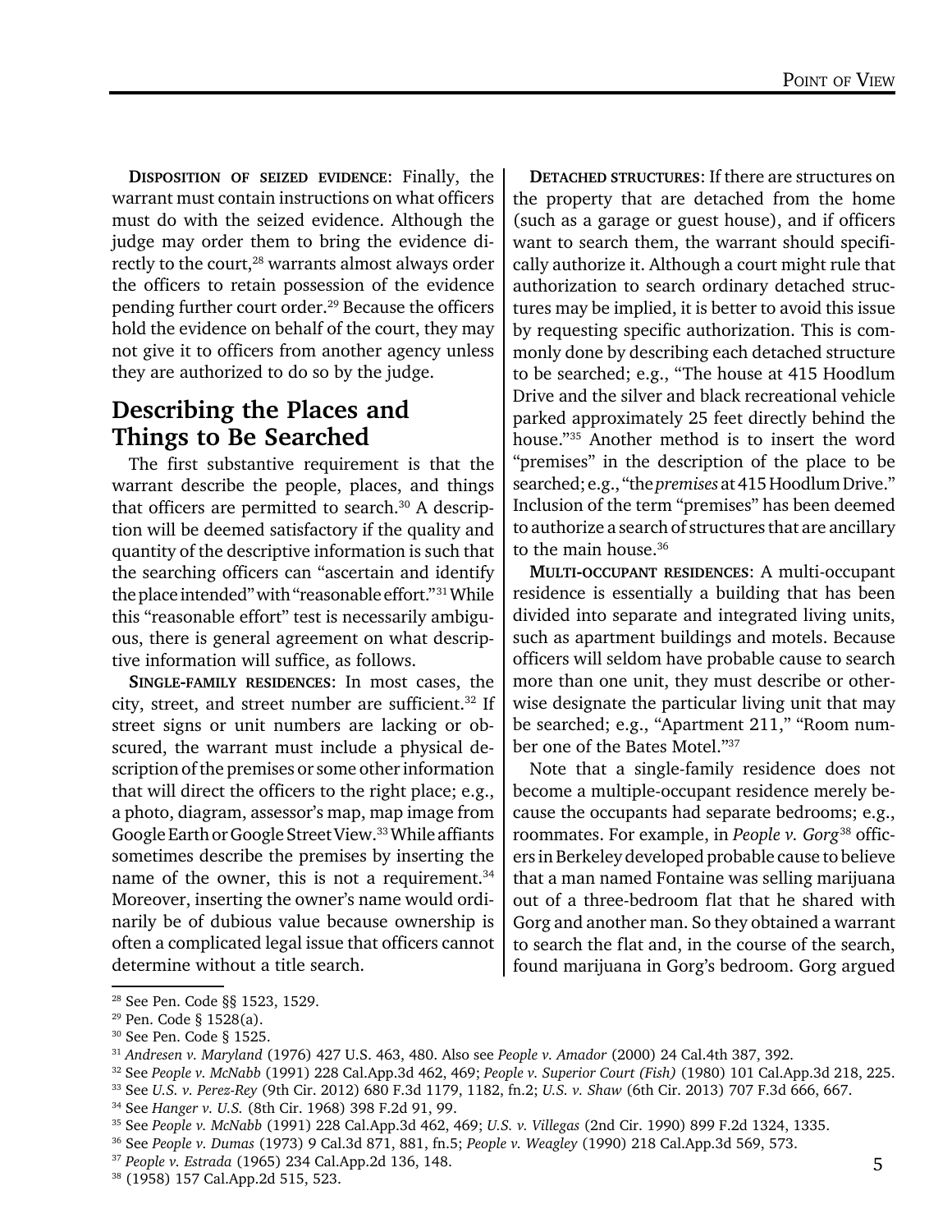**Disposition of seized evidence**: Finally, the warrant must contain instructions on what officers must do with the seized evidence. Although the judge may order them to bring the evidence directly to the court,[28] warrants almost always order the officers to retain possession of the evidence pending further court order.[29] Because the officers hold the evidence on behalf of the court, they may not give it to officers from another agency unless they are authorized to do so by the judge.

## Describing the Places and Things to Be Searched

The first substantive requirement is that the warrant describe the people, places, and things that officers are permitted to search.[30] A description will be deemed satisfactory if the quality and quantity of the descriptive information is such that the searching officers can "ascertain and identify the place intended" with "reasonable effort."[31] While this "reasonable effort" test is necessarily ambiguous, there is general agreement on what descriptive information will suffice, as follows.

**Single-family residences**: In most cases, the city, street, and street number are sufficient.[32] If street signs or unit numbers are lacking or obscured, the warrant must include a physical description of the premises or some other information that will direct the officers to the right place; e.g., a photo, diagram, assessor's map, map image from Google Earth or Google Street View.[33] While affiants sometimes describe the premises by inserting the name of the owner, this is not a requirement.[34] Moreover, inserting the owner's name would ordinarily be of dubious value because ownership is often a complicated legal issue that officers cannot determine without a title search.

**Detached structures**: If there are structures on the property that are detached from the home (such as a garage or guest house), and if officers want to search them, the warrant should specifically authorize it. Although a court might rule that authorization to search ordinary detached structures may be implied, it is better to avoid this issue by requesting specific authorization. This is commonly done by describing each detached structure to be searched; e.g., "The house at 415 Hoodlum Drive and the silver and black recreational vehicle parked approximately 25 feet directly behind the house."[35] Another method is to insert the word "premises" in the description of the place to be searched; e.g., "the *premises* at 415 Hoodlum Drive." Inclusion of the term "premises" has been deemed to authorize a search of structures that are ancillary to the main house.[36]

**Multi-occupant residences**: A multi-occupant residence is essentially a building that has been divided into separate and integrated living units, such as apartment buildings and motels. Because officers will seldom have probable cause to search more than one unit, they must describe or otherwise designate the particular living unit that may be searched; e.g., "Apartment 211," "Room number one of the Bates Motel."[37]

Note that a single-family residence does not become a multiple-occupant residence merely because the occupants had separate bedrooms; e.g., roommates. For example, in *People v. Gorg*[38] officers in Berkeley developed probable cause to believe that a man named Fontaine was selling marijuana out of a three-bedroom flat that he shared with Gorg and another man. So they obtained a warrant to search the flat and, in the course of the search, found marijuana in Gorg's bedroom. Gorg argued

---

[28] See Pen. Code §§ 1523, 1529.

[29] Pen. Code § 1528(a).

[30] See Pen. Code § 1525.

[31] *Andresen v. Maryland* (1976) 427 U.S. 463, 480. Also see *People v. Amador* (2000) 24 Cal.4th 387, 392.

[32] See *People v. McNabb* (1991) 228 Cal.App.3d 462, 469; *People v. Superior Court (Fish)* (1980) 101 Cal.App.3d 218, 225.

[33] See *U.S. v. Perez-Rey* (9th Cir. 2012) 680 F.3d 1179, 1182, fn.2; *U.S. v. Shaw* (6th Cir. 2013) 707 F.3d 666, 667.

[34] See *Hanger v. U.S.* (8th Cir. 1968) 398 F.2d 91, 99.

[35] See *People v. McNabb* (1991) 228 Cal.App.3d 462, 469; *U.S. v. Villegas* (2nd Cir. 1990) 899 F.2d 1324, 1335.

[36] See *People v. Dumas* (1973) 9 Cal.3d 871, 881, fn.5; *People v. Weagley* (1990) 218 Cal.App.3d 569, 573.

[37] *People v. Estrada* (1965) 234 Cal.App.2d 136, 148.

[38] (1958) 157 Cal.App.2d 515, 523.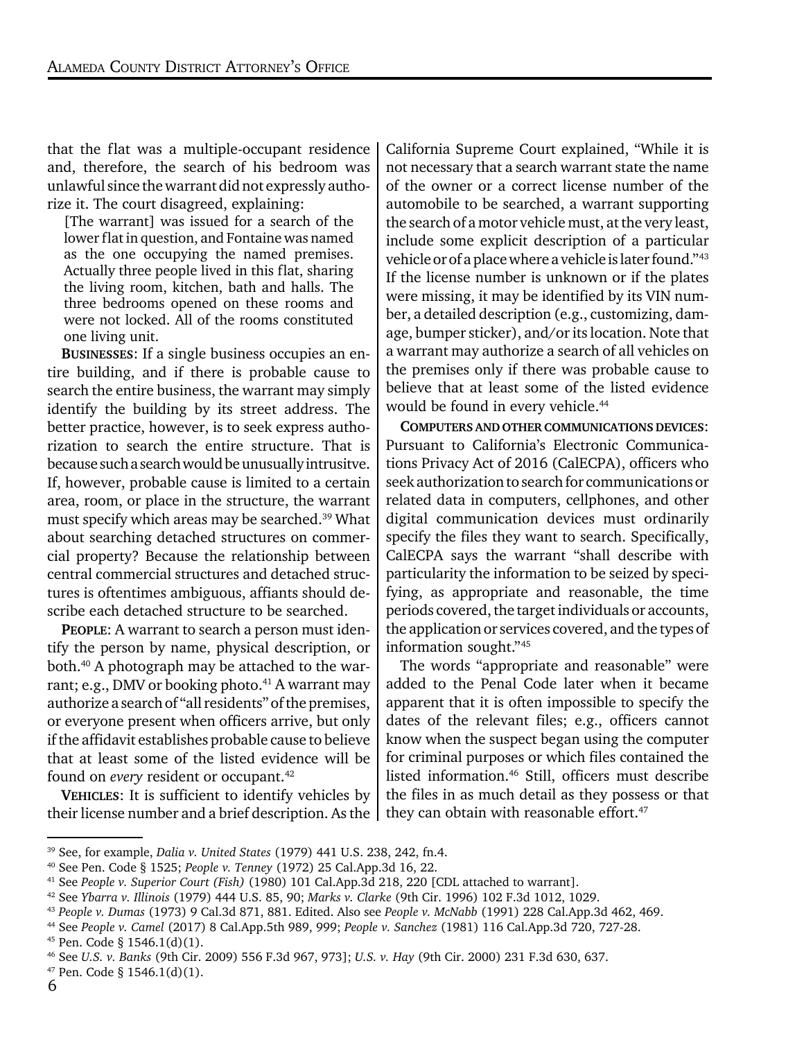that the flat was a multiple-occupant residence and, therefore, the search of his bedroom was unlawful since the warrant did not expressly authorize it. The court disagreed, explaining:

> [The warrant] was issued for a search of the lower flat in question, and Fontaine was named as the one occupying the named premises. Actually three people lived in this flat, sharing the living room, kitchen, bath and halls. The three bedrooms opened on these rooms and were not locked. All of the rooms constituted one living unit.

**BUSINESSES**: If a single business occupies an entire building, and if there is probable cause to search the entire business, the warrant may simply identify the building by its street address. The better practice, however, is to seek express authorization to search the entire structure. That is because such a search would be unusually intrusitve. If, however, probable cause is limited to a certain area, room, or place in the structure, the warrant must specify which areas may be searched.[39] What about searching detached structures on commercial property? Because the relationship between central commercial structures and detached structures is oftentimes ambiguous, affiants should describe each detached structure to be searched.

**PEOPLE**: A warrant to search a person must identify the person by name, physical description, or both.[40] A photograph may be attached to the warrant; e.g., DMV or booking photo.[41] A warrant may authorize a search of "all residents" of the premises, or everyone present when officers arrive, but only if the affidavit establishes probable cause to believe that at least some of the listed evidence will be found on *every* resident or occupant.[42]

**VEHICLES**: It is sufficient to identify vehicles by their license number and a brief description. As the California Supreme Court explained, "While it is not necessary that a search warrant state the name of the owner or a correct license number of the automobile to be searched, a warrant supporting the search of a motor vehicle must, at the very least, include some explicit description of a particular vehicle or of a place where a vehicle is later found."[43] If the license number is unknown or if the plates were missing, it may be identified by its VIN number, a detailed description (e.g., customizing, damage, bumper sticker), and/or its location. Note that a warrant may authorize a search of all vehicles on the premises only if there was probable cause to believe that at least some of the listed evidence would be found in every vehicle.[44]

**COMPUTERS AND OTHER COMMUNICATIONS DEVICES**: Pursuant to California's Electronic Communications Privacy Act of 2016 (CalECPA), officers who seek authorization to search for communications or related data in computers, cellphones, and other digital communication devices must ordinarily specify the files they want to search. Specifically, CalECPA says the warrant "shall describe with particularity the information to be seized by specifying, as appropriate and reasonable, the time periods covered, the target individuals or accounts, the application or services covered, and the types of information sought."[45]

The words "appropriate and reasonable" were added to the Penal Code later when it became apparent that it is often impossible to specify the dates of the relevant files; e.g., officers cannot know when the suspect began using the computer for criminal purposes or which files contained the listed information.[46] Still, officers must describe the files in as much detail as they possess or that they can obtain with reasonable effort.[47]

---

[39] See, for example, *Dalia v. United States* (1979) 441 U.S. 238, 242, fn.4.
[40] See Pen. Code § 1525; *People v. Tenney* (1972) 25 Cal.App.3d 16, 22.
[41] See *People v. Superior Court (Fish)* (1980) 101 Cal.App.3d 218, 220 [CDL attached to warrant].
[42] See *Ybarra v. Illinois* (1979) 444 U.S. 85, 90; *Marks v. Clarke* (9th Cir. 1996) 102 F.3d 1012, 1029.
[43] *People v. Dumas* (1973) 9 Cal.3d 871, 881. Edited. Also see *People v. McNabb* (1991) 228 Cal.App.3d 462, 469.
[44] See *People v. Camel* (2017) 8 Cal.App.5th 989, 999; *People v. Sanchez* (1981) 116 Cal.App.3d 720, 727-28.
[45] Pen. Code § 1546.1(d)(1).
[46] See *U.S. v. Banks* (9th Cir. 2009) 556 F.3d 967, 973]; *U.S. v. Hay* (9th Cir. 2000) 231 F.3d 630, 637.
[47] Pen. Code § 1546.1(d)(1).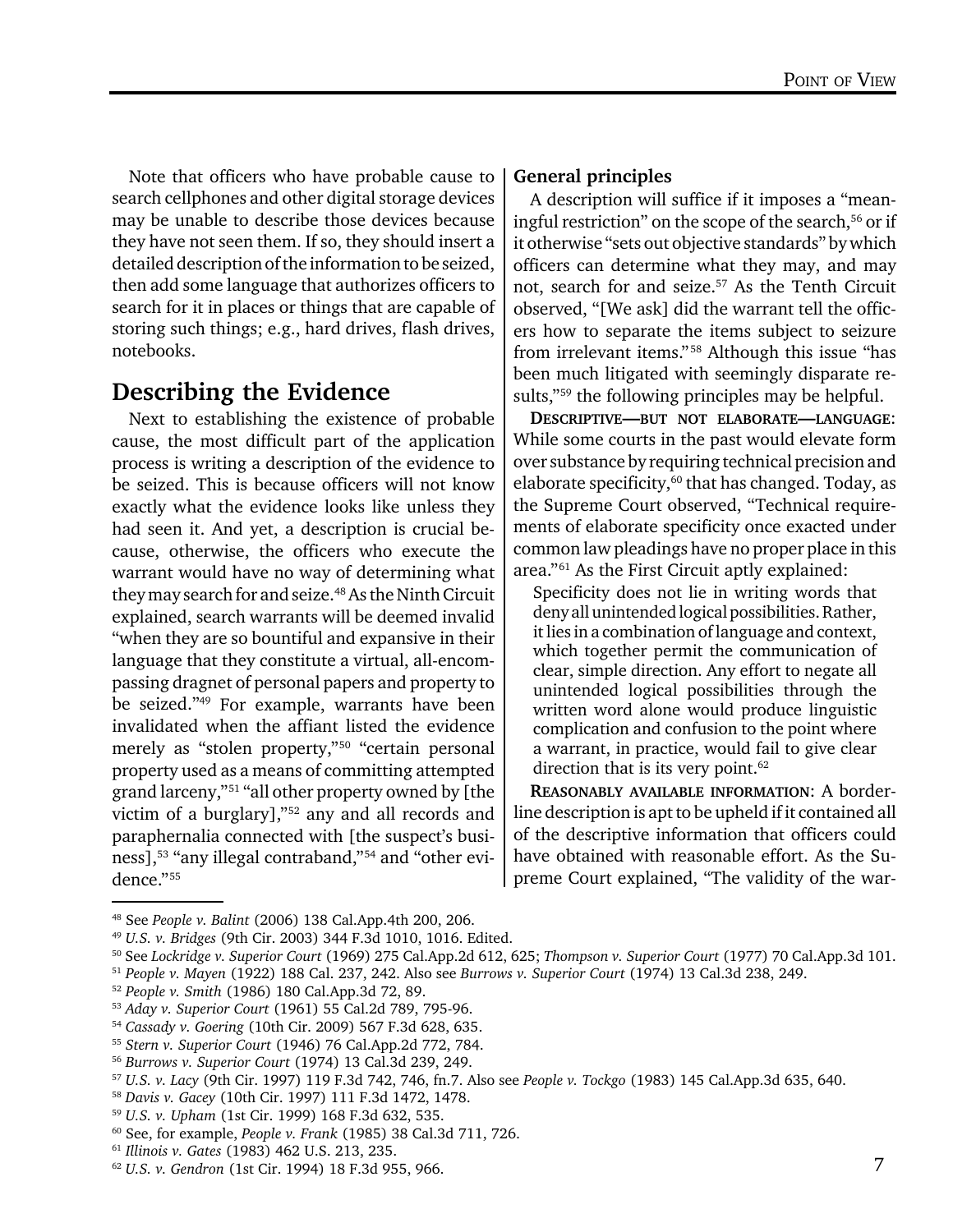Note that officers who have probable cause to search cellphones and other digital storage devices may be unable to describe those devices because they have not seen them. If so, they should insert a detailed description of the information to be seized, then add some language that authorizes officers to search for it in places or things that are capable of storing such things; e.g., hard drives, flash drives, notebooks.

## Describing the Evidence

Next to establishing the existence of probable cause, the most difficult part of the application process is writing a description of the evidence to be seized. This is because officers will not know exactly what the evidence looks like unless they had seen it. And yet, a description is crucial because, otherwise, the officers who execute the warrant would have no way of determining what they may search for and seize.[48] As the Ninth Circuit explained, search warrants will be deemed invalid "when they are so bountiful and expansive in their language that they constitute a virtual, all-encompassing dragnet of personal papers and property to be seized."[49] For example, warrants have been invalidated when the affiant listed the evidence merely as "stolen property,"[50] "certain personal property used as a means of committing attempted grand larceny,"[51] "all other property owned by [the victim of a burglary],"[52] any and all records and paraphernalia connected with [the suspect's business],[53] "any illegal contraband,"[54] and "other evidence."[55]

### General principles

A description will suffice if it imposes a "meaningful restriction" on the scope of the search,[56] or if it otherwise "sets out objective standards" by which officers can determine what they may, and may not, search for and seize.[57] As the Tenth Circuit observed, "[We ask] did the warrant tell the officers how to separate the items subject to seizure from irrelevant items."[58] Although this issue "has been much litigated with seemingly disparate results,"[59] the following principles may be helpful.

**Descriptive—but not elaborate—language**: While some courts in the past would elevate form over substance by requiring technical precision and elaborate specificity,[60] that has changed. Today, as the Supreme Court observed, "Technical requirements of elaborate specificity once exacted under common law pleadings have no proper place in this area."[61] As the First Circuit aptly explained:

> Specificity does not lie in writing words that deny all unintended logical possibilities. Rather, it lies in a combination of language and context, which together permit the communication of clear, simple direction. Any effort to negate all unintended logical possibilities through the written word alone would produce linguistic complication and confusion to the point where a warrant, in practice, would fail to give clear direction that is its very point.[62]

**Reasonably available information**: A borderline description is apt to be upheld if it contained all of the descriptive information that officers could have obtained with reasonable effort. As the Supreme Court explained, "The validity of the war-

---

[48] See *People v. Balint* (2006) 138 Cal.App.4th 200, 206.

[49] *U.S. v. Bridges* (9th Cir. 2003) 344 F.3d 1010, 1016. Edited.

[50] See *Lockridge v. Superior Court* (1969) 275 Cal.App.2d 612, 625; *Thompson v. Superior Court* (1977) 70 Cal.App.3d 101.

[51] *People v. Mayen* (1922) 188 Cal. 237, 242. Also see *Burrows v. Superior Court* (1974) 13 Cal.3d 238, 249.

[52] *People v. Smith* (1986) 180 Cal.App.3d 72, 89.

[53] *Aday v. Superior Court* (1961) 55 Cal.2d 789, 795-96.

[54] *Cassady v. Goering* (10th Cir. 2009) 567 F.3d 628, 635.

[55] *Stern v. Superior Court* (1946) 76 Cal.App.2d 772, 784.

[56] *Burrows v. Superior Court* (1974) 13 Cal.3d 239, 249.

[57] *U.S. v. Lacy* (9th Cir. 1997) 119 F.3d 742, 746, fn.7. Also see *People v. Tockgo* (1983) 145 Cal.App.3d 635, 640.

[58] *Davis v. Gacey* (10th Cir. 1997) 111 F.3d 1472, 1478.

[59] *U.S. v. Upham* (1st Cir. 1999) 168 F.3d 632, 535.

[60] See, for example, *People v. Frank* (1985) 38 Cal.3d 711, 726.

[61] *Illinois v. Gates* (1983) 462 U.S. 213, 235.

[62] *U.S. v. Gendron* (1st Cir. 1994) 18 F.3d 955, 966.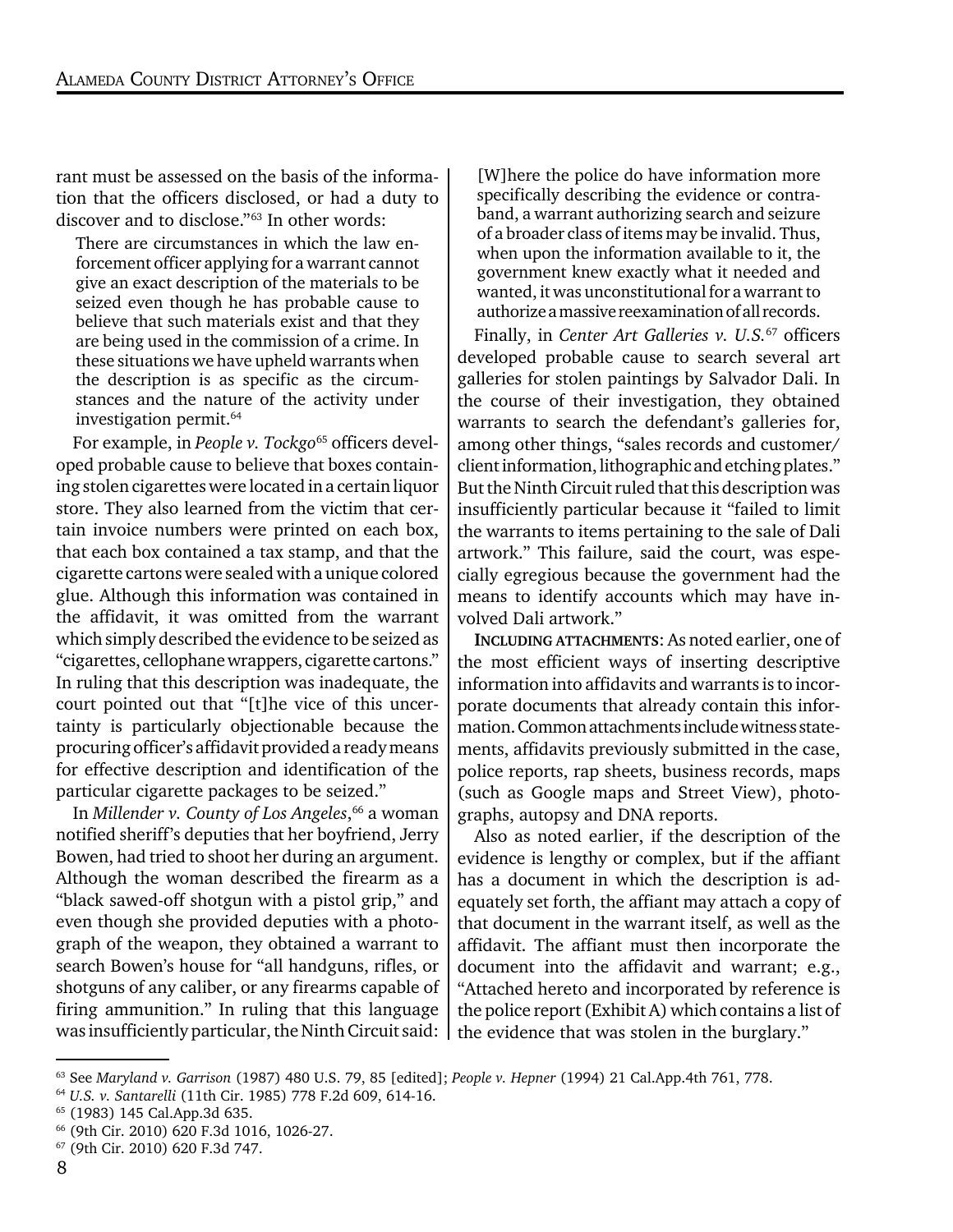rant must be assessed on the basis of the information that the officers disclosed, or had a duty to discover and to disclose."[63] In other words:

> There are circumstances in which the law enforcement officer applying for a warrant cannot give an exact description of the materials to be seized even though he has probable cause to believe that such materials exist and that they are being used in the commission of a crime. In these situations we have upheld warrants when the description is as specific as the circumstances and the nature of the activity under investigation permit.[64]

For example, in *People v. Tockgo*[65] officers developed probable cause to believe that boxes containing stolen cigarettes were located in a certain liquor store. They also learned from the victim that certain invoice numbers were printed on each box, that each box contained a tax stamp, and that the cigarette cartons were sealed with a unique colored glue. Although this information was contained in the affidavit, it was omitted from the warrant which simply described the evidence to be seized as "cigarettes, cellophane wrappers, cigarette cartons." In ruling that this description was inadequate, the court pointed out that "[t]he vice of this uncertainty is particularly objectionable because the procuring officer's affidavit provided a ready means for effective description and identification of the particular cigarette packages to be seized."

In *Millender v. County of Los Angeles*,[66] a woman notified sheriff's deputies that her boyfriend, Jerry Bowen, had tried to shoot her during an argument. Although the woman described the firearm as a "black sawed-off shotgun with a pistol grip," and even though she provided deputies with a photograph of the weapon, they obtained a warrant to search Bowen's house for "all handguns, rifles, or shotguns of any caliber, or any firearms capable of firing ammunition." In ruling that this language was insufficiently particular, the Ninth Circuit said:

> [W]here the police do have information more specifically describing the evidence or contraband, a warrant authorizing search and seizure of a broader class of items may be invalid. Thus, when upon the information available to it, the government knew exactly what it needed and wanted, it was unconstitutional for a warrant to authorize a massive reexamination of all records.

Finally, in *Center Art Galleries v. U.S.*[67] officers developed probable cause to search several art galleries for stolen paintings by Salvador Dali. In the course of their investigation, they obtained warrants to search the defendant's galleries for, among other things, "sales records and customer/client information, lithographic and etching plates." But the Ninth Circuit ruled that this description was insufficiently particular because it "failed to limit the warrants to items pertaining to the sale of Dali artwork." This failure, said the court, was especially egregious because the government had the means to identify accounts which may have involved Dali artwork."

**INCLUDING ATTACHMENTS**: As noted earlier, one of the most efficient ways of inserting descriptive information into affidavits and warrants is to incorporate documents that already contain this information. Common attachments include witness statements, affidavits previously submitted in the case, police reports, rap sheets, business records, maps (such as Google maps and Street View), photographs, autopsy and DNA reports.

Also as noted earlier, if the description of the evidence is lengthy or complex, but if the affiant has a document in which the description is adequately set forth, the affiant may attach a copy of that document in the warrant itself, as well as the affidavit. The affiant must then incorporate the document into the affidavit and warrant; e.g., "Attached hereto and incorporated by reference is the police report (Exhibit A) which contains a list of the evidence that was stolen in the burglary."

---

[63] See *Maryland v. Garrison* (1987) 480 U.S. 79, 85 [edited]; *People v. Hepner* (1994) 21 Cal.App.4th 761, 778.

[64] *U.S. v. Santarelli* (11th Cir. 1985) 778 F.2d 609, 614-16.

[65] (1983) 145 Cal.App.3d 635.

[66] (9th Cir. 2010) 620 F.3d 1016, 1026-27.

[67] (9th Cir. 2010) 620 F.3d 747.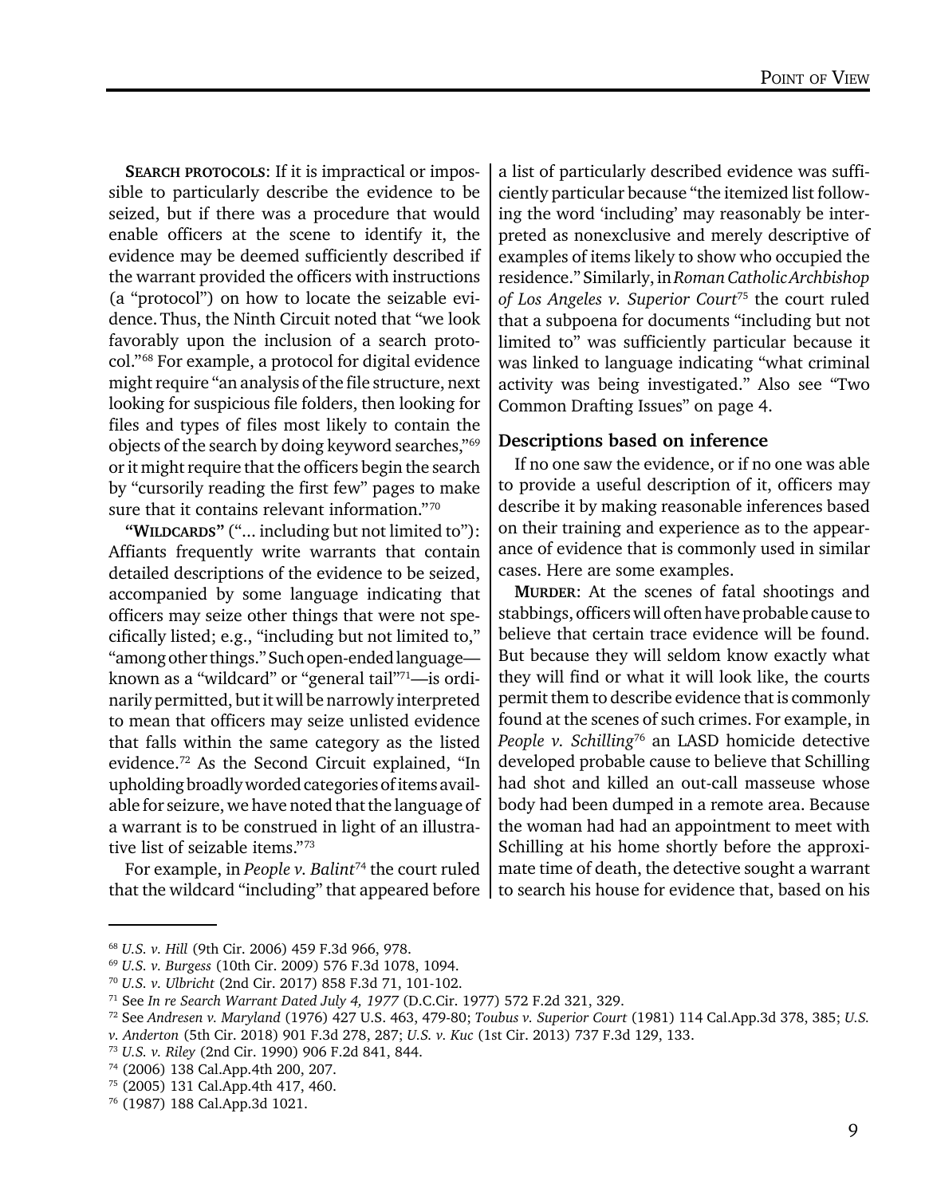**Search protocols**: If it is impractical or impossible to particularly describe the evidence to be seized, but if there was a procedure that would enable officers at the scene to identify it, the evidence may be deemed sufficiently described if the warrant provided the officers with instructions (a "protocol") on how to locate the seizable evidence. Thus, the Ninth Circuit noted that "we look favorably upon the inclusion of a search protocol."[68] For example, a protocol for digital evidence might require "an analysis of the file structure, next looking for suspicious file folders, then looking for files and types of files most likely to contain the objects of the search by doing keyword searches,"[69] or it might require that the officers begin the search by "cursorily reading the first few" pages to make sure that it contains relevant information."[70]

**"Wildcards"** ("... including but not limited to"): Affiants frequently write warrants that contain detailed descriptions of the evidence to be seized, accompanied by some language indicating that officers may seize other things that were not specifically listed; e.g., "including but not limited to," "among other things." Such open-ended language—known as a "wildcard" or "general tail"[71]—is ordinarily permitted, but it will be narrowly interpreted to mean that officers may seize unlisted evidence that falls within the same category as the listed evidence.[72] As the Second Circuit explained, "In upholding broadly worded categories of items available for seizure, we have noted that the language of a warrant is to be construed in light of an illustrative list of seizable items."[73]

For example, in *People v. Balint*[74] the court ruled that the wildcard "including" that appeared before a list of particularly described evidence was sufficiently particular because "the itemized list following the word 'including' may reasonably be interpreted as nonexclusive and merely descriptive of examples of items likely to show who occupied the residence." Similarly, in *Roman Catholic Archbishop of Los Angeles v. Superior Court*[75] the court ruled that a subpoena for documents "including but not limited to" was sufficiently particular because it was linked to language indicating "what criminal activity was being investigated." Also see "Two Common Drafting Issues" on page 4.

### Descriptions based on inference

If no one saw the evidence, or if no one was able to provide a useful description of it, officers may describe it by making reasonable inferences based on their training and experience as to the appearance of evidence that is commonly used in similar cases. Here are some examples.

**Murder**: At the scenes of fatal shootings and stabbings, officers will often have probable cause to believe that certain trace evidence will be found. But because they will seldom know exactly what they will find or what it will look like, the courts permit them to describe evidence that is commonly found at the scenes of such crimes. For example, in *People v. Schilling*[76] an LASD homicide detective developed probable cause to believe that Schilling had shot and killed an out-call masseuse whose body had been dumped in a remote area. Because the woman had had an appointment to meet with Schilling at his home shortly before the approximate time of death, the detective sought a warrant to search his house for evidence that, based on his

---

[68] *U.S. v. Hill* (9th Cir. 2006) 459 F.3d 966, 978.

[69] *U.S. v. Burgess* (10th Cir. 2009) 576 F.3d 1078, 1094.

[70] *U.S. v. Ulbricht* (2nd Cir. 2017) 858 F.3d 71, 101-102.

[71] See *In re Search Warrant Dated July 4, 1977* (D.C.Cir. 1977) 572 F.2d 321, 329.

[72] See *Andresen v. Maryland* (1976) 427 U.S. 463, 479-80; *Toubus v. Superior Court* (1981) 114 Cal.App.3d 378, 385; *U.S. v. Anderton* (5th Cir. 2018) 901 F.3d 278, 287; *U.S. v. Kuc* (1st Cir. 2013) 737 F.3d 129, 133.

[73] *U.S. v. Riley* (2nd Cir. 1990) 906 F.2d 841, 844.

[74] (2006) 138 Cal.App.4th 200, 207.

[75] (2005) 131 Cal.App.4th 417, 460.

[76] (1987) 188 Cal.App.3d 1021.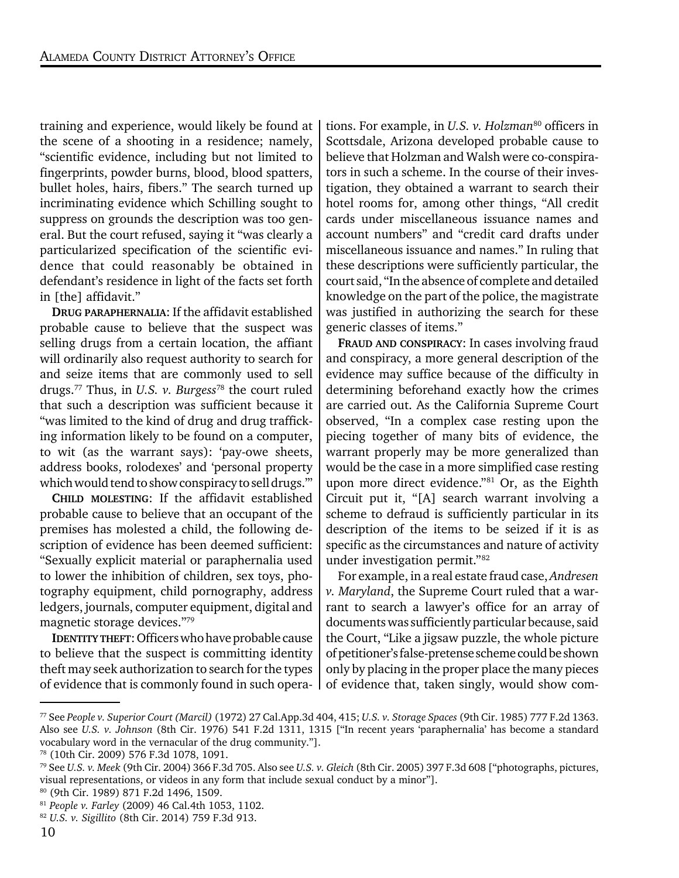training and experience, would likely be found at the scene of a shooting in a residence; namely, "scientific evidence, including but not limited to fingerprints, powder burns, blood, blood spatters, bullet holes, hairs, fibers." The search turned up incriminating evidence which Schilling sought to suppress on grounds the description was too general. But the court refused, saying it "was clearly a particularized specification of the scientific evidence that could reasonably be obtained in defendant's residence in light of the facts set forth in [the] affidavit."

**DRUG PARAPHERNALIA**: If the affidavit established probable cause to believe that the suspect was selling drugs from a certain location, the affiant will ordinarily also request authority to search for and seize items that are commonly used to sell drugs.[77] Thus, in *U.S. v. Burgess*[78] the court ruled that such a description was sufficient because it "was limited to the kind of drug and drug trafficking information likely to be found on a computer, to wit (as the warrant says): 'pay-owe sheets, address books, rolodexes' and 'personal property which would tend to show conspiracy to sell drugs.'"

**CHILD MOLESTING**: If the affidavit established probable cause to believe that an occupant of the premises has molested a child, the following description of evidence has been deemed sufficient: "Sexually explicit material or paraphernalia used to lower the inhibition of children, sex toys, photography equipment, child pornography, address ledgers, journals, computer equipment, digital and magnetic storage devices."[79]

**IDENTITY THEFT**: Officers who have probable cause to believe that the suspect is committing identity theft may seek authorization to search for the types of evidence that is commonly found in such operations. For example, in *U.S. v. Holzman*[80] officers in Scottsdale, Arizona developed probable cause to believe that Holzman and Walsh were co-conspirators in such a scheme. In the course of their investigation, they obtained a warrant to search their hotel rooms for, among other things, "All credit cards under miscellaneous issuance names and account numbers" and "credit card drafts under miscellaneous issuance and names." In ruling that these descriptions were sufficiently particular, the court said, "In the absence of complete and detailed knowledge on the part of the police, the magistrate was justified in authorizing the search for these generic classes of items."

**FRAUD AND CONSPIRACY**: In cases involving fraud and conspiracy, a more general description of the evidence may suffice because of the difficulty in determining beforehand exactly how the crimes are carried out. As the California Supreme Court observed, "In a complex case resting upon the piecing together of many bits of evidence, the warrant properly may be more generalized than would be the case in a more simplified case resting upon more direct evidence."[81] Or, as the Eighth Circuit put it, "[A] search warrant involving a scheme to defraud is sufficiently particular in its description of the items to be seized if it is as specific as the circumstances and nature of activity under investigation permit."[82]

For example, in a real estate fraud case, *Andresen v. Maryland*, the Supreme Court ruled that a warrant to search a lawyer's office for an array of documents was sufficiently particular because, said the Court, "Like a jigsaw puzzle, the whole picture of petitioner's false-pretense scheme could be shown only by placing in the proper place the many pieces of evidence that, taken singly, would show com-

---

[77] See *People v. Superior Court (Marcil)* (1972) 27 Cal.App.3d 404, 415; *U.S. v. Storage Spaces* (9th Cir. 1985) 777 F.2d 1363. Also see *U.S. v. Johnson* (8th Cir. 1976) 541 F.2d 1311, 1315 ["In recent years 'paraphernalia' has become a standard vocabulary word in the vernacular of the drug community."].

[78] (10th Cir. 2009) 576 F.3d 1078, 1091.

[79] See *U.S. v. Meek* (9th Cir. 2004) 366 F.3d 705. Also see *U.S. v. Gleich* (8th Cir. 2005) 397 F.3d 608 ["photographs, pictures, visual representations, or videos in any form that include sexual conduct by a minor"].

[80] (9th Cir. 1989) 871 F.2d 1496, 1509.

[81] *People v. Farley* (2009) 46 Cal.4th 1053, 1102.

[82] *U.S. v. Sigillito* (8th Cir. 2014) 759 F.3d 913.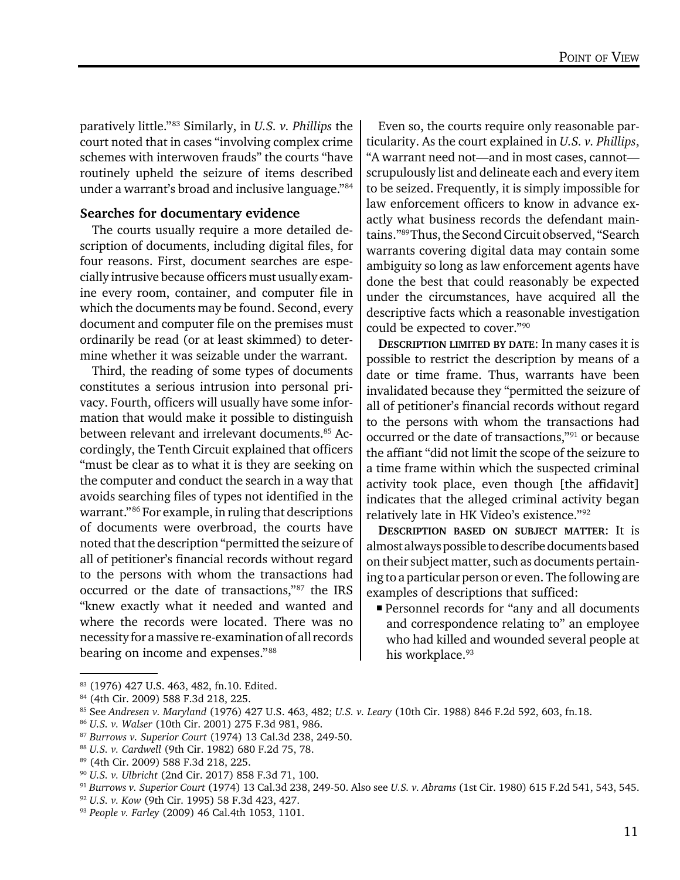paratively little."[83] Similarly, in *U.S. v. Phillips* the court noted that in cases "involving complex crime schemes with interwoven frauds" the courts "have routinely upheld the seizure of items described under a warrant's broad and inclusive language."[84]

### Searches for documentary evidence

The courts usually require a more detailed description of documents, including digital files, for four reasons. First, document searches are especially intrusive because officers must usually examine every room, container, and computer file in which the documents may be found. Second, every document and computer file on the premises must ordinarily be read (or at least skimmed) to determine whether it was seizable under the warrant.

Third, the reading of some types of documents constitutes a serious intrusion into personal privacy. Fourth, officers will usually have some information that would make it possible to distinguish between relevant and irrelevant documents.[85] Accordingly, the Tenth Circuit explained that officers "must be clear as to what it is they are seeking on the computer and conduct the search in a way that avoids searching files of types not identified in the warrant."[86] For example, in ruling that descriptions of documents were overbroad, the courts have noted that the description "permitted the seizure of all of petitioner's financial records without regard to the persons with whom the transactions had occurred or the date of transactions,"[87] the IRS "knew exactly what it needed and wanted and where the records were located. There was no necessity for a massive re-examination of all records bearing on income and expenses."[88]

Even so, the courts require only reasonable particularity. As the court explained in *U.S. v. Phillips*, "A warrant need not—and in most cases, cannot—scrupulously list and delineate each and every item to be seized. Frequently, it is simply impossible for law enforcement officers to know in advance exactly what business records the defendant maintains."[89] Thus, the Second Circuit observed, "Search warrants covering digital data may contain some ambiguity so long as law enforcement agents have done the best that could reasonably be expected under the circumstances, have acquired all the descriptive facts which a reasonable investigation could be expected to cover."[90]

**DESCRIPTION LIMITED BY DATE:** In many cases it is possible to restrict the description by means of a date or time frame. Thus, warrants have been invalidated because they "permitted the seizure of all of petitioner's financial records without regard to the persons with whom the transactions had occurred or the date of transactions,"[91] or because the affiant "did not limit the scope of the seizure to a time frame within which the suspected criminal activity took place, even though [the affidavit] indicates that the alleged criminal activity began relatively late in HK Video's existence."[92]

**DESCRIPTION BASED ON SUBJECT MATTER:** It is almost always possible to describe documents based on their subject matter, such as documents pertaining to a particular person or even. The following are examples of descriptions that sufficed:

- Personnel records for "any and all documents and correspondence relating to" an employee who had killed and wounded several people at his workplace.[93]

---

[83] (1976) 427 U.S. 463, 482, fn.10. Edited.
[84] (4th Cir. 2009) 588 F.3d 218, 225.
[85] See *Andresen v. Maryland* (1976) 427 U.S. 463, 482; *U.S. v. Leary* (10th Cir. 1988) 846 F.2d 592, 603, fn.18.
[86] *U.S. v. Walser* (10th Cir. 2001) 275 F.3d 981, 986.
[87] *Burrows v. Superior Court* (1974) 13 Cal.3d 238, 249-50.
[88] *U.S. v. Cardwell* (9th Cir. 1982) 680 F.2d 75, 78.
[89] (4th Cir. 2009) 588 F.3d 218, 225.
[90] *U.S. v. Ulbricht* (2nd Cir. 2017) 858 F.3d 71, 100.
[91] *Burrows v. Superior Court* (1974) 13 Cal.3d 238, 249-50. Also see *U.S. v. Abrams* (1st Cir. 1980) 615 F.2d 541, 543, 545.
[92] *U.S. v. Kow* (9th Cir. 1995) 58 F.3d 423, 427.
[93] *People v. Farley* (2009) 46 Cal.4th 1053, 1101.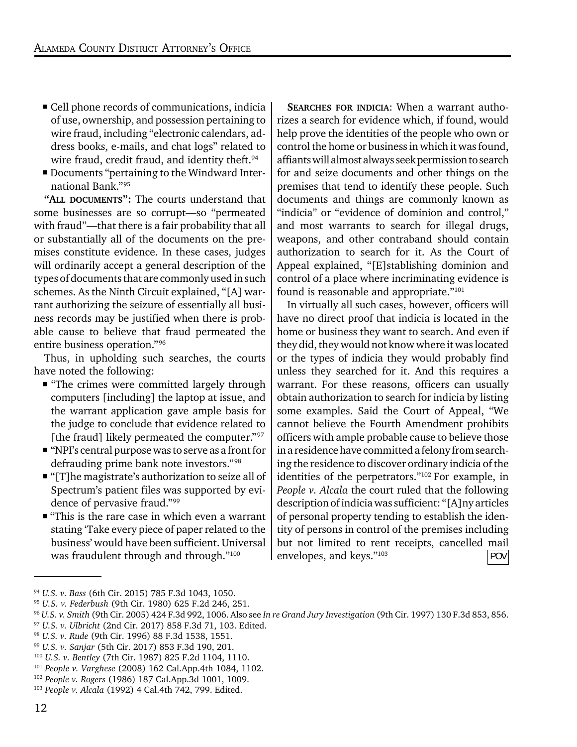- Cell phone records of communications, indicia of use, ownership, and possession pertaining to wire fraud, including "electronic calendars, address books, e-mails, and chat logs" related to wire fraud, credit fraud, and identity theft.[94]
- Documents "pertaining to the Windward International Bank."[95]

**"ALL DOCUMENTS":** The courts understand that some businesses are so corrupt—so "permeated with fraud"—that there is a fair probability that all or substantially all of the documents on the premises constitute evidence. In these cases, judges will ordinarily accept a general description of the types of documents that are commonly used in such schemes. As the Ninth Circuit explained, "[A] warrant authorizing the seizure of essentially all business records may be justified when there is probable cause to believe that fraud permeated the entire business operation."[96]

Thus, in upholding such searches, the courts have noted the following:

- "The crimes were committed largely through computers [including] the laptop at issue, and the warrant application gave ample basis for the judge to conclude that evidence related to [the fraud] likely permeated the computer."[97]
- "NPI's central purpose was to serve as a front for defrauding prime bank note investors."[98]
- "[T]he magistrate's authorization to seize all of Spectrum's patient files was supported by evidence of pervasive fraud."[99]
- "This is the rare case in which even a warrant stating 'Take every piece of paper related to the business' would have been sufficient. Universal was fraudulent through and through."[100]

**SEARCHES FOR INDICIA:** When a warrant authorizes a search for evidence which, if found, would help prove the identities of the people who own or control the home or business in which it was found, affiants will almost always seek permission to search for and seize documents and other things on the premises that tend to identify these people. Such documents and things are commonly known as "indicia" or "evidence of dominion and control," and most warrants to search for illegal drugs, weapons, and other contraband should contain authorization to search for it. As the Court of Appeal explained, "[E]stablishing dominion and control of a place where incriminating evidence is found is reasonable and appropriate."[101]

In virtually all such cases, however, officers will have no direct proof that indicia is located in the home or business they want to search. And even if they did, they would not know where it was located or the types of indicia they would probably find unless they searched for it. And this requires a warrant. For these reasons, officers can usually obtain authorization to search for indicia by listing some examples. Said the Court of Appeal, "We cannot believe the Fourth Amendment prohibits officers with ample probable cause to believe those in a residence have committed a felony from searching the residence to discover ordinary indicia of the identities of the perpetrators."[102] For example, in *People v. Alcala* the court ruled that the following description of indicia was sufficient: "[A]ny articles of personal property tending to establish the identity of persons in control of the premises including but not limited to rent receipts, cancelled mail envelopes, and keys."[103]

---

[94] *U.S. v. Bass* (6th Cir. 2015) 785 F.3d 1043, 1050.

[95] *U.S. v. Federbush* (9th Cir. 1980) 625 F.2d 246, 251.

[96] *U.S. v. Smith* (9th Cir. 2005) 424 F.3d 992, 1006. Also see *In re Grand Jury Investigation* (9th Cir. 1997) 130 F.3d 853, 856.

[97] *U.S. v. Ulbricht* (2nd Cir. 2017) 858 F.3d 71, 103. Edited.

[98] *U.S. v. Rude* (9th Cir. 1996) 88 F.3d 1538, 1551.

[99] *U.S. v. Sanjar* (5th Cir. 2017) 853 F.3d 190, 201.

[100] *U.S. v. Bentley* (7th Cir. 1987) 825 F.2d 1104, 1110.

[101] *People v. Varghese* (2008) 162 Cal.App.4th 1084, 1102.

[102] *People v. Rogers* (1986) 187 Cal.App.3d 1001, 1009.

[103] *People v. Alcala* (1992) 4 Cal.4th 742, 799. Edited.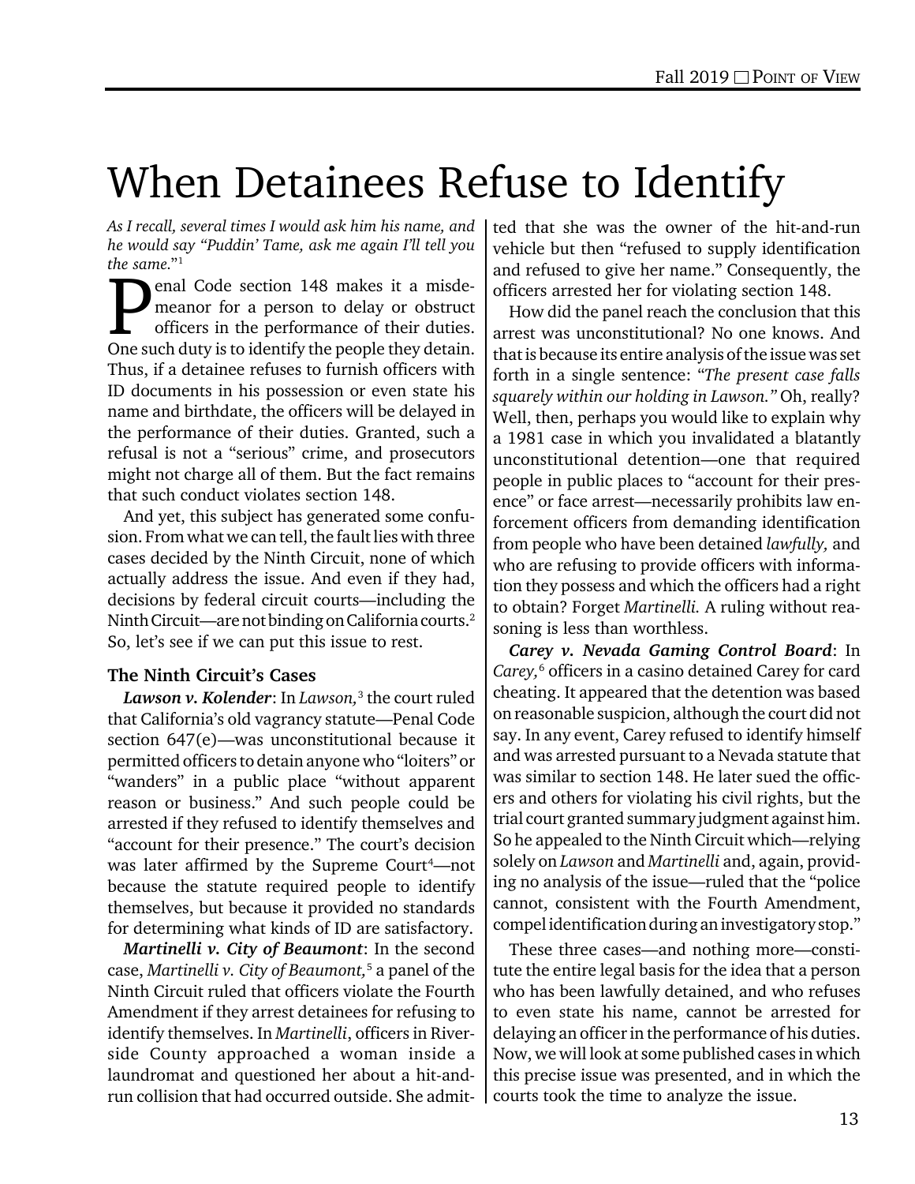# When Detainees Refuse to Identify

*As I recall, several times I would ask him his name, and he would say "Puddin' Tame, ask me again I'll tell you the same."*[1]

Penal Code section 148 makes it a misdemeanor for a person to delay or obstruct officers in the performance of their duties. One such duty is to identify the people they detain. Thus, if a detainee refuses to furnish officers with ID documents in his possession or even state his name and birthdate, the officers will be delayed in the performance of their duties. Granted, such a refusal is not a "serious" crime, and prosecutors might not charge all of them. But the fact remains that such conduct violates section 148.

And yet, this subject has generated some confusion. From what we can tell, the fault lies with three cases decided by the Ninth Circuit, none of which actually address the issue. And even if they had, decisions by federal circuit courts—including the Ninth Circuit—are not binding on California courts.[2] So, let's see if we can put this issue to rest.

### The Ninth Circuit's Cases

***Lawson v. Kolender***: In *Lawson,*[3] the court ruled that California's old vagrancy statute—Penal Code section 647(e)—was unconstitutional because it permitted officers to detain anyone who "loiters" or "wanders" in a public place "without apparent reason or business." And such people could be arrested if they refused to identify themselves and "account for their presence." The court's decision was later affirmed by the Supreme Court[4]—not because the statute required people to identify themselves, but because it provided no standards for determining what kinds of ID are satisfactory.

***Martinelli v. City of Beaumont***: In the second case, *Martinelli v. City of Beaumont,*[5] a panel of the Ninth Circuit ruled that officers violate the Fourth Amendment if they arrest detainees for refusing to identify themselves. In *Martinelli*, officers in Riverside County approached a woman inside a laundromat and questioned her about a hit-and-run collision that had occurred outside. She admitted that she was the owner of the hit-and-run vehicle but then "refused to supply identification and refused to give her name." Consequently, the officers arrested her for violating section 148.

How did the panel reach the conclusion that this arrest was unconstitutional? No one knows. And that is because its entire analysis of the issue was set forth in a single sentence: "*The present case falls squarely within our holding in Lawson.*" Oh, really? Well, then, perhaps you would like to explain why a 1981 case in which you invalidated a blatantly unconstitutional detention—one that required people in public places to "account for their presence" or face arrest—necessarily prohibits law enforcement officers from demanding identification from people who have been detained *lawfully,* and who are refusing to provide officers with information they possess and which the officers had a right to obtain? Forget *Martinelli.* A ruling without reasoning is less than worthless.

***Carey v. Nevada Gaming Control Board***: In *Carey,*[6] officers in a casino detained Carey for card cheating. It appeared that the detention was based on reasonable suspicion, although the court did not say. In any event, Carey refused to identify himself and was arrested pursuant to a Nevada statute that was similar to section 148. He later sued the officers and others for violating his civil rights, but the trial court granted summary judgment against him. So he appealed to the Ninth Circuit which—relying solely on *Lawson* and *Martinelli* and, again, providing no analysis of the issue—ruled that the "police cannot, consistent with the Fourth Amendment, compel identification during an investigatory stop."

These three cases—and nothing more—constitute the entire legal basis for the idea that a person who has been lawfully detained, and who refuses to even state his name, cannot be arrested for delaying an officer in the performance of his duties. Now, we will look at some published cases in which this precise issue was presented, and in which the courts took the time to analyze the issue.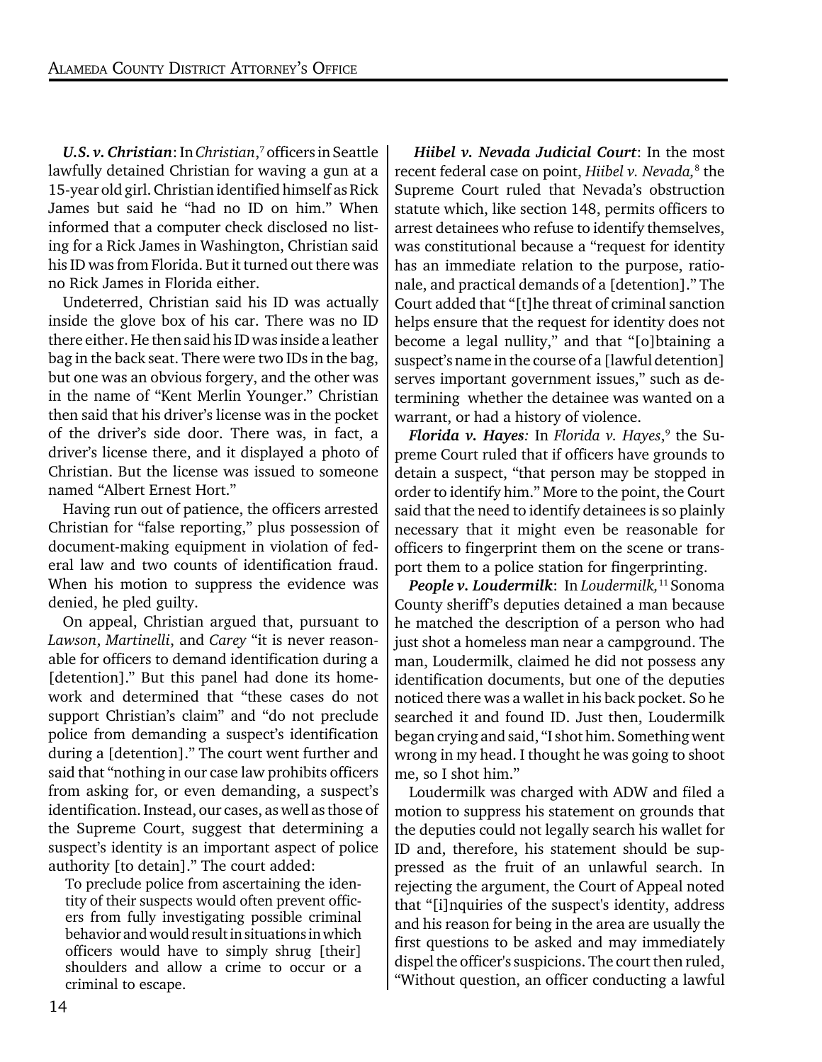***U.S. v. Christian***: In *Christian*,[7] officers in Seattle lawfully detained Christian for waving a gun at a 15-year old girl. Christian identified himself as Rick James but said he "had no ID on him." When informed that a computer check disclosed no listing for a Rick James in Washington, Christian said his ID was from Florida. But it turned out there was no Rick James in Florida either.

Undeterred, Christian said his ID was actually inside the glove box of his car. There was no ID there either. He then said his ID was inside a leather bag in the back seat. There were two IDs in the bag, but one was an obvious forgery, and the other was in the name of "Kent Merlin Younger." Christian then said that his driver's license was in the pocket of the driver's side door. There was, in fact, a driver's license there, and it displayed a photo of Christian. But the license was issued to someone named "Albert Ernest Hort."

Having run out of patience, the officers arrested Christian for "false reporting," plus possession of document-making equipment in violation of federal law and two counts of identification fraud. When his motion to suppress the evidence was denied, he pled guilty.

On appeal, Christian argued that, pursuant to *Lawson*, *Martinelli*, and *Carey* "it is never reasonable for officers to demand identification during a [detention]." But this panel had done its homework and determined that "these cases do not support Christian's claim" and "do not preclude police from demanding a suspect's identification during a [detention]." The court went further and said that "nothing in our case law prohibits officers from asking for, or even demanding, a suspect's identification. Instead, our cases, as well as those of the Supreme Court, suggest that determining a suspect's identity is an important aspect of police authority [to detain]." The court added:

> To preclude police from ascertaining the identity of their suspects would often prevent officers from fully investigating possible criminal behavior and would result in situations in which officers would have to simply shrug [their] shoulders and allow a crime to occur or a criminal to escape.

***Hiibel v. Nevada Judicial Court***: In the most recent federal case on point, *Hiibel v. Nevada,*[8] the Supreme Court ruled that Nevada's obstruction statute which, like section 148, permits officers to arrest detainees who refuse to identify themselves, was constitutional because a "request for identity has an immediate relation to the purpose, rationale, and practical demands of a [detention]." The Court added that "[t]he threat of criminal sanction helps ensure that the request for identity does not become a legal nullity," and that "[o]btaining a suspect's name in the course of a [lawful detention] serves important government issues," such as determining whether the detainee was wanted on a warrant, or had a history of violence.

***Florida v. Hayes:*** In *Florida v. Hayes*,[9] the Supreme Court ruled that if officers have grounds to detain a suspect, "that person may be stopped in order to identify him." More to the point, the Court said that the need to identify detainees is so plainly necessary that it might even be reasonable for officers to fingerprint them on the scene or transport them to a police station for fingerprinting.

***People v. Loudermilk***: In *Loudermilk,*[11] Sonoma County sheriff's deputies detained a man because he matched the description of a person who had just shot a homeless man near a campground. The man, Loudermilk, claimed he did not possess any identification documents, but one of the deputies noticed there was a wallet in his back pocket. So he searched it and found ID. Just then, Loudermilk began crying and said, "I shot him. Something went wrong in my head. I thought he was going to shoot me, so I shot him."

Loudermilk was charged with ADW and filed a motion to suppress his statement on grounds that the deputies could not legally search his wallet for ID and, therefore, his statement should be suppressed as the fruit of an unlawful search. In rejecting the argument, the Court of Appeal noted that "[i]nquiries of the suspect's identity, address and his reason for being in the area are usually the first questions to be asked and may immediately dispel the officer's suspicions. The court then ruled, "Without question, an officer conducting a lawful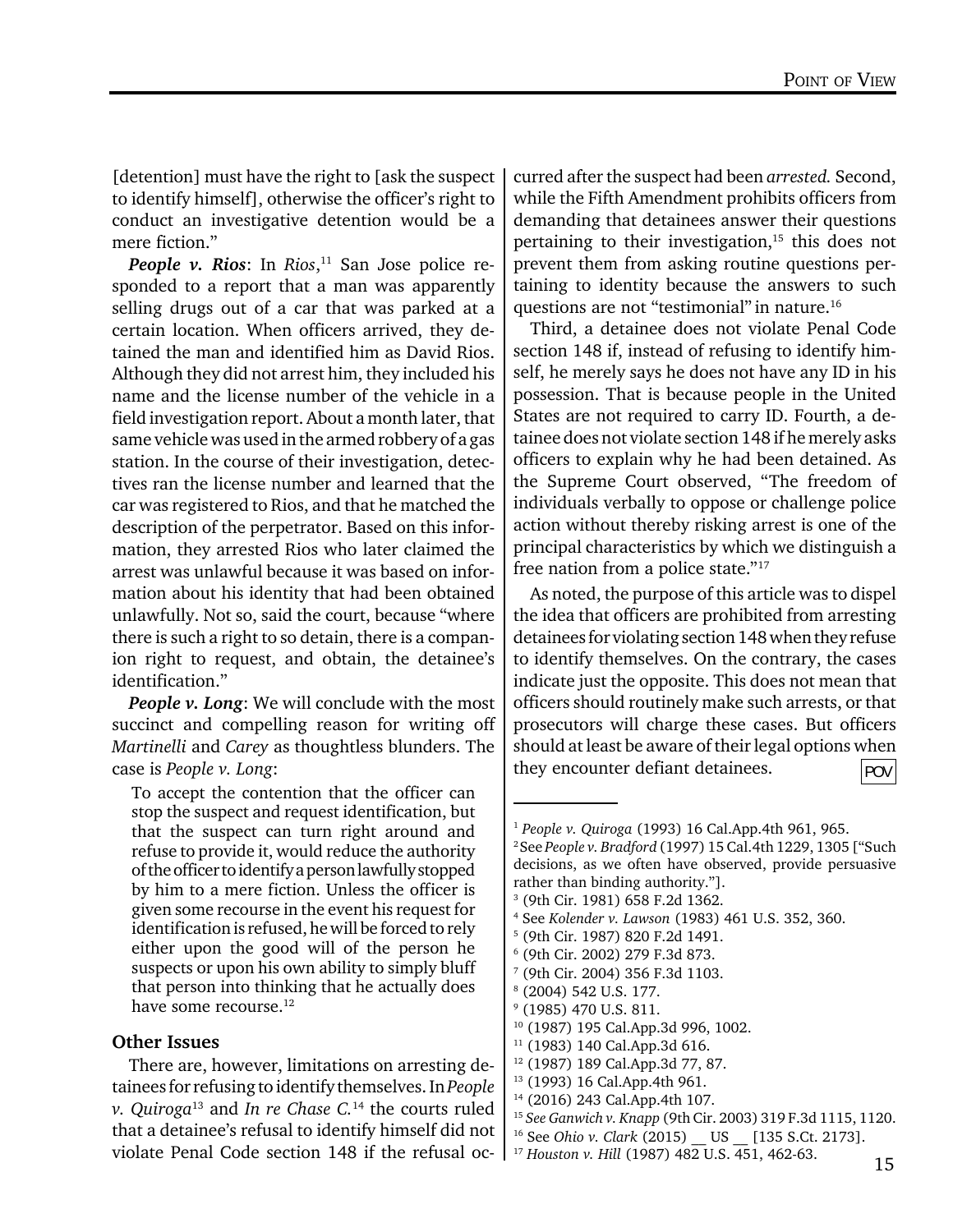[detention] must have the right to [ask the suspect to identify himself], otherwise the officer's right to conduct an investigative detention would be a mere fiction."

***People v. Rios***: In *Rios*,[11] San Jose police responded to a report that a man was apparently selling drugs out of a car that was parked at a certain location. When officers arrived, they detained the man and identified him as David Rios. Although they did not arrest him, they included his name and the license number of the vehicle in a field investigation report. About a month later, that same vehicle was used in the armed robbery of a gas station. In the course of their investigation, detectives ran the license number and learned that the car was registered to Rios, and that he matched the description of the perpetrator. Based on this information, they arrested Rios who later claimed the arrest was unlawful because it was based on information about his identity that had been obtained unlawfully. Not so, said the court, because "where there is such a right to so detain, there is a companion right to request, and obtain, the detainee's identification."

***People v. Long***: We will conclude with the most succinct and compelling reason for writing off *Martinelli* and *Carey* as thoughtless blunders. The case is *People v. Long*:

> To accept the contention that the officer can stop the suspect and request identification, but that the suspect can turn right around and refuse to provide it, would reduce the authority of the officer to identify a person lawfully stopped by him to a mere fiction. Unless the officer is given some recourse in the event his request for identification is refused, he will be forced to rely either upon the good will of the person he suspects or upon his own ability to simply bluff that person into thinking that he actually does have some recourse.[12]

## Other Issues

There are, however, limitations on arresting detainees for refusing to identify themselves. In *People v. Quiroga*[13] and *In re Chase C.*[14] the courts ruled that a detainee's refusal to identify himself did not violate Penal Code section 148 if the refusal occurred after the suspect had been *arrested.* Second, while the Fifth Amendment prohibits officers from demanding that detainees answer their questions pertaining to their investigation,[15] this does not prevent them from asking routine questions pertaining to identity because the answers to such questions are not "testimonial" in nature.[16]

Third, a detainee does not violate Penal Code section 148 if, instead of refusing to identify himself, he merely says he does not have any ID in his possession. That is because people in the United States are not required to carry ID. Fourth, a detainee does not violate section 148 if he merely asks officers to explain why he had been detained. As the Supreme Court observed, "The freedom of individuals verbally to oppose or challenge police action without thereby risking arrest is one of the principal characteristics by which we distinguish a free nation from a police state."[17]

As noted, the purpose of this article was to dispel the idea that officers are prohibited from arresting detainees for violating section 148 when they refuse to identify themselves. On the contrary, the cases indicate just the opposite. This does not mean that officers should routinely make such arrests, or that prosecutors will charge these cases. But officers should at least be aware of their legal options when they encounter defiant detainees. POV

---

[1] *People v. Quiroga* (1993) 16 Cal.App.4th 961, 965.
[2] See *People v. Bradford* (1997) 15 Cal.4th 1229, 1305 ["Such decisions, as we often have observed, provide persuasive rather than binding authority."].
[3] (9th Cir. 1981) 658 F.2d 1362.
[4] See *Kolender v. Lawson* (1983) 461 U.S. 352, 360.
[5] (9th Cir. 1987) 820 F.2d 1491.
[6] (9th Cir. 2002) 279 F.3d 873.
[7] (9th Cir. 2004) 356 F.3d 1103.
[8] (2004) 542 U.S. 177.
[9] (1985) 470 U.S. 811.
[10] (1987) 195 Cal.App.3d 996, 1002.
[11] (1983) 140 Cal.App.3d 616.
[12] (1987) 189 Cal.App.3d 77, 87.
[13] (1993) 16 Cal.App.4th 961.
[14] (2016) 243 Cal.App.4th 107.
[15] *See Ganwich v. Knapp* (9th Cir. 2003) 319 F.3d 1115, 1120.
[16] See *Ohio v. Clark* (2015) __ US __ [135 S.Ct. 2173].
[17] *Houston v. Hill* (1987) 482 U.S. 451, 462-63.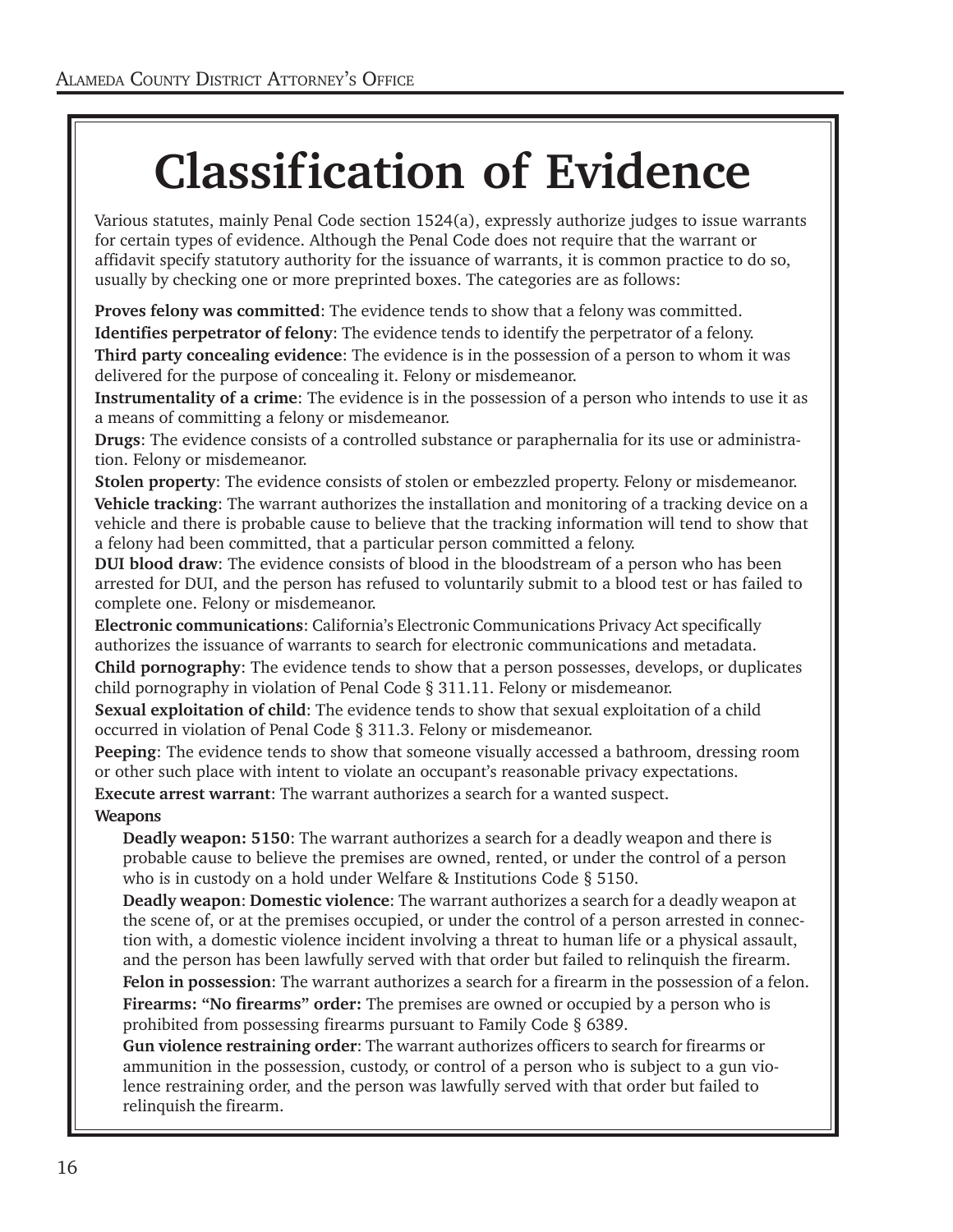# Classification of Evidence

Various statutes, mainly Penal Code section 1524(a), expressly authorize judges to issue warrants for certain types of evidence. Although the Penal Code does not require that the warrant or affidavit specify statutory authority for the issuance of warrants, it is common practice to do so, usually by checking one or more preprinted boxes. The categories are as follows:

**Proves felony was committed**: The evidence tends to show that a felony was committed.

**Identifies perpetrator of felony**: The evidence tends to identify the perpetrator of a felony.

**Third party concealing evidence**: The evidence is in the possession of a person to whom it was delivered for the purpose of concealing it. Felony or misdemeanor.

**Instrumentality of a crime**: The evidence is in the possession of a person who intends to use it as a means of committing a felony or misdemeanor.

**Drugs**: The evidence consists of a controlled substance or paraphernalia for its use or administration. Felony or misdemeanor.

**Stolen property**: The evidence consists of stolen or embezzled property. Felony or misdemeanor.

**Vehicle tracking**: The warrant authorizes the installation and monitoring of a tracking device on a vehicle and there is probable cause to believe that the tracking information will tend to show that a felony had been committed, that a particular person committed a felony.

**DUI blood draw**: The evidence consists of blood in the bloodstream of a person who has been arrested for DUI, and the person has refused to voluntarily submit to a blood test or has failed to complete one. Felony or misdemeanor.

**Electronic communications**: California's Electronic Communications Privacy Act specifically authorizes the issuance of warrants to search for electronic communications and metadata.

**Child pornography**: The evidence tends to show that a person possesses, develops, or duplicates child pornography in violation of Penal Code § 311.11. Felony or misdemeanor.

**Sexual exploitation of child**: The evidence tends to show that sexual exploitation of a child occurred in violation of Penal Code § 311.3. Felony or misdemeanor.

**Peeping**: The evidence tends to show that someone visually accessed a bathroom, dressing room or other such place with intent to violate an occupant's reasonable privacy expectations.

**Execute arrest warrant**: The warrant authorizes a search for a wanted suspect.

**Weapons**

**Deadly weapon: 5150**: The warrant authorizes a search for a deadly weapon and there is probable cause to believe the premises are owned, rented, or under the control of a person who is in custody on a hold under Welfare & Institutions Code § 5150.

**Deadly weapon**: **Domestic violence**: The warrant authorizes a search for a deadly weapon at the scene of, or at the premises occupied, or under the control of a person arrested in connection with, a domestic violence incident involving a threat to human life or a physical assault, and the person has been lawfully served with that order but failed to relinquish the firearm.

**Felon in possession**: The warrant authorizes a search for a firearm in the possession of a felon.

**Firearms: "No firearms" order:** The premises are owned or occupied by a person who is prohibited from possessing firearms pursuant to Family Code § 6389.

**Gun violence restraining order**: The warrant authorizes officers to search for firearms or ammunition in the possession, custody, or control of a person who is subject to a gun violence restraining order, and the person was lawfully served with that order but failed to relinquish the firearm.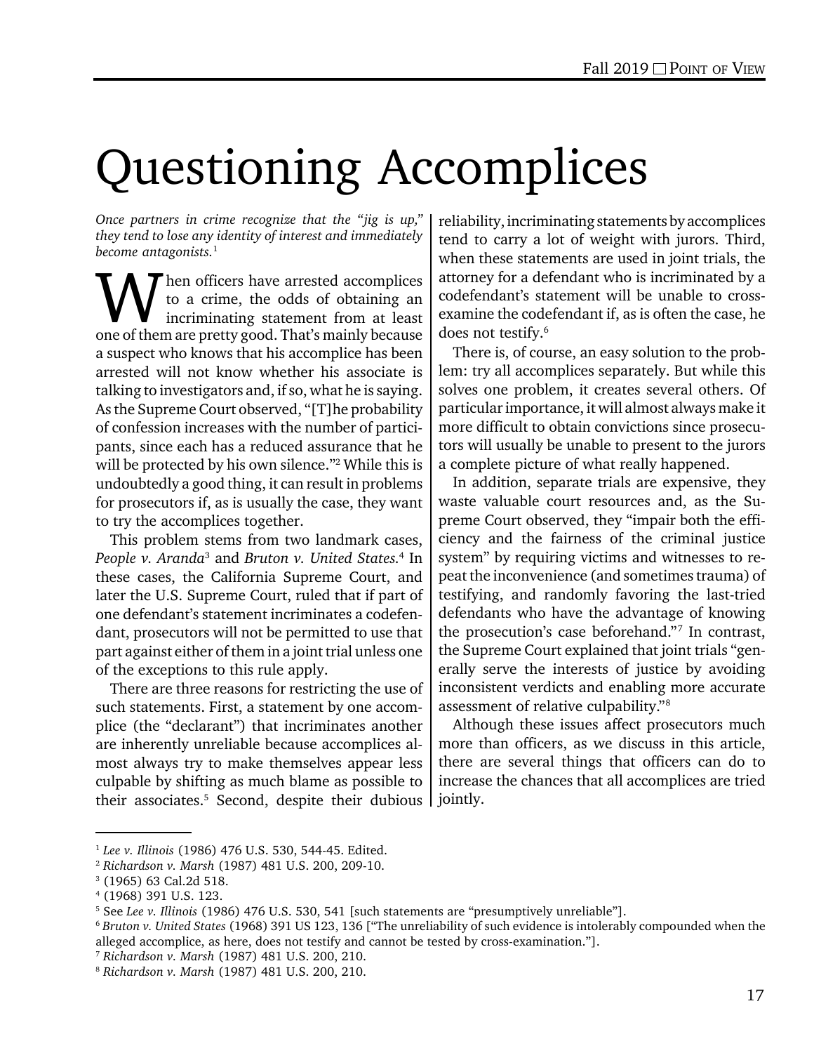# Questioning Accomplices

*Once partners in crime recognize that the "jig is up," they tend to lose any identity of interest and immediately become antagonists.*[1]

When officers have arrested accomplices to a crime, the odds of obtaining an incriminating statement from at least one of them are pretty good. That's mainly because a suspect who knows that his accomplice has been arrested will not know whether his associate is talking to investigators and, if so, what he is saying. As the Supreme Court observed, "[T]he probability of confession increases with the number of participants, since each has a reduced assurance that he will be protected by his own silence."[2] While this is undoubtedly a good thing, it can result in problems for prosecutors if, as is usually the case, they want to try the accomplices together.

This problem stems from two landmark cases, *People v. Aranda*[3] and *Bruton v. United States*.[4] In these cases, the California Supreme Court, and later the U.S. Supreme Court, ruled that if part of one defendant's statement incriminates a codefendant, prosecutors will not be permitted to use that part against either of them in a joint trial unless one of the exceptions to this rule apply.

There are three reasons for restricting the use of such statements. First, a statement by one accomplice (the "declarant") that incriminates another are inherently unreliable because accomplices almost always try to make themselves appear less culpable by shifting as much blame as possible to their associates.[5] Second, despite their dubious reliability, incriminating statements by accomplices tend to carry a lot of weight with jurors. Third, when these statements are used in joint trials, the attorney for a defendant who is incriminated by a codefendant's statement will be unable to cross-examine the codefendant if, as is often the case, he does not testify.[6]

There is, of course, an easy solution to the problem: try all accomplices separately. But while this solves one problem, it creates several others. Of particular importance, it will almost always make it more difficult to obtain convictions since prosecutors will usually be unable to present to the jurors a complete picture of what really happened.

In addition, separate trials are expensive, they waste valuable court resources and, as the Supreme Court observed, they "impair both the efficiency and the fairness of the criminal justice system" by requiring victims and witnesses to repeat the inconvenience (and sometimes trauma) of testifying, and randomly favoring the last-tried defendants who have the advantage of knowing the prosecution's case beforehand."[7] In contrast, the Supreme Court explained that joint trials "generally serve the interests of justice by avoiding inconsistent verdicts and enabling more accurate assessment of relative culpability."[8]

Although these issues affect prosecutors much more than officers, as we discuss in this article, there are several things that officers can do to increase the chances that all accomplices are tried jointly.

---

[1] *Lee v. Illinois* (1986) 476 U.S. 530, 544-45. Edited.
[2] *Richardson v. Marsh* (1987) 481 U.S. 200, 209-10.
[3] (1965) 63 Cal.2d 518.
[4] (1968) 391 U.S. 123.
[5] See *Lee v. Illinois* (1986) 476 U.S. 530, 541 [such statements are "presumptively unreliable"].
[6] *Bruton v. United States* (1968) 391 US 123, 136 ["The unreliability of such evidence is intolerably compounded when the alleged accomplice, as here, does not testify and cannot be tested by cross-examination."].
[7] *Richardson v. Marsh* (1987) 481 U.S. 200, 210.
[8] *Richardson v. Marsh* (1987) 481 U.S. 200, 210.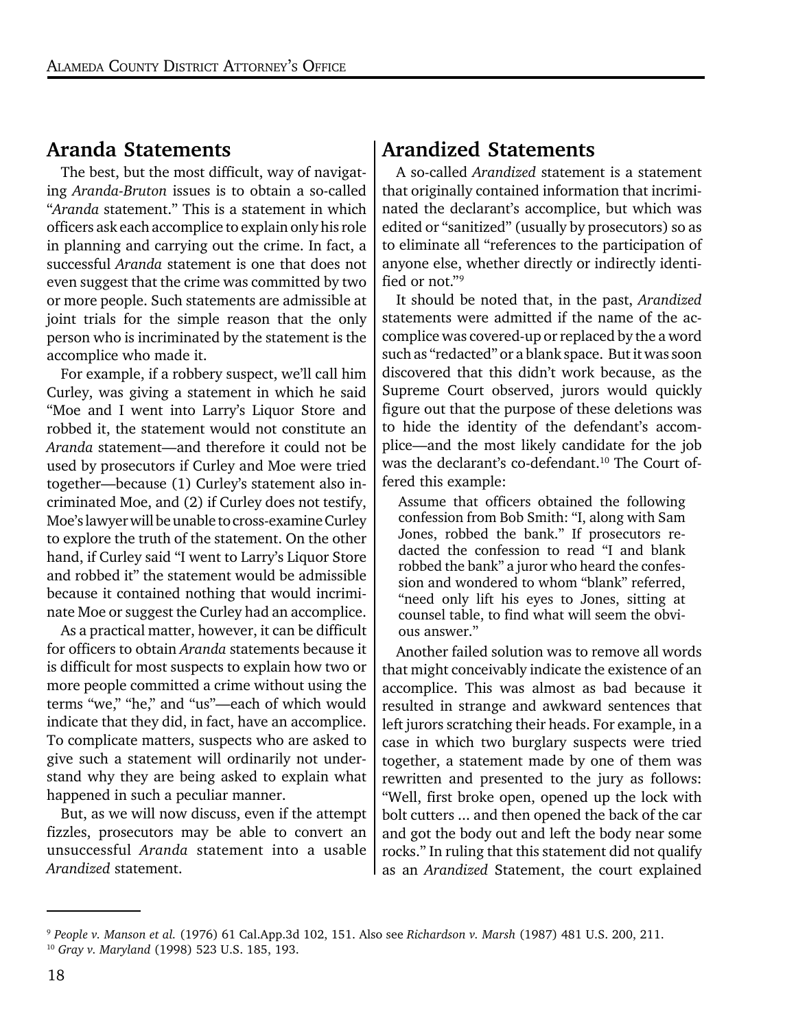## Aranda Statements

The best, but the most difficult, way of navigating *Aranda-Bruton* issues is to obtain a so-called "*Aranda* statement." This is a statement in which officers ask each accomplice to explain only his role in planning and carrying out the crime. In fact, a successful *Aranda* statement is one that does not even suggest that the crime was committed by two or more people. Such statements are admissible at joint trials for the simple reason that the only person who is incriminated by the statement is the accomplice who made it.

For example, if a robbery suspect, we'll call him Curley, was giving a statement in which he said "Moe and I went into Larry's Liquor Store and robbed it, the statement would not constitute an *Aranda* statement—and therefore it could not be used by prosecutors if Curley and Moe were tried together—because (1) Curley's statement also incriminated Moe, and (2) if Curley does not testify, Moe's lawyer will be unable to cross-examine Curley to explore the truth of the statement. On the other hand, if Curley said "I went to Larry's Liquor Store and robbed it" the statement would be admissible because it contained nothing that would incriminate Moe or suggest the Curley had an accomplice.

As a practical matter, however, it can be difficult for officers to obtain *Aranda* statements because it is difficult for most suspects to explain how two or more people committed a crime without using the terms "we," "he," and "us"—each of which would indicate that they did, in fact, have an accomplice. To complicate matters, suspects who are asked to give such a statement will ordinarily not understand why they are being asked to explain what happened in such a peculiar manner.

But, as we will now discuss, even if the attempt fizzles, prosecutors may be able to convert an unsuccessful *Aranda* statement into a usable *Arandized* statement.

## Arandized Statements

A so-called *Arandized* statement is a statement that originally contained information that incriminated the declarant's accomplice, but which was edited or "sanitized" (usually by prosecutors) so as to eliminate all "references to the participation of anyone else, whether directly or indirectly identified or not."[9]

It should be noted that, in the past, *Arandized* statements were admitted if the name of the accomplice was covered-up or replaced by the a word such as "redacted" or a blank space. But it was soon discovered that this didn't work because, as the Supreme Court observed, jurors would quickly figure out that the purpose of these deletions was to hide the identity of the defendant's accomplice—and the most likely candidate for the job was the declarant's co-defendant.[10] The Court offered this example:

> Assume that officers obtained the following confession from Bob Smith: "I, along with Sam Jones, robbed the bank." If prosecutors redacted the confession to read "I and blank robbed the bank" a juror who heard the confession and wondered to whom "blank" referred, "need only lift his eyes to Jones, sitting at counsel table, to find what will seem the obvious answer."

Another failed solution was to remove all words that might conceivably indicate the existence of an accomplice. This was almost as bad because it resulted in strange and awkward sentences that left jurors scratching their heads. For example, in a case in which two burglary suspects were tried together, a statement made by one of them was rewritten and presented to the jury as follows: "Well, first broke open, opened up the lock with bolt cutters ... and then opened the back of the car and got the body out and left the body near some rocks." In ruling that this statement did not qualify as an *Arandized* Statement, the court explained

---

[9] *People v. Manson et al.* (1976) 61 Cal.App.3d 102, 151. Also see *Richardson v. Marsh* (1987) 481 U.S. 200, 211.

[10] *Gray v. Maryland* (1998) 523 U.S. 185, 193.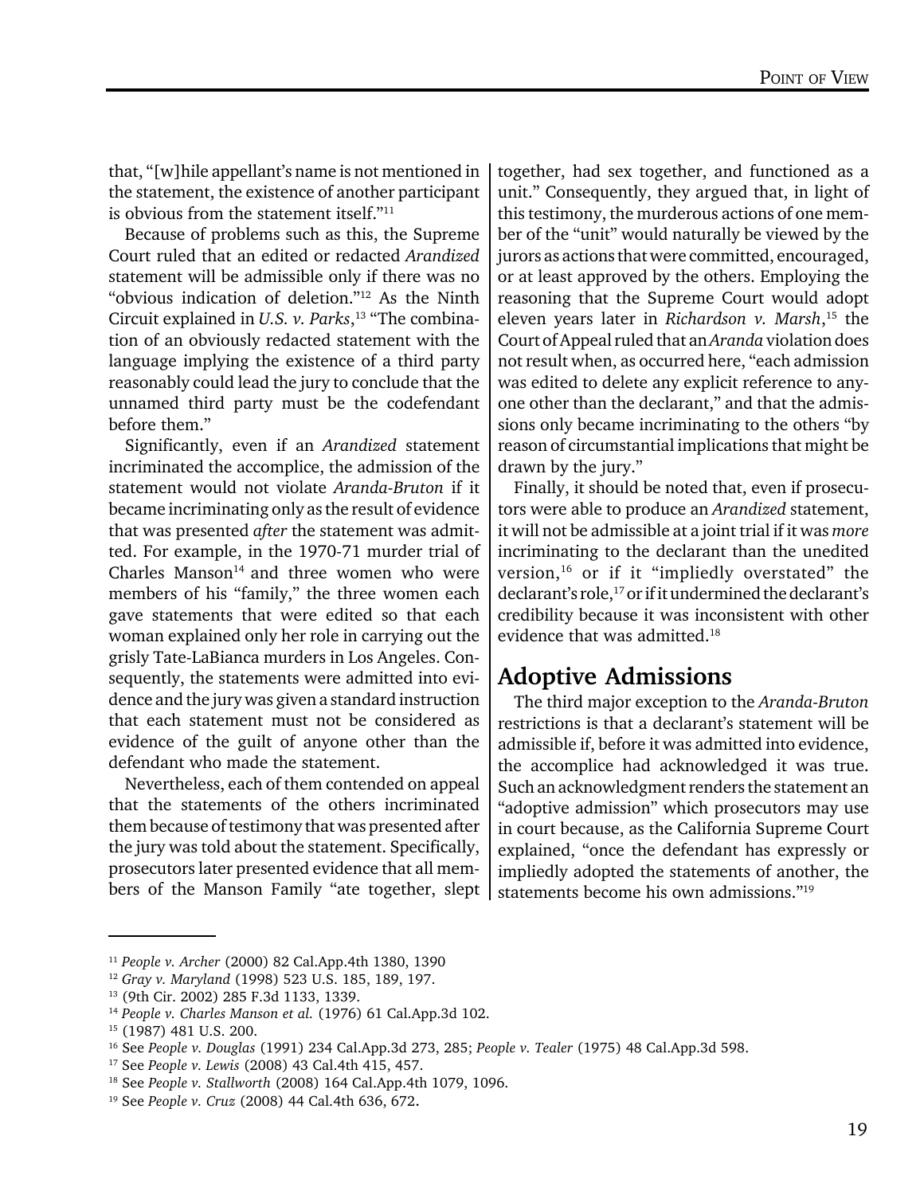that, "[w]hile appellant's name is not mentioned in the statement, the existence of another participant is obvious from the statement itself."[11]

Because of problems such as this, the Supreme Court ruled that an edited or redacted *Arandized* statement will be admissible only if there was no "obvious indication of deletion."[12] As the Ninth Circuit explained in *U.S. v. Parks*,[13] "The combination of an obviously redacted statement with the language implying the existence of a third party reasonably could lead the jury to conclude that the unnamed third party must be the codefendant before them."

Significantly, even if an *Arandized* statement incriminated the accomplice, the admission of the statement would not violate *Aranda-Bruton* if it became incriminating only as the result of evidence that was presented *after* the statement was admitted. For example, in the 1970-71 murder trial of Charles Manson[14] and three women who were members of his "family," the three women each gave statements that were edited so that each woman explained only her role in carrying out the grisly Tate-LaBianca murders in Los Angeles. Consequently, the statements were admitted into evidence and the jury was given a standard instruction that each statement must not be considered as evidence of the guilt of anyone other than the defendant who made the statement.

Nevertheless, each of them contended on appeal that the statements of the others incriminated them because of testimony that was presented after the jury was told about the statement. Specifically, prosecutors later presented evidence that all members of the Manson Family "ate together, slept together, had sex together, and functioned as a unit." Consequently, they argued that, in light of this testimony, the murderous actions of one member of the "unit" would naturally be viewed by the jurors as actions that were committed, encouraged, or at least approved by the others. Employing the reasoning that the Supreme Court would adopt eleven years later in *Richardson v. Marsh*,[15] the Court of Appeal ruled that an *Aranda* violation does not result when, as occurred here, "each admission was edited to delete any explicit reference to anyone other than the declarant," and that the admissions only became incriminating to the others "by reason of circumstantial implications that might be drawn by the jury."

Finally, it should be noted that, even if prosecutors were able to produce an *Arandized* statement, it will not be admissible at a joint trial if it was *more* incriminating to the declarant than the unedited version,[16] or if it "impliedly overstated" the declarant's role,[17] or if it undermined the declarant's credibility because it was inconsistent with other evidence that was admitted.[18]

## Adoptive Admissions

The third major exception to the *Aranda-Bruton* restrictions is that a declarant's statement will be admissible if, before it was admitted into evidence, the accomplice had acknowledged it was true. Such an acknowledgment renders the statement an "adoptive admission" which prosecutors may use in court because, as the California Supreme Court explained, "once the defendant has expressly or impliedly adopted the statements of another, the statements become his own admissions."[19]

---

[11] *People v. Archer* (2000) 82 Cal.App.4th 1380, 1390

[12] *Gray v. Maryland* (1998) 523 U.S. 185, 189, 197.

[13] (9th Cir. 2002) 285 F.3d 1133, 1339.

[14] *People v. Charles Manson et al.* (1976) 61 Cal.App.3d 102.

[15] (1987) 481 U.S. 200.

[16] See *People v. Douglas* (1991) 234 Cal.App.3d 273, 285; *People v. Tealer* (1975) 48 Cal.App.3d 598.

[17] See *People v. Lewis* (2008) 43 Cal.4th 415, 457.

[18] See *People v. Stallworth* (2008) 164 Cal.App.4th 1079, 1096.

[19] See *People v. Cruz* (2008) 44 Cal.4th 636, 672.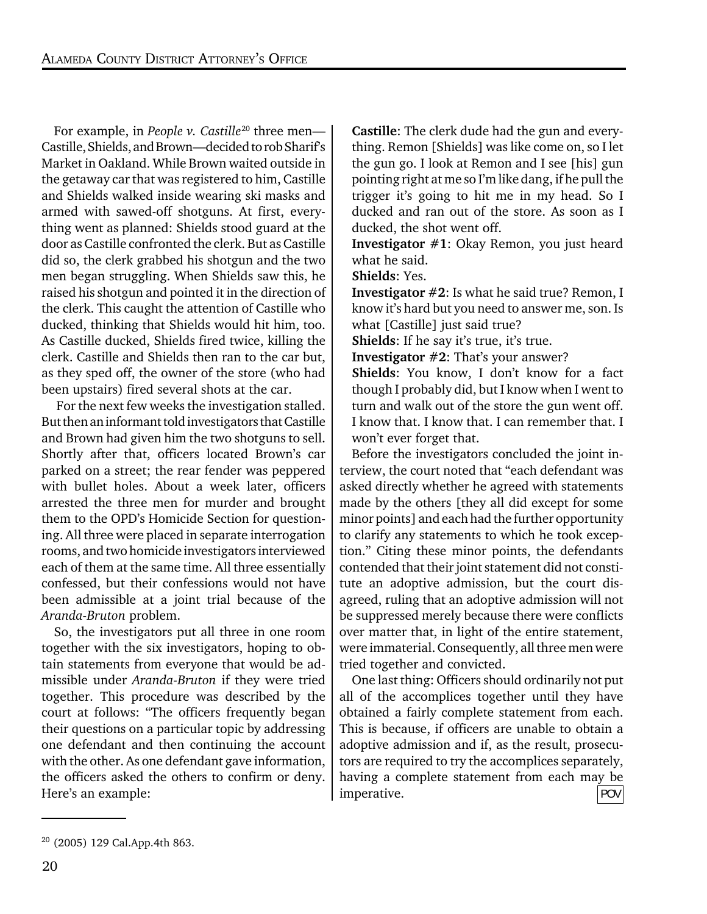For example, in *People v. Castille*[20] three men—Castille, Shields, and Brown—decided to rob Sharif's Market in Oakland. While Brown waited outside in the getaway car that was registered to him, Castille and Shields walked inside wearing ski masks and armed with sawed-off shotguns. At first, everything went as planned: Shields stood guard at the door as Castille confronted the clerk. But as Castille did so, the clerk grabbed his shotgun and the two men began struggling. When Shields saw this, he raised his shotgun and pointed it in the direction of the clerk. This caught the attention of Castille who ducked, thinking that Shields would hit him, too. As Castille ducked, Shields fired twice, killing the clerk. Castille and Shields then ran to the car but, as they sped off, the owner of the store (who had been upstairs) fired several shots at the car.

For the next few weeks the investigation stalled. But then an informant told investigators that Castille and Brown had given him the two shotguns to sell. Shortly after that, officers located Brown's car parked on a street; the rear fender was peppered with bullet holes. About a week later, officers arrested the three men for murder and brought them to the OPD's Homicide Section for questioning. All three were placed in separate interrogation rooms, and two homicide investigators interviewed each of them at the same time. All three essentially confessed, but their confessions would not have been admissible at a joint trial because of the *Aranda-Bruton* problem.

So, the investigators put all three in one room together with the six investigators, hoping to obtain statements from everyone that would be admissible under *Aranda-Bruton* if they were tried together. This procedure was described by the court at follows: "The officers frequently began their questions on a particular topic by addressing one defendant and then continuing the account with the other. As one defendant gave information, the officers asked the others to confirm or deny. Here's an example:

**Castille**: The clerk dude had the gun and everything. Remon [Shields] was like come on, so I let the gun go. I look at Remon and I see [his] gun pointing right at me so I'm like dang, if he pull the trigger it's going to hit me in my head. So I ducked and ran out of the store. As soon as I ducked, the shot went off.

**Investigator #1**: Okay Remon, you just heard what he said.

**Shields**: Yes.

**Investigator #2**: Is what he said true? Remon, I know it's hard but you need to answer me, son. Is what [Castille] just said true?

**Shields**: If he say it's true, it's true.

**Investigator #2**: That's your answer?

**Shields**: You know, I don't know for a fact though I probably did, but I know when I went to turn and walk out of the store the gun went off. I know that. I know that. I can remember that. I won't ever forget that.

Before the investigators concluded the joint interview, the court noted that "each defendant was asked directly whether he agreed with statements made by the others [they all did except for some minor points] and each had the further opportunity to clarify any statements to which he took exception." Citing these minor points, the defendants contended that their joint statement did not constitute an adoptive admission, but the court disagreed, ruling that an adoptive admission will not be suppressed merely because there were conflicts over matter that, in light of the entire statement, were immaterial. Consequently, all three men were tried together and convicted.

One last thing: Officers should ordinarily not put all of the accomplices together until they have obtained a fairly complete statement from each. This is because, if officers are unable to obtain a adoptive admission and if, as the result, prosecutors are required to try the accomplices separately, having a complete statement from each may be imperative. POV

---

[20] (2005) 129 Cal.App.4th 863.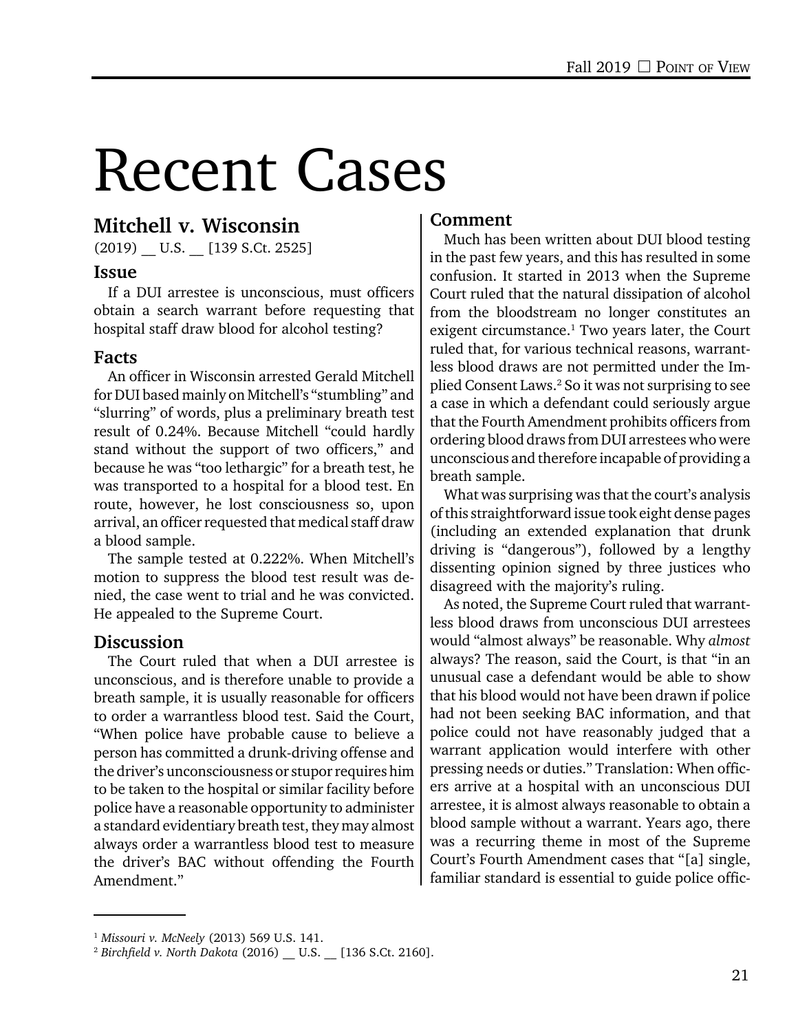# Recent Cases

## Mitchell v. Wisconsin

(2019) __ U.S. __ [139 S.Ct. 2525]

### Issue

If a DUI arrestee is unconscious, must officers obtain a search warrant before requesting that hospital staff draw blood for alcohol testing?

### Facts

An officer in Wisconsin arrested Gerald Mitchell for DUI based mainly on Mitchell's "stumbling" and "slurring" of words, plus a preliminary breath test result of 0.24%. Because Mitchell "could hardly stand without the support of two officers," and because he was "too lethargic" for a breath test, he was transported to a hospital for a blood test. En route, however, he lost consciousness so, upon arrival, an officer requested that medical staff draw a blood sample.

The sample tested at 0.222%. When Mitchell's motion to suppress the blood test result was denied, the case went to trial and he was convicted. He appealed to the Supreme Court.

### Discussion

The Court ruled that when a DUI arrestee is unconscious, and is therefore unable to provide a breath sample, it is usually reasonable for officers to order a warrantless blood test. Said the Court, "When police have probable cause to believe a person has committed a drunk-driving offense and the driver's unconsciousness or stupor requires him to be taken to the hospital or similar facility before police have a reasonable opportunity to administer a standard evidentiary breath test, they may almost always order a warrantless blood test to measure the driver's BAC without offending the Fourth Amendment."

### Comment

Much has been written about DUI blood testing in the past few years, and this has resulted in some confusion. It started in 2013 when the Supreme Court ruled that the natural dissipation of alcohol from the bloodstream no longer constitutes an exigent circumstance.[1] Two years later, the Court ruled that, for various technical reasons, warrantless blood draws are not permitted under the Implied Consent Laws.[2] So it was not surprising to see a case in which a defendant could seriously argue that the Fourth Amendment prohibits officers from ordering blood draws from DUI arrestees who were unconscious and therefore incapable of providing a breath sample.

What was surprising was that the court's analysis of this straightforward issue took eight dense pages (including an extended explanation that drunk driving is "dangerous"), followed by a lengthy dissenting opinion signed by three justices who disagreed with the majority's ruling.

As noted, the Supreme Court ruled that warrantless blood draws from unconscious DUI arrestees would "almost always" be reasonable. Why *almost* always? The reason, said the Court, is that "in an unusual case a defendant would be able to show that his blood would not have been drawn if police had not been seeking BAC information, and that police could not have reasonably judged that a warrant application would interfere with other pressing needs or duties." Translation: When officers arrive at a hospital with an unconscious DUI arrestee, it is almost always reasonable to obtain a blood sample without a warrant. Years ago, there was a recurring theme in most of the Supreme Court's Fourth Amendment cases that "[a] single, familiar standard is essential to guide police offic-

---

[1] *Missouri v. McNeely* (2013) 569 U.S. 141.

[2] *Birchfield v. North Dakota* (2016) __ U.S. __ [136 S.Ct. 2160].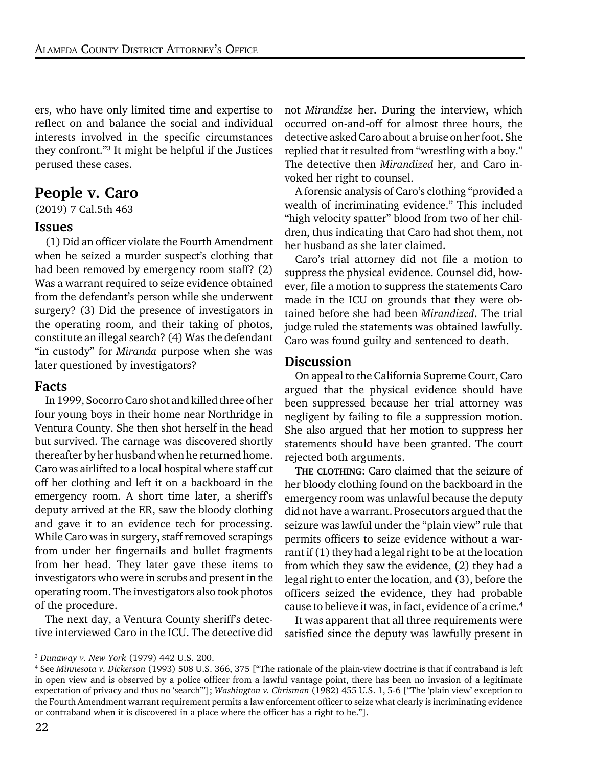ers, who have only limited time and expertise to reflect on and balance the social and individual interests involved in the specific circumstances they confront."[3] It might be helpful if the Justices perused these cases.

## People v. Caro

(2019) 7 Cal.5th 463

### Issues

(1) Did an officer violate the Fourth Amendment when he seized a murder suspect's clothing that had been removed by emergency room staff? (2) Was a warrant required to seize evidence obtained from the defendant's person while she underwent surgery? (3) Did the presence of investigators in the operating room, and their taking of photos, constitute an illegal search? (4) Was the defendant "in custody" for *Miranda* purpose when she was later questioned by investigators?

### Facts

In 1999, Socorro Caro shot and killed three of her four young boys in their home near Northridge in Ventura County. She then shot herself in the head but survived. The carnage was discovered shortly thereafter by her husband when he returned home. Caro was airlifted to a local hospital where staff cut off her clothing and left it on a backboard in the emergency room. A short time later, a sheriff's deputy arrived at the ER, saw the bloody clothing and gave it to an evidence tech for processing. While Caro was in surgery, staff removed scrapings from under her fingernails and bullet fragments from her head. They later gave these items to investigators who were in scrubs and present in the operating room. The investigators also took photos of the procedure.

The next day, a Ventura County sheriff's detective interviewed Caro in the ICU. The detective did not *Mirandize* her. During the interview, which occurred on-and-off for almost three hours, the detective asked Caro about a bruise on her foot. She replied that it resulted from "wrestling with a boy." The detective then *Mirandized* her, and Caro invoked her right to counsel.

A forensic analysis of Caro's clothing "provided a wealth of incriminating evidence." This included "high velocity spatter" blood from two of her children, thus indicating that Caro had shot them, not her husband as she later claimed.

Caro's trial attorney did not file a motion to suppress the physical evidence. Counsel did, however, file a motion to suppress the statements Caro made in the ICU on grounds that they were obtained before she had been *Mirandized*. The trial judge ruled the statements was obtained lawfully. Caro was found guilty and sentenced to death.

### Discussion

On appeal to the California Supreme Court, Caro argued that the physical evidence should have been suppressed because her trial attorney was negligent by failing to file a suppression motion. She also argued that her motion to suppress her statements should have been granted. The court rejected both arguments.

**THE CLOTHING**: Caro claimed that the seizure of her bloody clothing found on the backboard in the emergency room was unlawful because the deputy did not have a warrant. Prosecutors argued that the seizure was lawful under the "plain view" rule that permits officers to seize evidence without a warrant if (1) they had a legal right to be at the location from which they saw the evidence, (2) they had a legal right to enter the location, and (3), before the officers seized the evidence, they had probable cause to believe it was, in fact, evidence of a crime.[4]

It was apparent that all three requirements were satisfied since the deputy was lawfully present in

---

[3] *Dunaway v. New York* (1979) 442 U.S. 200.

[4] See *Minnesota v. Dickerson* (1993) 508 U.S. 366, 375 ["The rationale of the plain-view doctrine is that if contraband is left in open view and is observed by a police officer from a lawful vantage point, there has been no invasion of a legitimate expectation of privacy and thus no 'search'"]; *Washington v. Chrisman* (1982) 455 U.S. 1, 5-6 ["The 'plain view' exception to the Fourth Amendment warrant requirement permits a law enforcement officer to seize what clearly is incriminating evidence or contraband when it is discovered in a place where the officer has a right to be."].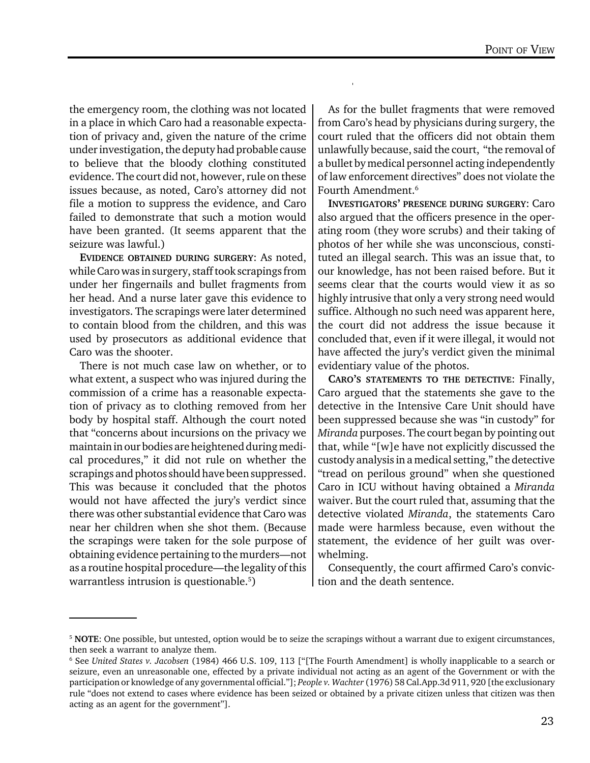the emergency room, the clothing was not located in a place in which Caro had a reasonable expectation of privacy and, given the nature of the crime under investigation, the deputy had probable cause to believe that the bloody clothing constituted evidence. The court did not, however, rule on these issues because, as noted, Caro's attorney did not file a motion to suppress the evidence, and Caro failed to demonstrate that such a motion would have been granted. (It seems apparent that the seizure was lawful.)

**EVIDENCE OBTAINED DURING SURGERY**: As noted, while Caro was in surgery, staff took scrapings from under her fingernails and bullet fragments from her head. And a nurse later gave this evidence to investigators. The scrapings were later determined to contain blood from the children, and this was used by prosecutors as additional evidence that Caro was the shooter.

There is not much case law on whether, or to what extent, a suspect who was injured during the commission of a crime has a reasonable expectation of privacy as to clothing removed from her body by hospital staff. Although the court noted that "concerns about incursions on the privacy we maintain in our bodies are heightened during medical procedures," it did not rule on whether the scrapings and photos should have been suppressed. This was because it concluded that the photos would not have affected the jury's verdict since there was other substantial evidence that Caro was near her children when she shot them. (Because the scrapings were taken for the sole purpose of obtaining evidence pertaining to the murders—not as a routine hospital procedure—the legality of this warrantless intrusion is questionable.[5])

As for the bullet fragments that were removed from Caro's head by physicians during surgery, the court ruled that the officers did not obtain them unlawfully because, said the court, "the removal of a bullet by medical personnel acting independently of law enforcement directives" does not violate the Fourth Amendment.[6]

**INVESTIGATORS' PRESENCE DURING SURGERY**: Caro also argued that the officers presence in the operating room (they wore scrubs) and their taking of photos of her while she was unconscious, constituted an illegal search. This was an issue that, to our knowledge, has not been raised before. But it seems clear that the courts would view it as so highly intrusive that only a very strong need would suffice. Although no such need was apparent here, the court did not address the issue because it concluded that, even if it were illegal, it would not have affected the jury's verdict given the minimal evidentiary value of the photos.

**CARO'S STATEMENTS TO THE DETECTIVE**: Finally, Caro argued that the statements she gave to the detective in the Intensive Care Unit should have been suppressed because she was "in custody" for *Miranda* purposes. The court began by pointing out that, while "[w]e have not explicitly discussed the custody analysis in a medical setting," the detective "tread on perilous ground" when she questioned Caro in ICU without having obtained a *Miranda* waiver. But the court ruled that, assuming that the detective violated *Miranda*, the statements Caro made were harmless because, even without the statement, the evidence of her guilt was overwhelming.

Consequently, the court affirmed Caro's conviction and the death sentence.

---

[5] **NOTE**: One possible, but untested, option would be to seize the scrapings without a warrant due to exigent circumstances, then seek a warrant to analyze them.

[6] See *United States v. Jacobsen* (1984) 466 U.S. 109, 113 ["[The Fourth Amendment] is wholly inapplicable to a search or seizure, even an unreasonable one, effected by a private individual not acting as an agent of the Government or with the participation or knowledge of any governmental official."]; *People v. Wachter* (1976) 58 Cal.App.3d 911, 920 [the exclusionary rule "does not extend to cases where evidence has been seized or obtained by a private citizen unless that citizen was then acting as an agent for the government"].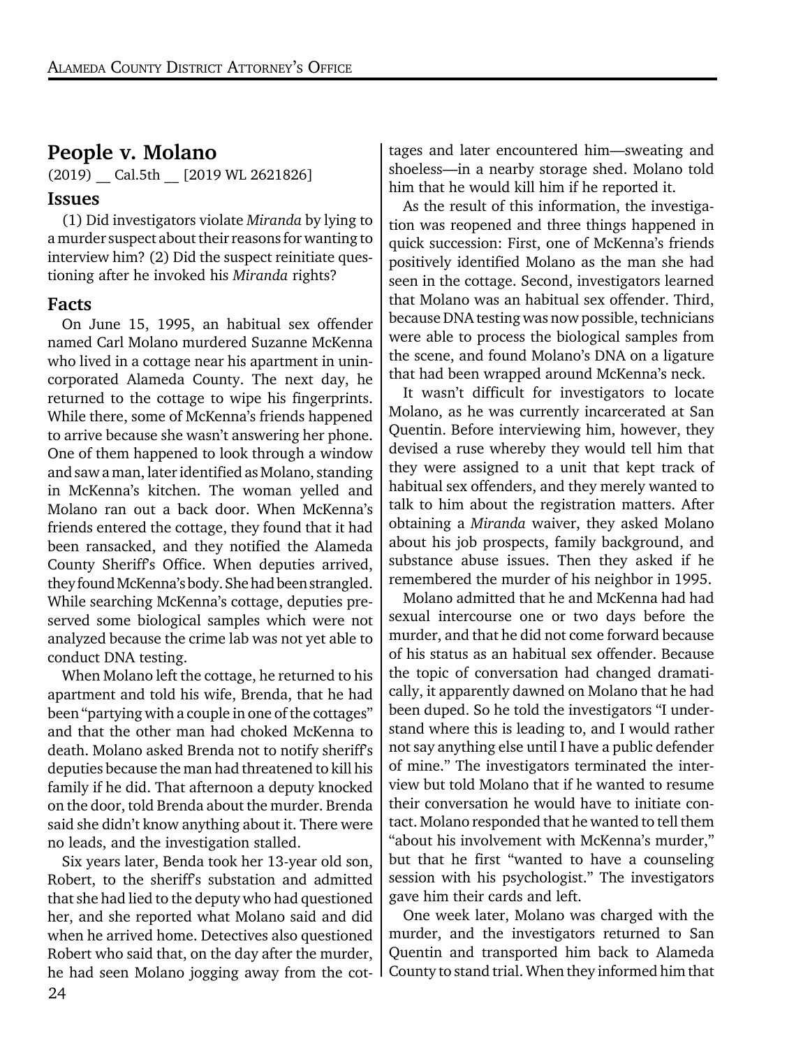## People v. Molano

(2019) __ Cal.5th __ [2019 WL 2621826]

### Issues

(1) Did investigators violate *Miranda* by lying to a murder suspect about their reasons for wanting to interview him? (2) Did the suspect reinitiate questioning after he invoked his *Miranda* rights?

### Facts

On June 15, 1995, an habitual sex offender named Carl Molano murdered Suzanne McKenna who lived in a cottage near his apartment in unincorporated Alameda County. The next day, he returned to the cottage to wipe his fingerprints. While there, some of McKenna's friends happened to arrive because she wasn't answering her phone. One of them happened to look through a window and saw a man, later identified as Molano, standing in McKenna's kitchen. The woman yelled and Molano ran out a back door. When McKenna's friends entered the cottage, they found that it had been ransacked, and they notified the Alameda County Sheriff's Office. When deputies arrived, they found McKenna's body. She had been strangled. While searching McKenna's cottage, deputies preserved some biological samples which were not analyzed because the crime lab was not yet able to conduct DNA testing.

When Molano left the cottage, he returned to his apartment and told his wife, Brenda, that he had been "partying with a couple in one of the cottages" and that the other man had choked McKenna to death. Molano asked Brenda not to notify sheriff's deputies because the man had threatened to kill his family if he did. That afternoon a deputy knocked on the door, told Brenda about the murder. Brenda said she didn't know anything about it. There were no leads, and the investigation stalled.

Six years later, Benda took her 13-year old son, Robert, to the sheriff's substation and admitted that she had lied to the deputy who had questioned her, and she reported what Molano said and did when he arrived home. Detectives also questioned Robert who said that, on the day after the murder, he had seen Molano jogging away from the cottages and later encountered him—sweating and shoeless—in a nearby storage shed. Molano told him that he would kill him if he reported it.

As the result of this information, the investigation was reopened and three things happened in quick succession: First, one of McKenna's friends positively identified Molano as the man she had seen in the cottage. Second, investigators learned that Molano was an habitual sex offender. Third, because DNA testing was now possible, technicians were able to process the biological samples from the scene, and found Molano's DNA on a ligature that had been wrapped around McKenna's neck.

It wasn't difficult for investigators to locate Molano, as he was currently incarcerated at San Quentin. Before interviewing him, however, they devised a ruse whereby they would tell him that they were assigned to a unit that kept track of habitual sex offenders, and they merely wanted to talk to him about the registration matters. After obtaining a *Miranda* waiver, they asked Molano about his job prospects, family background, and substance abuse issues. Then they asked if he remembered the murder of his neighbor in 1995.

Molano admitted that he and McKenna had had sexual intercourse one or two days before the murder, and that he did not come forward because of his status as an habitual sex offender. Because the topic of conversation had changed dramatically, it apparently dawned on Molano that he had been duped. So he told the investigators "I understand where this is leading to, and I would rather not say anything else until I have a public defender of mine." The investigators terminated the interview but told Molano that if he wanted to resume their conversation he would have to initiate contact. Molano responded that he wanted to tell them "about his involvement with McKenna's murder," but that he first "wanted to have a counseling session with his psychologist." The investigators gave him their cards and left.

One week later, Molano was charged with the murder, and the investigators returned to San Quentin and transported him back to Alameda County to stand trial. When they informed him that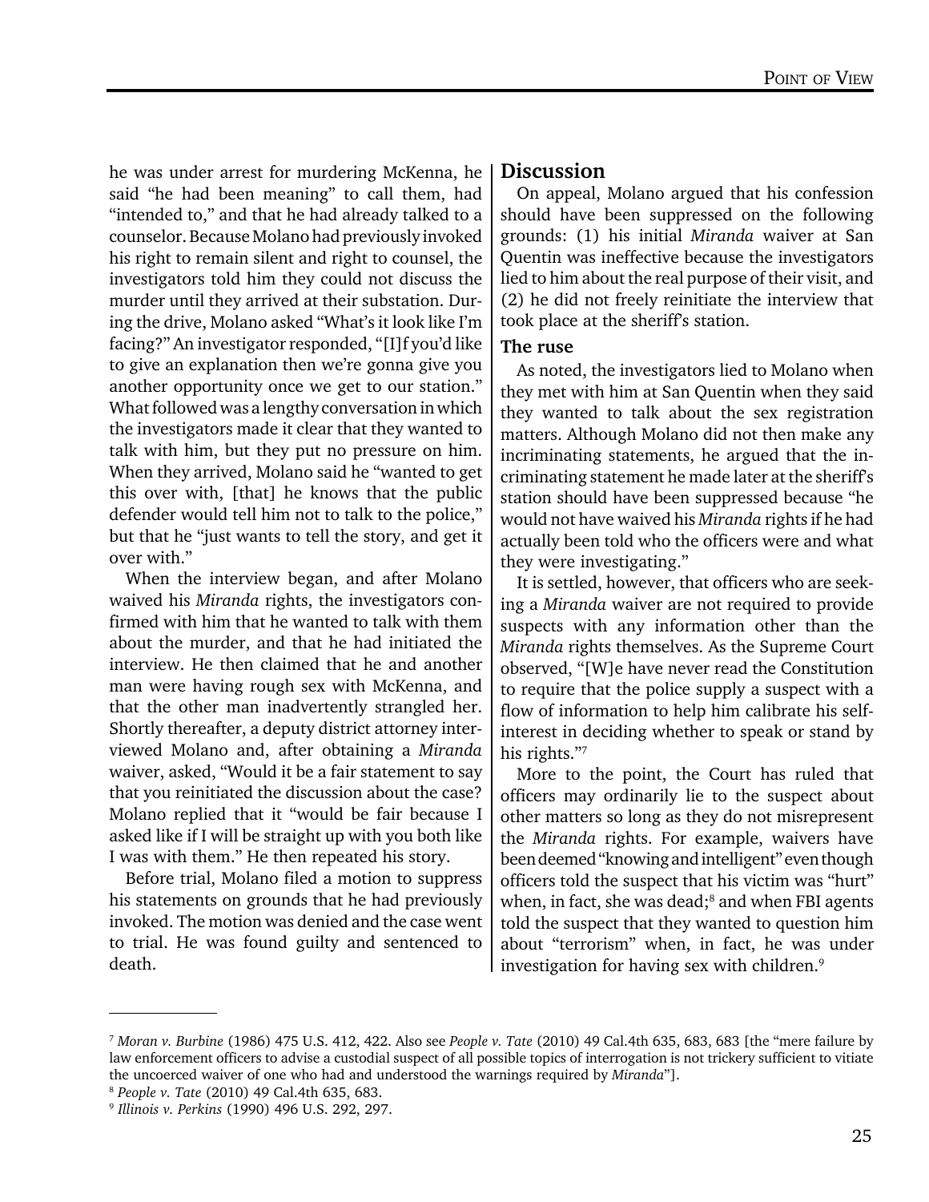he was under arrest for murdering McKenna, he said "he had been meaning" to call them, had "intended to," and that he had already talked to a counselor. Because Molano had previously invoked his right to remain silent and right to counsel, the investigators told him they could not discuss the murder until they arrived at their substation. During the drive, Molano asked "What's it look like I'm facing?" An investigator responded, "[I]f you'd like to give an explanation then we're gonna give you another opportunity once we get to our station." What followed was a lengthy conversation in which the investigators made it clear that they wanted to talk with him, but they put no pressure on him. When they arrived, Molano said he "wanted to get this over with, [that] he knows that the public defender would tell him not to talk to the police," but that he "just wants to tell the story, and get it over with."

When the interview began, and after Molano waived his *Miranda* rights, the investigators confirmed with him that he wanted to talk with them about the murder, and that he had initiated the interview. He then claimed that he and another man were having rough sex with McKenna, and that the other man inadvertently strangled her. Shortly thereafter, a deputy district attorney interviewed Molano and, after obtaining a *Miranda* waiver, asked, "Would it be a fair statement to say that you reinitiated the discussion about the case? Molano replied that it "would be fair because I asked like if I will be straight up with you both like I was with them." He then repeated his story.

Before trial, Molano filed a motion to suppress his statements on grounds that he had previously invoked. The motion was denied and the case went to trial. He was found guilty and sentenced to death.

## Discussion

On appeal, Molano argued that his confession should have been suppressed on the following grounds: (1) his initial *Miranda* waiver at San Quentin was ineffective because the investigators lied to him about the real purpose of their visit, and (2) he did not freely reinitiate the interview that took place at the sheriff's station.

### The ruse

As noted, the investigators lied to Molano when they met with him at San Quentin when they said they wanted to talk about the sex registration matters. Although Molano did not then make any incriminating statements, he argued that the incriminating statement he made later at the sheriff's station should have been suppressed because "he would not have waived his *Miranda* rights if he had actually been told who the officers were and what they were investigating."

It is settled, however, that officers who are seeking a *Miranda* waiver are not required to provide suspects with any information other than the *Miranda* rights themselves. As the Supreme Court observed, "[W]e have never read the Constitution to require that the police supply a suspect with a flow of information to help him calibrate his self-interest in deciding whether to speak or stand by his rights."[7]

More to the point, the Court has ruled that officers may ordinarily lie to the suspect about other matters so long as they do not misrepresent the *Miranda* rights. For example, waivers have been deemed "knowing and intelligent" even though officers told the suspect that his victim was "hurt" when, in fact, she was dead;[8] and when FBI agents told the suspect that they wanted to question him about "terrorism" when, in fact, he was under investigation for having sex with children.[9]

---

[7] *Moran v. Burbine* (1986) 475 U.S. 412, 422. Also see *People v. Tate* (2010) 49 Cal.4th 635, 683, 683 [the "mere failure by law enforcement officers to advise a custodial suspect of all possible topics of interrogation is not trickery sufficient to vitiate the uncoerced waiver of one who had and understood the warnings required by *Miranda*"].

[8] *People v. Tate* (2010) 49 Cal.4th 635, 683.

[9] *Illinois v. Perkins* (1990) 496 U.S. 292, 297.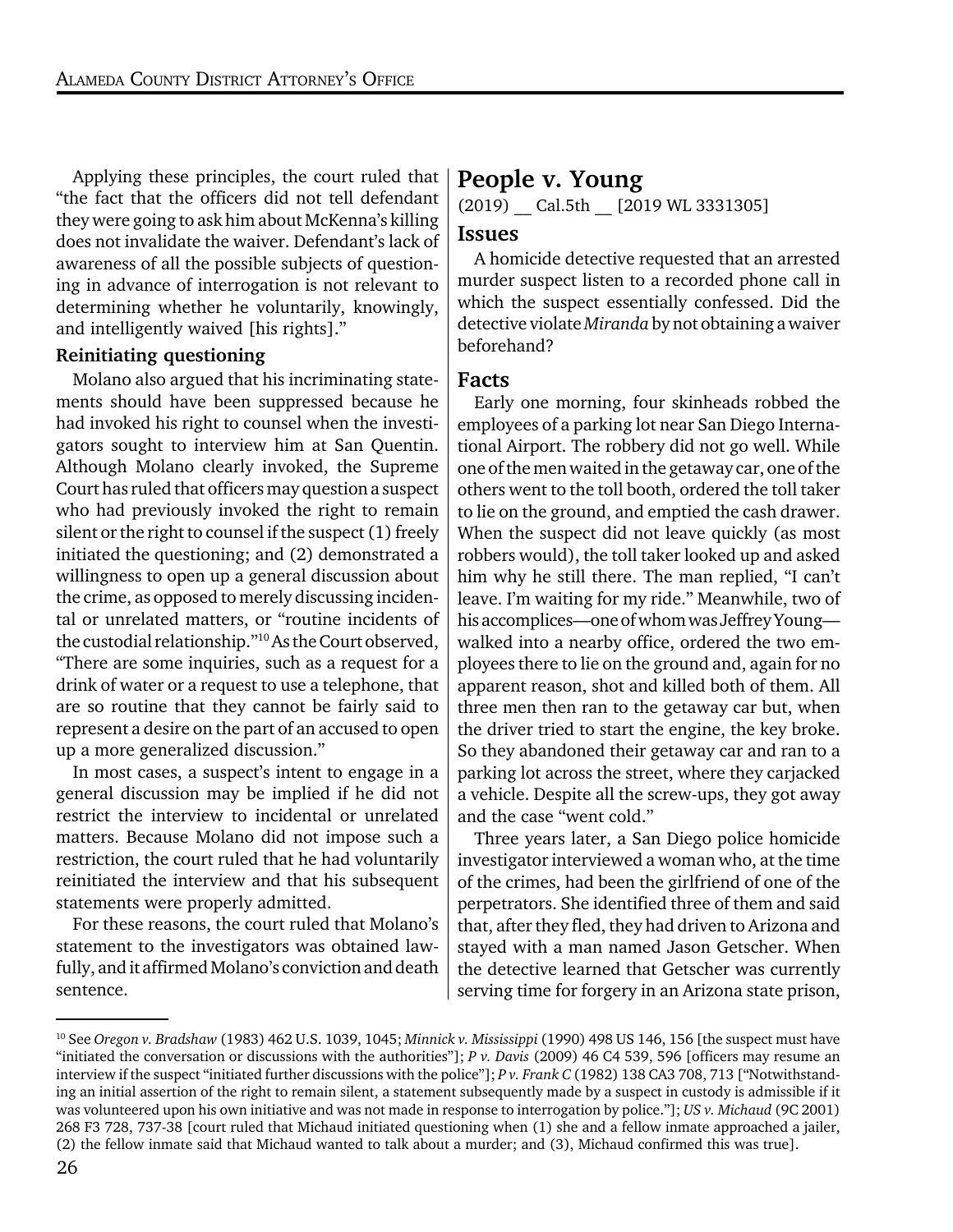Applying these principles, the court ruled that "the fact that the officers did not tell defendant they were going to ask him about McKenna's killing does not invalidate the waiver. Defendant's lack of awareness of all the possible subjects of questioning in advance of interrogation is not relevant to determining whether he voluntarily, knowingly, and intelligently waived [his rights]."

**Reinitiating questioning**

Molano also argued that his incriminating statements should have been suppressed because he had invoked his right to counsel when the investigators sought to interview him at San Quentin. Although Molano clearly invoked, the Supreme Court has ruled that officers may question a suspect who had previously invoked the right to remain silent or the right to counsel if the suspect (1) freely initiated the questioning; and (2) demonstrated a willingness to open up a general discussion about the crime, as opposed to merely discussing incidental or unrelated matters, or "routine incidents of the custodial relationship."[10] As the Court observed, "There are some inquiries, such as a request for a drink of water or a request to use a telephone, that are so routine that they cannot be fairly said to represent a desire on the part of an accused to open up a more generalized discussion."

In most cases, a suspect's intent to engage in a general discussion may be implied if he did not restrict the interview to incidental or unrelated matters. Because Molano did not impose such a restriction, the court ruled that he had voluntarily reinitiated the interview and that his subsequent statements were properly admitted.

For these reasons, the court ruled that Molano's statement to the investigators was obtained lawfully, and it affirmed Molano's conviction and death sentence.

## People v. Young

(2019) __ Cal.5th __ [2019 WL 3331305]

### Issues

A homicide detective requested that an arrested murder suspect listen to a recorded phone call in which the suspect essentially confessed. Did the detective violate *Miranda* by not obtaining a waiver beforehand?

### Facts

Early one morning, four skinheads robbed the employees of a parking lot near San Diego International Airport. The robbery did not go well. While one of the men waited in the getaway car, one of the others went to the toll booth, ordered the toll taker to lie on the ground, and emptied the cash drawer. When the suspect did not leave quickly (as most robbers would), the toll taker looked up and asked him why he still there. The man replied, "I can't leave. I'm waiting for my ride." Meanwhile, two of his accomplices—one of whom was Jeffrey Young—walked into a nearby office, ordered the two employees there to lie on the ground and, again for no apparent reason, shot and killed both of them. All three men then ran to the getaway car but, when the driver tried to start the engine, the key broke. So they abandoned their getaway car and ran to a parking lot across the street, where they carjacked a vehicle. Despite all the screw-ups, they got away and the case "went cold."

Three years later, a San Diego police homicide investigator interviewed a woman who, at the time of the crimes, had been the girlfriend of one of the perpetrators. She identified three of them and said that, after they fled, they had driven to Arizona and stayed with a man named Jason Getscher. When the detective learned that Getscher was currently serving time for forgery in an Arizona state prison,

---

[10] See *Oregon v. Bradshaw* (1983) 462 U.S. 1039, 1045; *Minnick v. Mississippi* (1990) 498 US 146, 156 [the suspect must have "initiated the conversation or discussions with the authorities"]; *P v. Davis* (2009) 46 C4 539, 596 [officers may resume an interview if the suspect "initiated further discussions with the police"]; *P v. Frank C* (1982) 138 CA3 708, 713 ["Notwithstanding an initial assertion of the right to remain silent, a statement subsequently made by a suspect in custody is admissible if it was volunteered upon his own initiative and was not made in response to interrogation by police."]; *US v. Michaud* (9C 2001) 268 F3 728, 737-38 [court ruled that Michaud initiated questioning when (1) she and a fellow inmate approached a jailer, (2) the fellow inmate said that Michaud wanted to talk about a murder; and (3), Michaud confirmed this was true].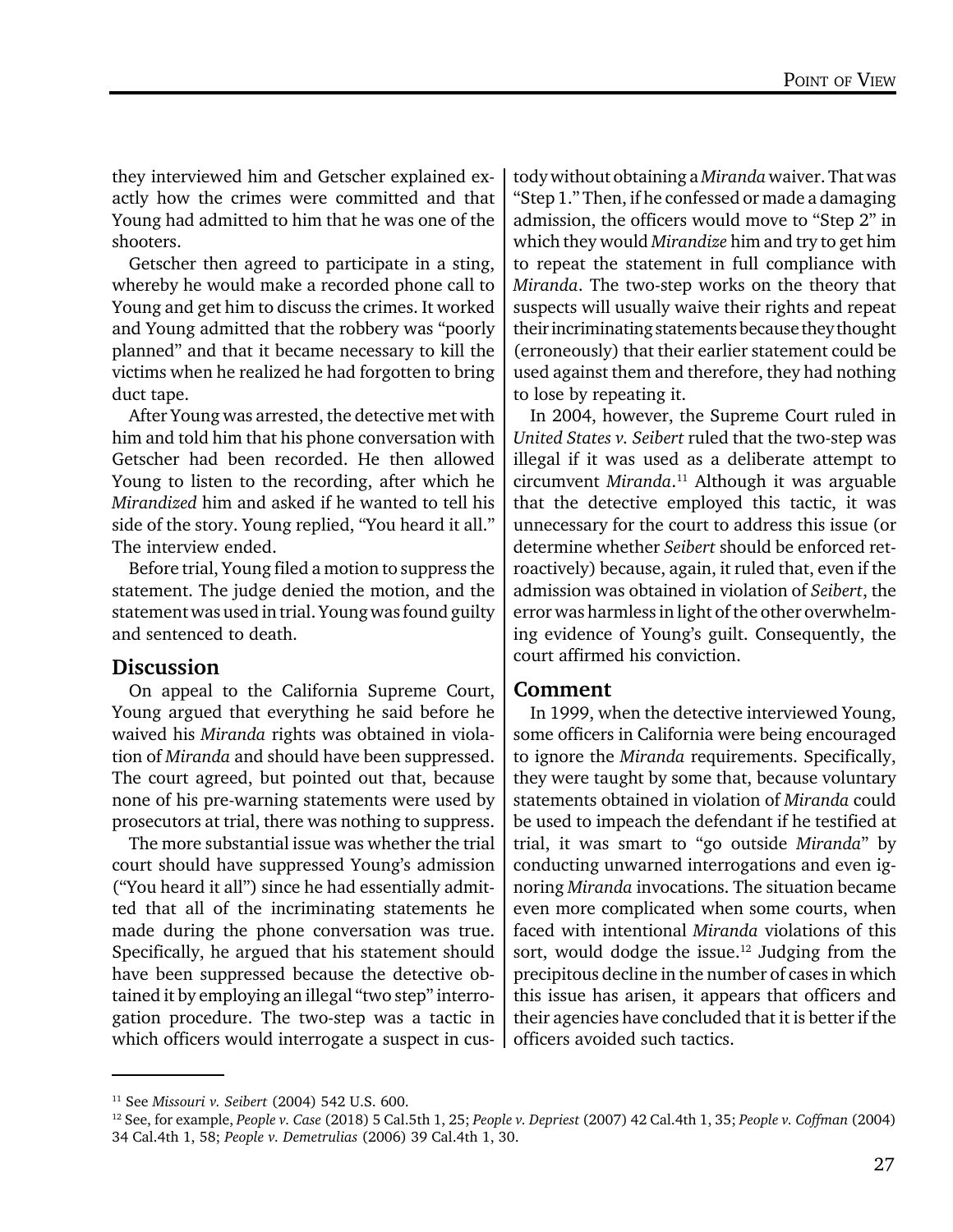they interviewed him and Getscher explained exactly how the crimes were committed and that Young had admitted to him that he was one of the shooters.

Getscher then agreed to participate in a sting, whereby he would make a recorded phone call to Young and get him to discuss the crimes. It worked and Young admitted that the robbery was "poorly planned" and that it became necessary to kill the victims when he realized he had forgotten to bring duct tape.

After Young was arrested, the detective met with him and told him that his phone conversation with Getscher had been recorded. He then allowed Young to listen to the recording, after which he *Mirandized* him and asked if he wanted to tell his side of the story. Young replied, "You heard it all." The interview ended.

Before trial, Young filed a motion to suppress the statement. The judge denied the motion, and the statement was used in trial. Young was found guilty and sentenced to death.

## Discussion

On appeal to the California Supreme Court, Young argued that everything he said before he waived his *Miranda* rights was obtained in violation of *Miranda* and should have been suppressed. The court agreed, but pointed out that, because none of his pre-warning statements were used by prosecutors at trial, there was nothing to suppress.

The more substantial issue was whether the trial court should have suppressed Young's admission ("You heard it all") since he had essentially admitted that all of the incriminating statements he made during the phone conversation was true. Specifically, he argued that his statement should have been suppressed because the detective obtained it by employing an illegal "two step" interrogation procedure. The two-step was a tactic in which officers would interrogate a suspect in custody without obtaining a *Miranda* waiver. That was "Step 1." Then, if he confessed or made a damaging admission, the officers would move to "Step 2" in which they would *Mirandize* him and try to get him to repeat the statement in full compliance with *Miranda*. The two-step works on the theory that suspects will usually waive their rights and repeat their incriminating statements because they thought (erroneously) that their earlier statement could be used against them and therefore, they had nothing to lose by repeating it.

In 2004, however, the Supreme Court ruled in *United States v. Seibert* ruled that the two-step was illegal if it was used as a deliberate attempt to circumvent *Miranda*.[11] Although it was arguable that the detective employed this tactic, it was unnecessary for the court to address this issue (or determine whether *Seibert* should be enforced retroactively) because, again, it ruled that, even if the admission was obtained in violation of *Seibert*, the error was harmless in light of the other overwhelming evidence of Young's guilt. Consequently, the court affirmed his conviction.

## Comment

In 1999, when the detective interviewed Young, some officers in California were being encouraged to ignore the *Miranda* requirements. Specifically, they were taught by some that, because voluntary statements obtained in violation of *Miranda* could be used to impeach the defendant if he testified at trial, it was smart to "go outside *Miranda*" by conducting unwarned interrogations and even ignoring *Miranda* invocations. The situation became even more complicated when some courts, when faced with intentional *Miranda* violations of this sort, would dodge the issue.[12] Judging from the precipitous decline in the number of cases in which this issue has arisen, it appears that officers and their agencies have concluded that it is better if the officers avoided such tactics.

---

[11] See *Missouri v. Seibert* (2004) 542 U.S. 600.

[12] See, for example, *People v. Case* (2018) 5 Cal.5th 1, 25; *People v. Depriest* (2007) 42 Cal.4th 1, 35; *People v. Coffman* (2004) 34 Cal.4th 1, 58; *People v. Demetrulias* (2006) 39 Cal.4th 1, 30.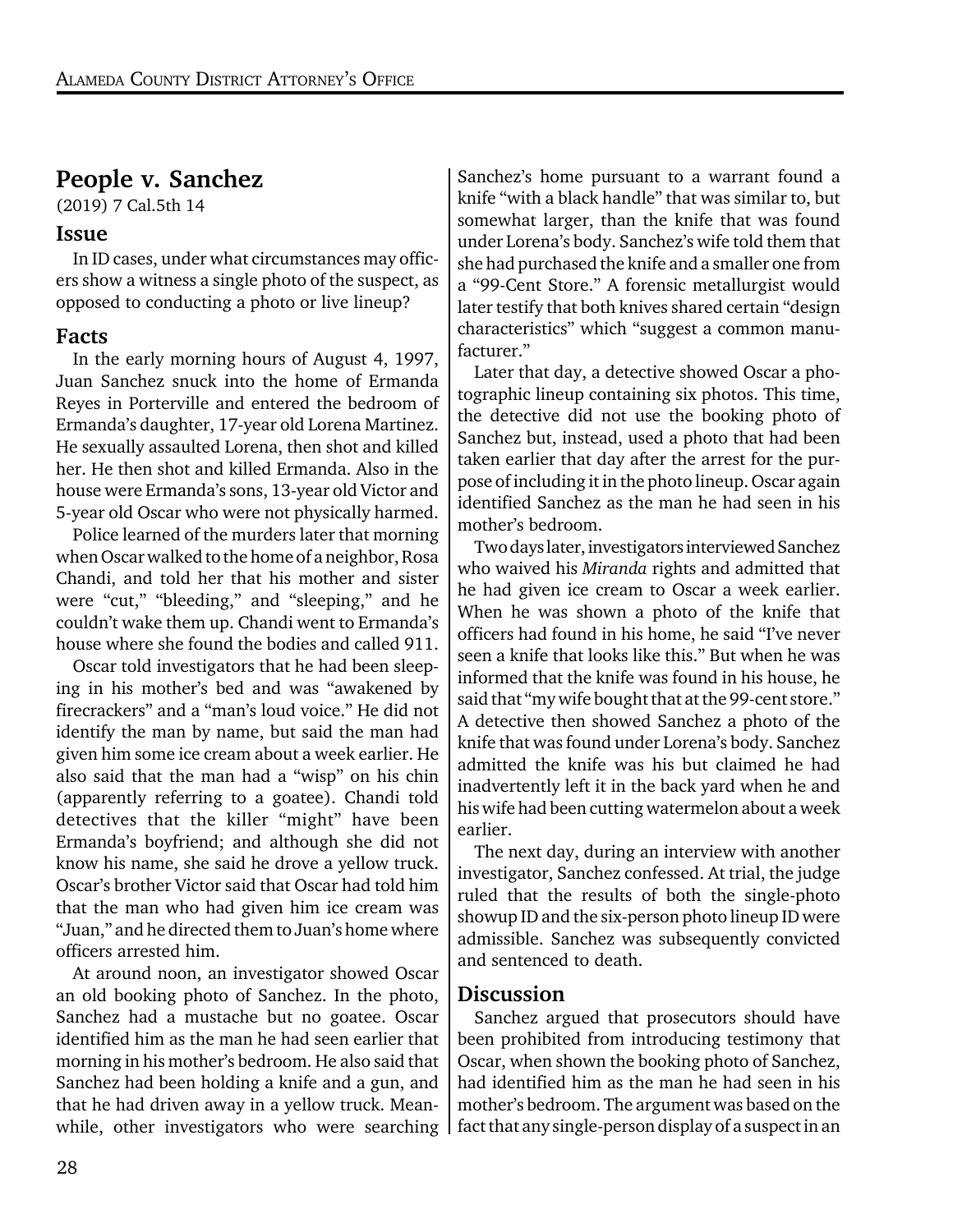## People v. Sanchez

(2019) 7 Cal.5th 14

### Issue

In ID cases, under what circumstances may officers show a witness a single photo of the suspect, as opposed to conducting a photo or live lineup?

### Facts

In the early morning hours of August 4, 1997, Juan Sanchez snuck into the home of Ermanda Reyes in Porterville and entered the bedroom of Ermanda's daughter, 17-year old Lorena Martinez. He sexually assaulted Lorena, then shot and killed her. He then shot and killed Ermanda. Also in the house were Ermanda's sons, 13-year old Victor and 5-year old Oscar who were not physically harmed.

Police learned of the murders later that morning when Oscar walked to the home of a neighbor, Rosa Chandi, and told her that his mother and sister were "cut," "bleeding," and "sleeping," and he couldn't wake them up. Chandi went to Ermanda's house where she found the bodies and called 911.

Oscar told investigators that he had been sleeping in his mother's bed and was "awakened by firecrackers" and a "man's loud voice." He did not identify the man by name, but said the man had given him some ice cream about a week earlier. He also said that the man had a "wisp" on his chin (apparently referring to a goatee). Chandi told detectives that the killer "might" have been Ermanda's boyfriend; and although she did not know his name, she said he drove a yellow truck. Oscar's brother Victor said that Oscar had told him that the man who had given him ice cream was "Juan," and he directed them to Juan's home where officers arrested him.

At around noon, an investigator showed Oscar an old booking photo of Sanchez. In the photo, Sanchez had a mustache but no goatee. Oscar identified him as the man he had seen earlier that morning in his mother's bedroom. He also said that Sanchez had been holding a knife and a gun, and that he had driven away in a yellow truck. Meanwhile, other investigators who were searching Sanchez's home pursuant to a warrant found a knife "with a black handle" that was similar to, but somewhat larger, than the knife that was found under Lorena's body. Sanchez's wife told them that she had purchased the knife and a smaller one from a "99-Cent Store." A forensic metallurgist would later testify that both knives shared certain "design characteristics" which "suggest a common manufacturer."

Later that day, a detective showed Oscar a photographic lineup containing six photos. This time, the detective did not use the booking photo of Sanchez but, instead, used a photo that had been taken earlier that day after the arrest for the purpose of including it in the photo lineup. Oscar again identified Sanchez as the man he had seen in his mother's bedroom.

Two days later, investigators interviewed Sanchez who waived his *Miranda* rights and admitted that he had given ice cream to Oscar a week earlier. When he was shown a photo of the knife that officers had found in his home, he said "I've never seen a knife that looks like this." But when he was informed that the knife was found in his house, he said that "my wife bought that at the 99-cent store." A detective then showed Sanchez a photo of the knife that was found under Lorena's body. Sanchez admitted the knife was his but claimed he had inadvertently left it in the back yard when he and his wife had been cutting watermelon about a week earlier.

The next day, during an interview with another investigator, Sanchez confessed. At trial, the judge ruled that the results of both the single-photo showup ID and the six-person photo lineup ID were admissible. Sanchez was subsequently convicted and sentenced to death.

### Discussion

Sanchez argued that prosecutors should have been prohibited from introducing testimony that Oscar, when shown the booking photo of Sanchez, had identified him as the man he had seen in his mother's bedroom. The argument was based on the fact that any single-person display of a suspect in an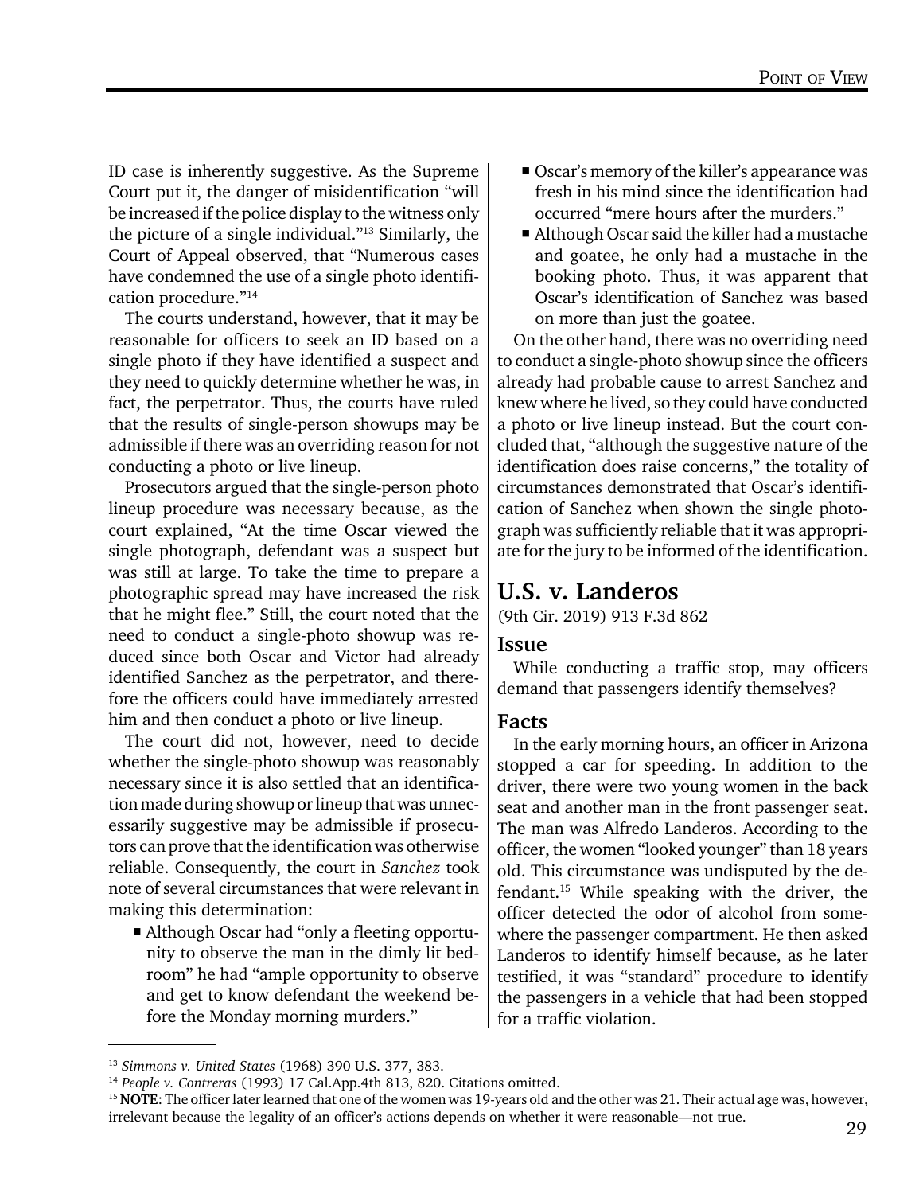ID case is inherently suggestive. As the Supreme Court put it, the danger of misidentification "will be increased if the police display to the witness only the picture of a single individual."[13] Similarly, the Court of Appeal observed, that "Numerous cases have condemned the use of a single photo identification procedure."[14]

The courts understand, however, that it may be reasonable for officers to seek an ID based on a single photo if they have identified a suspect and they need to quickly determine whether he was, in fact, the perpetrator. Thus, the courts have ruled that the results of single-person showups may be admissible if there was an overriding reason for not conducting a photo or live lineup.

Prosecutors argued that the single-person photo lineup procedure was necessary because, as the court explained, "At the time Oscar viewed the single photograph, defendant was a suspect but was still at large. To take the time to prepare a photographic spread may have increased the risk that he might flee." Still, the court noted that the need to conduct a single-photo showup was reduced since both Oscar and Victor had already identified Sanchez as the perpetrator, and therefore the officers could have immediately arrested him and then conduct a photo or live lineup.

The court did not, however, need to decide whether the single-photo showup was reasonably necessary since it is also settled that an identification made during showup or lineup that was unnecessarily suggestive may be admissible if prosecutors can prove that the identification was otherwise reliable. Consequently, the court in *Sanchez* took note of several circumstances that were relevant in making this determination:

- Although Oscar had "only a fleeting opportunity to observe the man in the dimly lit bedroom" he had "ample opportunity to observe and get to know defendant the weekend before the Monday morning murders."
- Oscar's memory of the killer's appearance was fresh in his mind since the identification had occurred "mere hours after the murders."
- Although Oscar said the killer had a mustache and goatee, he only had a mustache in the booking photo. Thus, it was apparent that Oscar's identification of Sanchez was based on more than just the goatee.

On the other hand, there was no overriding need to conduct a single-photo showup since the officers already had probable cause to arrest Sanchez and knew where he lived, so they could have conducted a photo or live lineup instead. But the court concluded that, "although the suggestive nature of the identification does raise concerns," the totality of circumstances demonstrated that Oscar's identification of Sanchez when shown the single photograph was sufficiently reliable that it was appropriate for the jury to be informed of the identification.

## U.S. v. Landeros

(9th Cir. 2019) 913 F.3d 862

### Issue

While conducting a traffic stop, may officers demand that passengers identify themselves?

### Facts

In the early morning hours, an officer in Arizona stopped a car for speeding. In addition to the driver, there were two young women in the back seat and another man in the front passenger seat. The man was Alfredo Landeros. According to the officer, the women "looked younger" than 18 years old. This circumstance was undisputed by the defendant.[15] While speaking with the driver, the officer detected the odor of alcohol from somewhere the passenger compartment. He then asked Landeros to identify himself because, as he later testified, it was "standard" procedure to identify the passengers in a vehicle that had been stopped for a traffic violation.

---

[13] *Simmons v. United States* (1968) 390 U.S. 377, 383.

[14] *People v. Contreras* (1993) 17 Cal.App.4th 813, 820. Citations omitted.

[15] **NOTE**: The officer later learned that one of the women was 19-years old and the other was 21. Their actual age was, however, irrelevant because the legality of an officer's actions depends on whether it were reasonable—not true.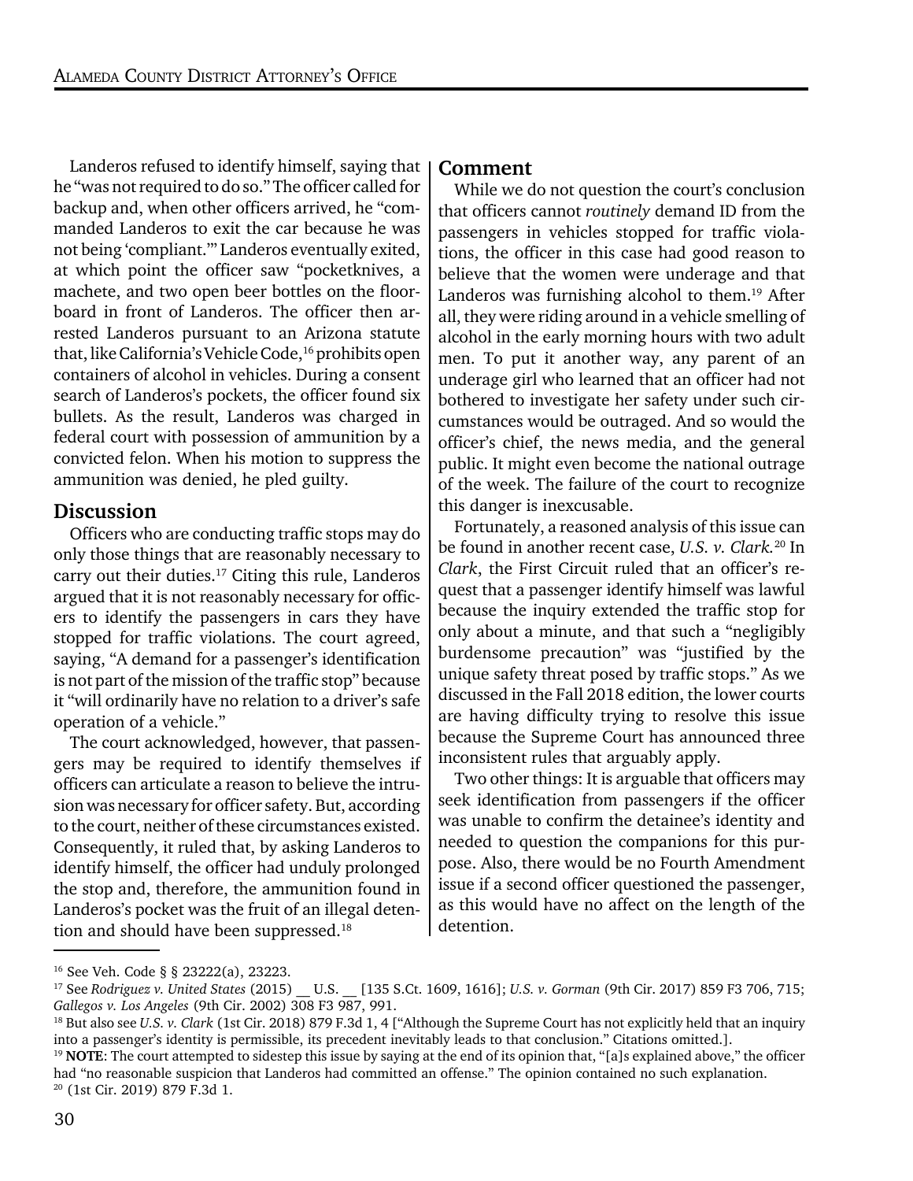Landeros refused to identify himself, saying that he "was not required to do so." The officer called for backup and, when other officers arrived, he "commanded Landeros to exit the car because he was not being 'compliant.'" Landeros eventually exited, at which point the officer saw "pocketknives, a machete, and two open beer bottles on the floorboard in front of Landeros. The officer then arrested Landeros pursuant to an Arizona statute that, like California's Vehicle Code,[16] prohibits open containers of alcohol in vehicles. During a consent search of Landeros's pockets, the officer found six bullets. As the result, Landeros was charged in federal court with possession of ammunition by a convicted felon. When his motion to suppress the ammunition was denied, he pled guilty.

## Discussion

Officers who are conducting traffic stops may do only those things that are reasonably necessary to carry out their duties.[17] Citing this rule, Landeros argued that it is not reasonably necessary for officers to identify the passengers in cars they have stopped for traffic violations. The court agreed, saying, "A demand for a passenger's identification is not part of the mission of the traffic stop" because it "will ordinarily have no relation to a driver's safe operation of a vehicle."

The court acknowledged, however, that passengers may be required to identify themselves if officers can articulate a reason to believe the intrusion was necessary for officer safety. But, according to the court, neither of these circumstances existed. Consequently, it ruled that, by asking Landeros to identify himself, the officer had unduly prolonged the stop and, therefore, the ammunition found in Landeros's pocket was the fruit of an illegal detention and should have been suppressed.[18]

## Comment

While we do not question the court's conclusion that officers cannot *routinely* demand ID from the passengers in vehicles stopped for traffic violations, the officer in this case had good reason to believe that the women were underage and that Landeros was furnishing alcohol to them.[19] After all, they were riding around in a vehicle smelling of alcohol in the early morning hours with two adult men. To put it another way, any parent of an underage girl who learned that an officer had not bothered to investigate her safety under such circumstances would be outraged. And so would the officer's chief, the news media, and the general public. It might even become the national outrage of the week. The failure of the court to recognize this danger is inexcusable.

Fortunately, a reasoned analysis of this issue can be found in another recent case, *U.S. v. Clark.*[20] In *Clark*, the First Circuit ruled that an officer's request that a passenger identify himself was lawful because the inquiry extended the traffic stop for only about a minute, and that such a "negligibly burdensome precaution" was "justified by the unique safety threat posed by traffic stops." As we discussed in the Fall 2018 edition, the lower courts are having difficulty trying to resolve this issue because the Supreme Court has announced three inconsistent rules that arguably apply.

Two other things: It is arguable that officers may seek identification from passengers if the officer was unable to confirm the detainee's identity and needed to question the companions for this purpose. Also, there would be no Fourth Amendment issue if a second officer questioned the passenger, as this would have no affect on the length of the detention.

---

[16] See Veh. Code § § 23222(a), 23223.

[17] See *Rodriguez v. United States* (2015) __ U.S. __ [135 S.Ct. 1609, 1616]; *U.S. v. Gorman* (9th Cir. 2017) 859 F3 706, 715; *Gallegos v. Los Angeles* (9th Cir. 2002) 308 F3 987, 991.

[18] But also see *U.S. v. Clark* (1st Cir. 2018) 879 F.3d 1, 4 ["Although the Supreme Court has not explicitly held that an inquiry into a passenger's identity is permissible, its precedent inevitably leads to that conclusion." Citations omitted.].

[19] **NOTE**: The court attempted to sidestep this issue by saying at the end of its opinion that, "[a]s explained above," the officer had "no reasonable suspicion that Landeros had committed an offense." The opinion contained no such explanation.

[20] (1st Cir. 2019) 879 F.3d 1.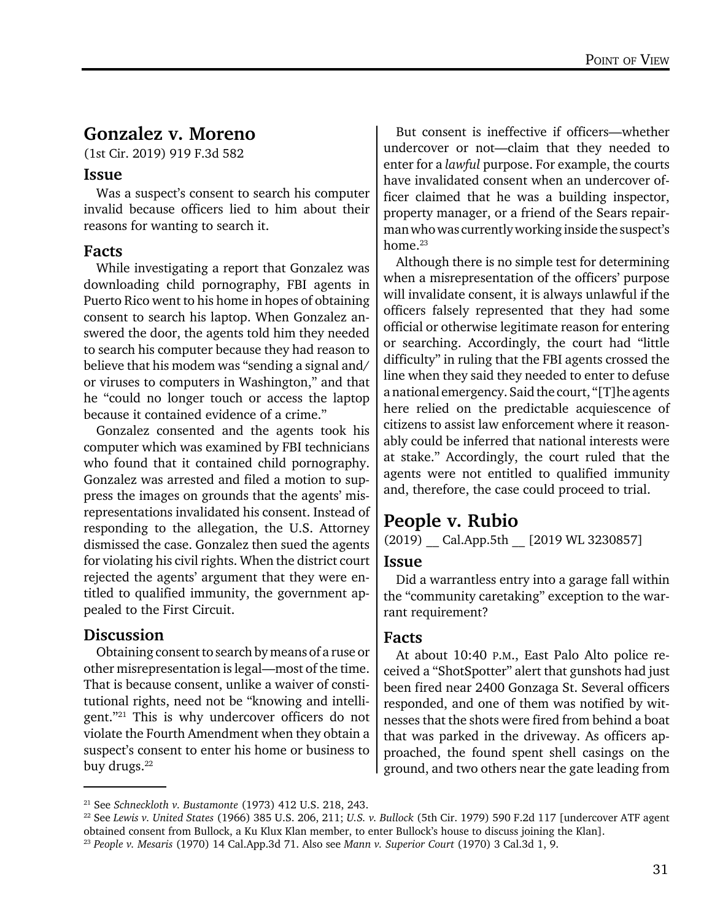## Gonzalez v. Moreno

(1st Cir. 2019) 919 F.3d 582

### Issue

Was a suspect's consent to search his computer invalid because officers lied to him about their reasons for wanting to search it.

### Facts

While investigating a report that Gonzalez was downloading child pornography, FBI agents in Puerto Rico went to his home in hopes of obtaining consent to search his laptop. When Gonzalez answered the door, the agents told him they needed to search his computer because they had reason to believe that his modem was "sending a signal and/or viruses to computers in Washington," and that he "could no longer touch or access the laptop because it contained evidence of a crime."

Gonzalez consented and the agents took his computer which was examined by FBI technicians who found that it contained child pornography. Gonzalez was arrested and filed a motion to suppress the images on grounds that the agents' misrepresentations invalidated his consent. Instead of responding to the allegation, the U.S. Attorney dismissed the case. Gonzalez then sued the agents for violating his civil rights. When the district court rejected the agents' argument that they were entitled to qualified immunity, the government appealed to the First Circuit.

### Discussion

Obtaining consent to search by means of a ruse or other misrepresentation is legal—most of the time. That is because consent, unlike a waiver of constitutional rights, need not be "knowing and intelligent."[21] This is why undercover officers do not violate the Fourth Amendment when they obtain a suspect's consent to enter his home or business to buy drugs.[22]

But consent is ineffective if officers—whether undercover or not—claim that they needed to enter for a *lawful* purpose. For example, the courts have invalidated consent when an undercover officer claimed that he was a building inspector, property manager, or a friend of the Sears repairman who was currently working inside the suspect's home.[23]

Although there is no simple test for determining when a misrepresentation of the officers' purpose will invalidate consent, it is always unlawful if the officers falsely represented that they had some official or otherwise legitimate reason for entering or searching. Accordingly, the court had "little difficulty" in ruling that the FBI agents crossed the line when they said they needed to enter to defuse a national emergency. Said the court, "[T]he agents here relied on the predictable acquiescence of citizens to assist law enforcement where it reasonably could be inferred that national interests were at stake." Accordingly, the court ruled that the agents were not entitled to qualified immunity and, therefore, the case could proceed to trial.

## People v. Rubio

(2019) __ Cal.App.5th __ [2019 WL 3230857]

### Issue

Did a warrantless entry into a garage fall within the "community caretaking" exception to the warrant requirement?

### Facts

At about 10:40 P.M., East Palo Alto police received a "ShotSpotter" alert that gunshots had just been fired near 2400 Gonzaga St. Several officers responded, and one of them was notified by witnesses that the shots were fired from behind a boat that was parked in the driveway. As officers approached, the found spent shell casings on the ground, and two others near the gate leading from

---

[21] See *Schneckloth v. Bustamonte* (1973) 412 U.S. 218, 243.

[22] See *Lewis v. United States* (1966) 385 U.S. 206, 211; *U.S. v. Bullock* (5th Cir. 1979) 590 F.2d 117 [undercover ATF agent obtained consent from Bullock, a Ku Klux Klan member, to enter Bullock's house to discuss joining the Klan].

[23] *People v. Mesaris* (1970) 14 Cal.App.3d 71. Also see *Mann v. Superior Court* (1970) 3 Cal.3d 1, 9.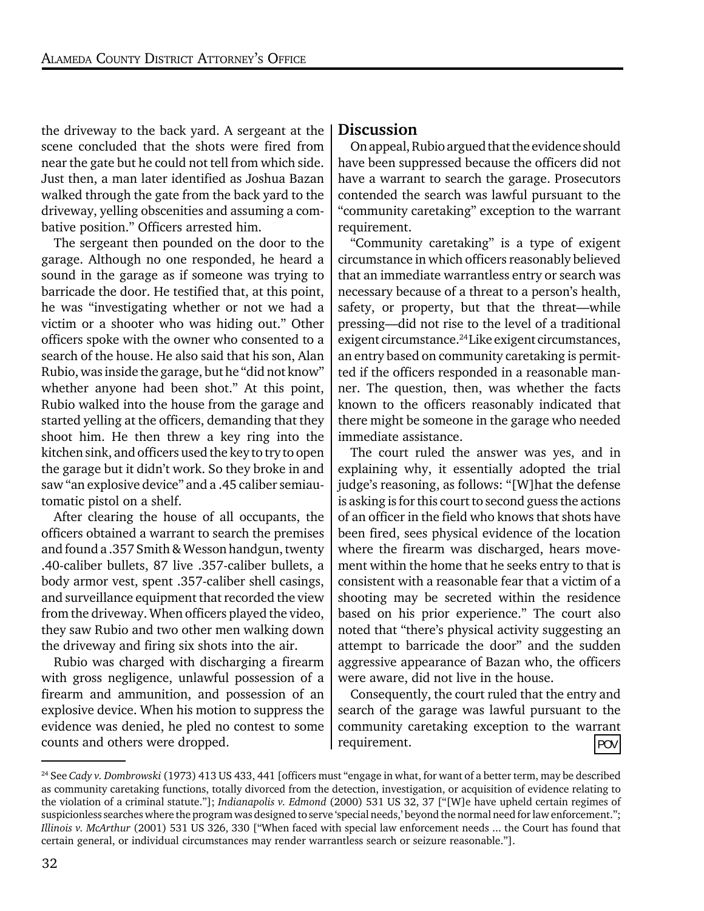the driveway to the back yard. A sergeant at the scene concluded that the shots were fired from near the gate but he could not tell from which side. Just then, a man later identified as Joshua Bazan walked through the gate from the back yard to the driveway, yelling obscenities and assuming a combative position." Officers arrested him.

The sergeant then pounded on the door to the garage. Although no one responded, he heard a sound in the garage as if someone was trying to barricade the door. He testified that, at this point, he was "investigating whether or not we had a victim or a shooter who was hiding out." Other officers spoke with the owner who consented to a search of the house. He also said that his son, Alan Rubio, was inside the garage, but he "did not know" whether anyone had been shot." At this point, Rubio walked into the house from the garage and started yelling at the officers, demanding that they shoot him. He then threw a key ring into the kitchen sink, and officers used the key to try to open the garage but it didn't work. So they broke in and saw "an explosive device" and a .45 caliber semiautomatic pistol on a shelf.

After clearing the house of all occupants, the officers obtained a warrant to search the premises and found a .357 Smith & Wesson handgun, twenty .40-caliber bullets, 87 live .357-caliber bullets, a body armor vest, spent .357-caliber shell casings, and surveillance equipment that recorded the view from the driveway. When officers played the video, they saw Rubio and two other men walking down the driveway and firing six shots into the air.

Rubio was charged with discharging a firearm with gross negligence, unlawful possession of a firearm and ammunition, and possession of an explosive device. When his motion to suppress the evidence was denied, he pled no contest to some counts and others were dropped.

## Discussion

On appeal, Rubio argued that the evidence should have been suppressed because the officers did not have a warrant to search the garage. Prosecutors contended the search was lawful pursuant to the "community caretaking" exception to the warrant requirement.

"Community caretaking" is a type of exigent circumstance in which officers reasonably believed that an immediate warrantless entry or search was necessary because of a threat to a person's health, safety, or property, but that the threat—while pressing—did not rise to the level of a traditional exigent circumstance.[24] Like exigent circumstances, an entry based on community caretaking is permitted if the officers responded in a reasonable manner. The question, then, was whether the facts known to the officers reasonably indicated that there might be someone in the garage who needed immediate assistance.

The court ruled the answer was yes, and in explaining why, it essentially adopted the trial judge's reasoning, as follows: "[W]hat the defense is asking is for this court to second guess the actions of an officer in the field who knows that shots have been fired, sees physical evidence of the location where the firearm was discharged, hears movement within the home that he seeks entry to that is consistent with a reasonable fear that a victim of a shooting may be secreted within the residence based on his prior experience." The court also noted that "there's physical activity suggesting an attempt to barricade the door" and the sudden aggressive appearance of Bazan who, the officers were aware, did not live in the house.

Consequently, the court ruled that the entry and search of the garage was lawful pursuant to the community caretaking exception to the warrant requirement. POV

---

[24] See *Cady v. Dombrowski* (1973) 413 US 433, 441 [officers must "engage in what, for want of a better term, may be described as community caretaking functions, totally divorced from the detection, investigation, or acquisition of evidence relating to the violation of a criminal statute."]; *Indianapolis v. Edmond* (2000) 531 US 32, 37 ["[W]e have upheld certain regimes of suspicionless searches where the program was designed to serve 'special needs,' beyond the normal need for law enforcement."; *Illinois v. McArthur* (2001) 531 US 326, 330 ["When faced with special law enforcement needs ... the Court has found that certain general, or individual circumstances may render warrantless search or seizure reasonable."].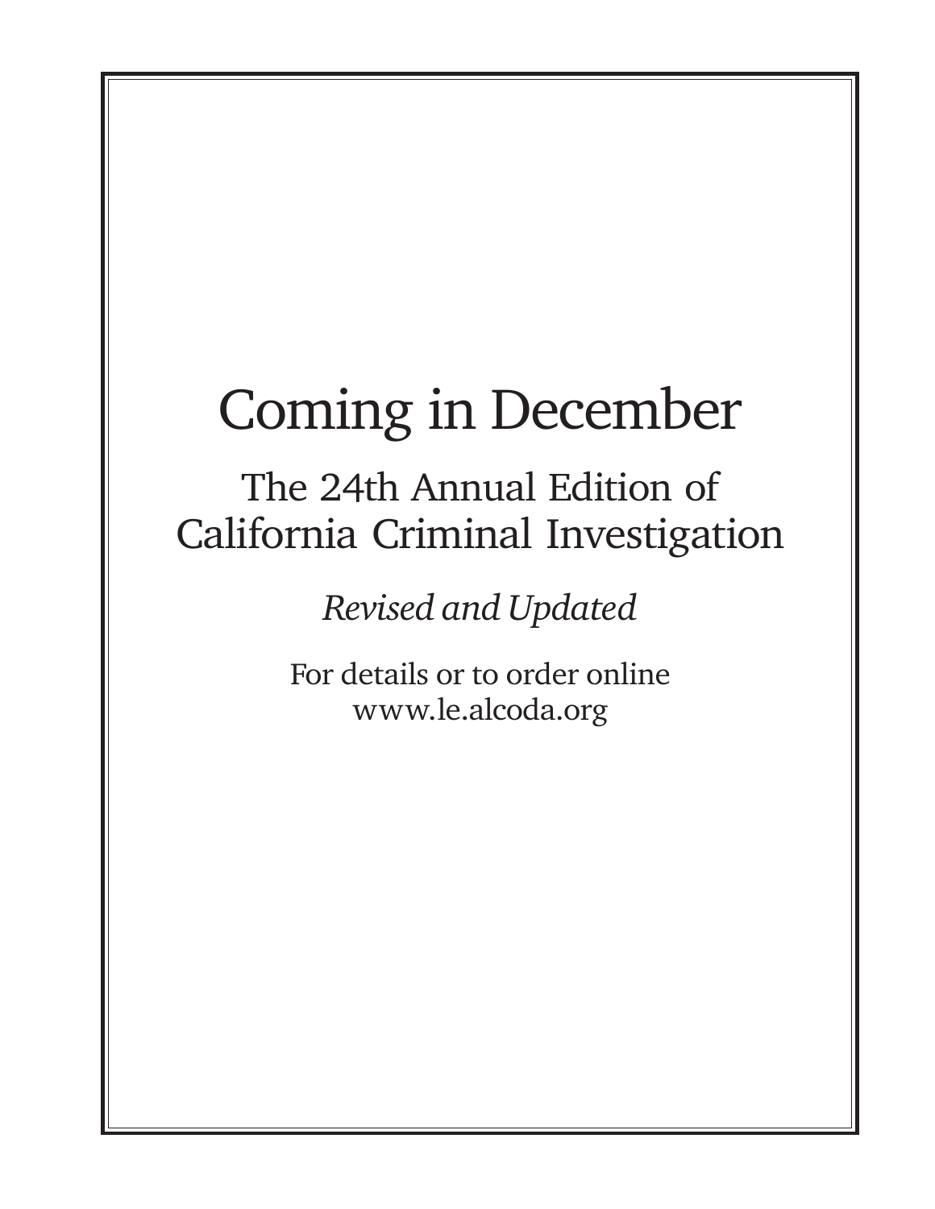# Coming in December

## The 24th Annual Edition of California Criminal Investigation

*Revised and Updated*

For details or to order online
www.le.alcoda.org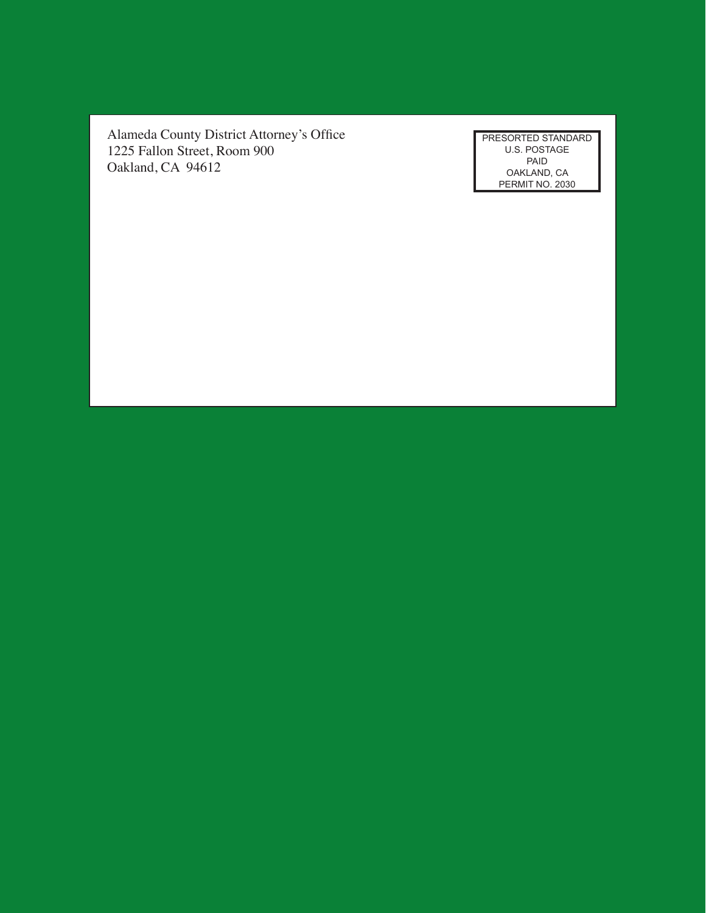Alameda County District Attorney's Office
1225 Fallon Street, Room 900
Oakland, CA 94612

PRESORTED STANDARD
U.S. POSTAGE
PAID
OAKLAND, CA
PERMIT NO. 2030